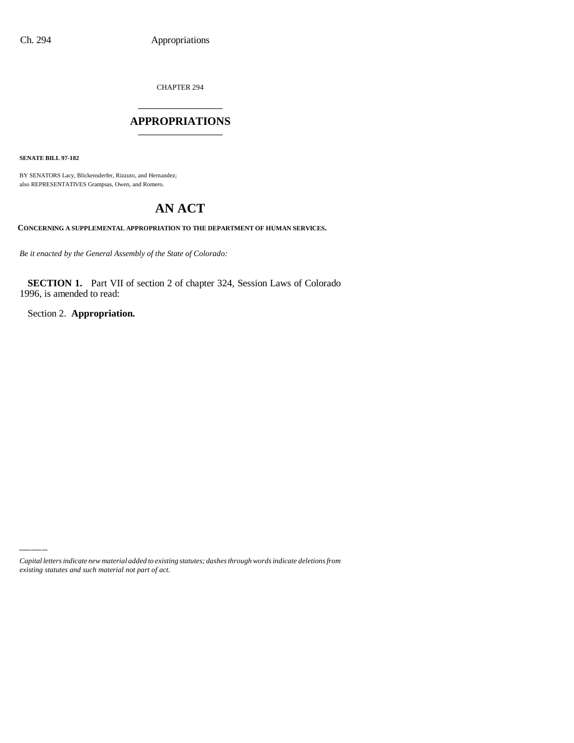CHAPTER 294

# APPROPRIATIONS

**SENATE BILL 97-182**

BY SENATORS Lacy, Blickensderfer, Rizzuto, and Hernandez;
also REPRESENTATIVES Grampsas, Owen, and Romero.

# AN ACT

**CONCERNING A SUPPLEMENTAL APPROPRIATION TO THE DEPARTMENT OF HUMAN SERVICES.**

*Be it enacted by the General Assembly of the State of Colorado:*

**SECTION 1.** Part VII of section 2 of chapter 324, Session Laws of Colorado 1996, is amended to read:

Section 2. **Appropriation.**

*Capital letters indicate new material added to existing statutes; dashes through words indicate deletions from existing statutes and such material not part of act.*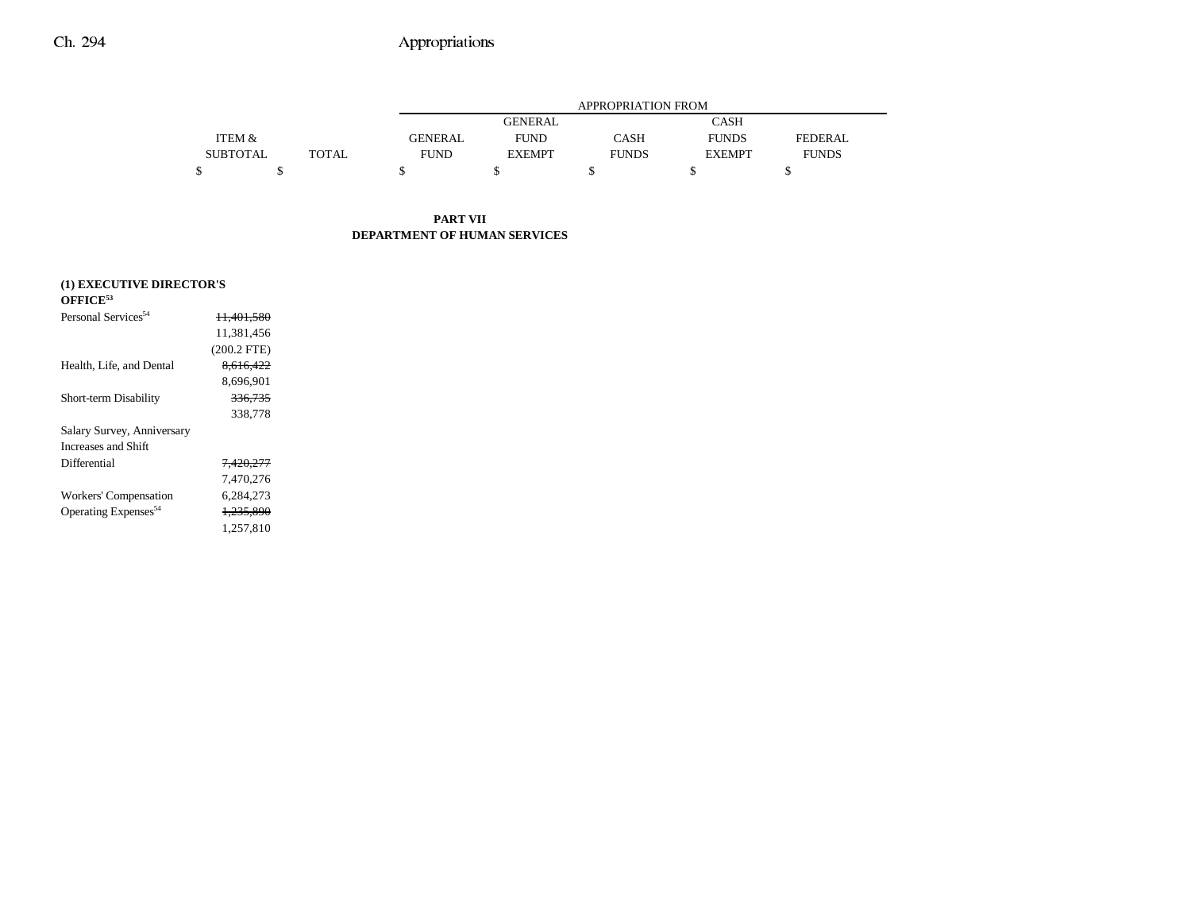| | ITEM & SUBTOTAL | TOTAL | GENERAL FUND | GENERAL FUND EXEMPT | CASH FUNDS | CASH FUNDS EXEMPT | FEDERAL FUNDS |
|---|---|---|---|---|---|---|---|
| | | | APPROPRIATION FROM | | | | |
| | $ | $ | $ | $ | $ | $ | $ |

**PART VII**
**DEPARTMENT OF HUMAN SERVICES**

| | ITEM & SUBTOTAL | TOTAL | GENERAL FUND | GENERAL FUND EXEMPT | CASH FUNDS | CASH FUNDS EXEMPT | FEDERAL FUNDS |
|---|---|---|---|---|---|---|---|
| **(1) EXECUTIVE DIRECTOR'S OFFICE[53]** | | | | | | | |
| Personal Services[54] | ~~11,401,580~~ 11,381,456 (200.2 FTE) | | | | | | |
| Health, Life, and Dental | ~~8,616,422~~ 8,696,901 | | | | | | |
| Short-term Disability | ~~336,735~~ 338,778 | | | | | | |
| Salary Survey, Anniversary Increases and Shift Differential | ~~7,420,277~~ 7,470,276 | | | | | | |
| Workers' Compensation | 6,284,273 | | | | | | |
| Operating Expenses[54] | ~~1,235,890~~ 1,257,810 | | | | | | |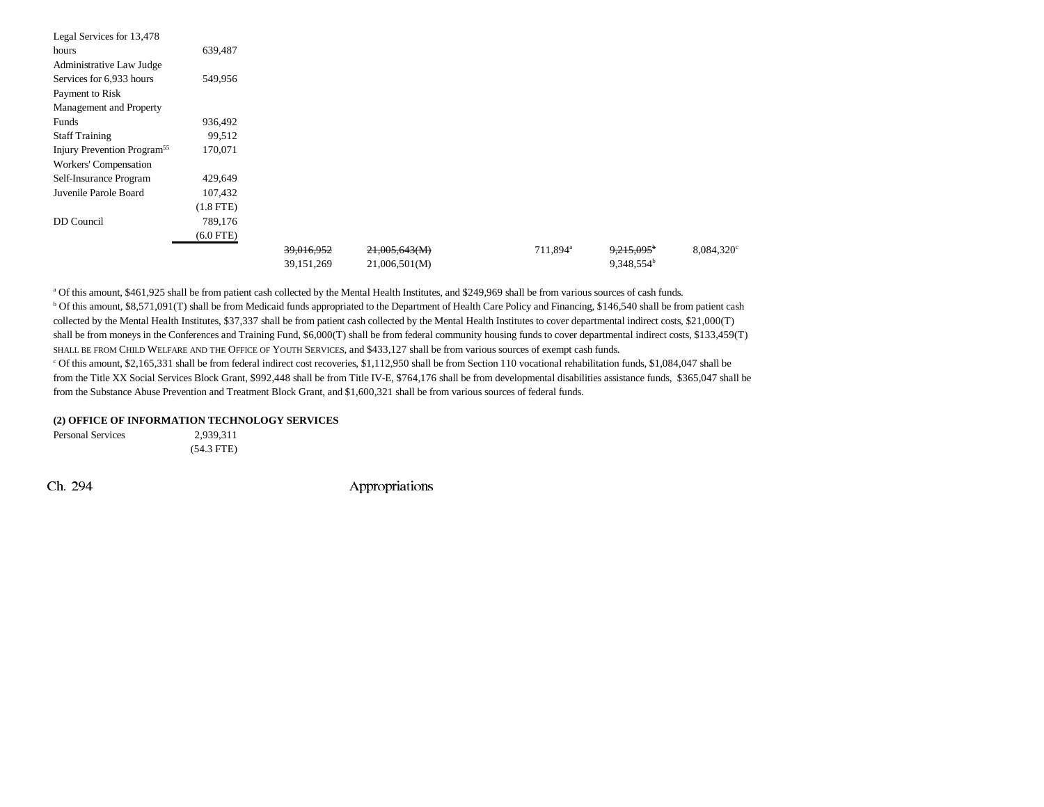| | | | | | | | |
|---|---|---|---|---|---|---|---|
| Legal Services for 13,478 hours | 639,487 | | | | | | |
| Administrative Law Judge Services for 6,933 hours | 549,956 | | | | | | |
| Payment to Risk Management and Property Funds | 936,492 | | | | | | |
| Staff Training | 99,512 | | | | | | |
| Injury Prevention Program[55] | 170,071 | | | | | | |
| Workers' Compensation Self-Insurance Program | 429,649 | | | | | | |
| Juvenile Parole Board | 107,432 | | | | | | |
| | (1.8 FTE) | | | | | | |
| DD Council | 789,176 | | | | | | |
| | (6.0 FTE) | | | | | | |
| | | ~~39,016,952~~ | ~~21,005,643(M)~~ | | 711,894[a] | ~~9,215,095[b]~~ | 8,084,320[c] |
| | | 39,151,269 | 21,006,501(M) | | | 9,348,554[b] | |

[a] Of this amount, $461,925 shall be from patient cash collected by the Mental Health Institutes, and $249,969 shall be from various sources of cash funds.
[b] Of this amount, $8,571,091(T) shall be from Medicaid funds appropriated to the Department of Health Care Policy and Financing, $146,540 shall be from patient cash collected by the Mental Health Institutes, $37,337 shall be from patient cash collected by the Mental Health Institutes to cover departmental indirect costs, $21,000(T) shall be from moneys in the Conferences and Training Fund, $6,000(T) shall be from federal community housing funds to cover departmental indirect costs, $133,459(T) SHALL BE FROM CHILD WELFARE AND THE OFFICE OF YOUTH SERVICES, and $433,127 shall be from various sources of exempt cash funds.
[c] Of this amount, $2,165,331 shall be from federal indirect cost recoveries, $1,112,950 shall be from Section 110 vocational rehabilitation funds, $1,084,047 shall be from the Title XX Social Services Block Grant, $992,448 shall be from Title IV-E, $764,176 shall be from developmental disabilities assistance funds, $365,047 shall be from the Substance Abuse Prevention and Treatment Block Grant, and $1,600,321 shall be from various sources of federal funds.

**(2) OFFICE OF INFORMATION TECHNOLOGY SERVICES**

| | |
|---|---|
| Personal Services | 2,939,311 |
| | (54.3 FTE) |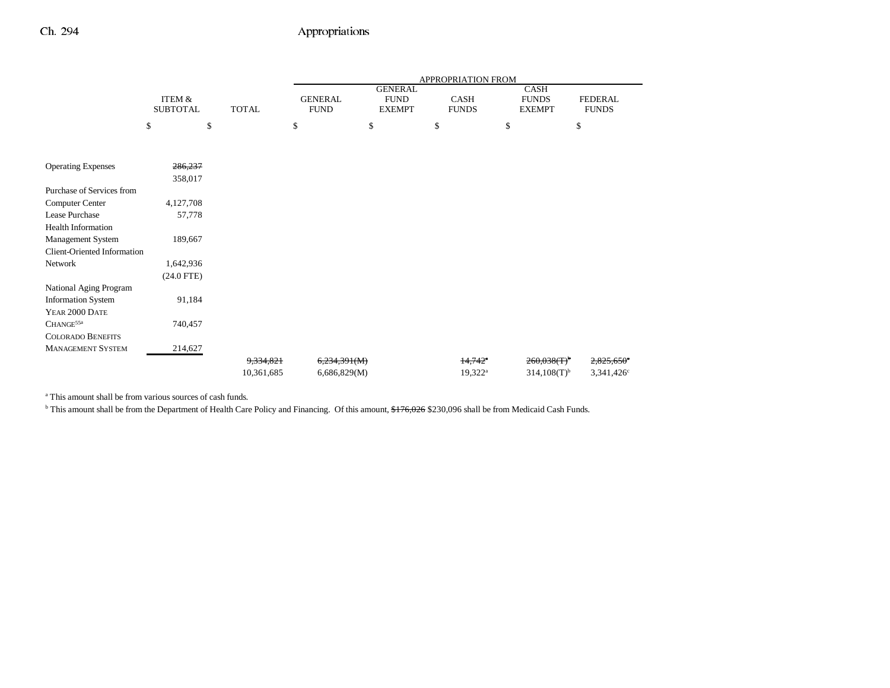| | ITEM & SUBTOTAL | TOTAL | APPROPRIATION FROM GENERAL FUND | GENERAL FUND EXEMPT | CASH FUNDS | CASH FUNDS EXEMPT | FEDERAL FUNDS |
|---|---|---|---|---|---|---|---|
| | $ | $ | $ | $ | $ | $ | $ |
| Operating Expenses | ~~286,237~~ 358,017 | | | | | | |
| Purchase of Services from Computer Center | 4,127,708 | | | | | | |
| Lease Purchase | 57,778 | | | | | | |
| Health Information Management System | 189,667 | | | | | | |
| Client-Oriented Information Network | 1,642,936 (24.0 FTE) | | | | | | |
| National Aging Program Information System | 91,184 | | | | | | |
| YEAR 2000 DATE CHANGE[55a] | 740,457 | | | | | | |
| COLORADO BENEFITS MANAGEMENT SYSTEM | 214,627 | | | | | | |
| | | ~~9,334,821~~ | ~~6,234,391(M)~~ | | ~~14,742~~[a] | ~~260,038(T)~~[b] | ~~2,825,650~~[c] |
| | | 10,361,685 | 6,686,829(M) | | 19,322[a] | 314,108(T)[b] | 3,341,426[c] |

[a] This amount shall be from various sources of cash funds.

[b] This amount shall be from the Department of Health Care Policy and Financing. Of this amount, ~~$176,026~~ $230,096 shall be from Medicaid Cash Funds.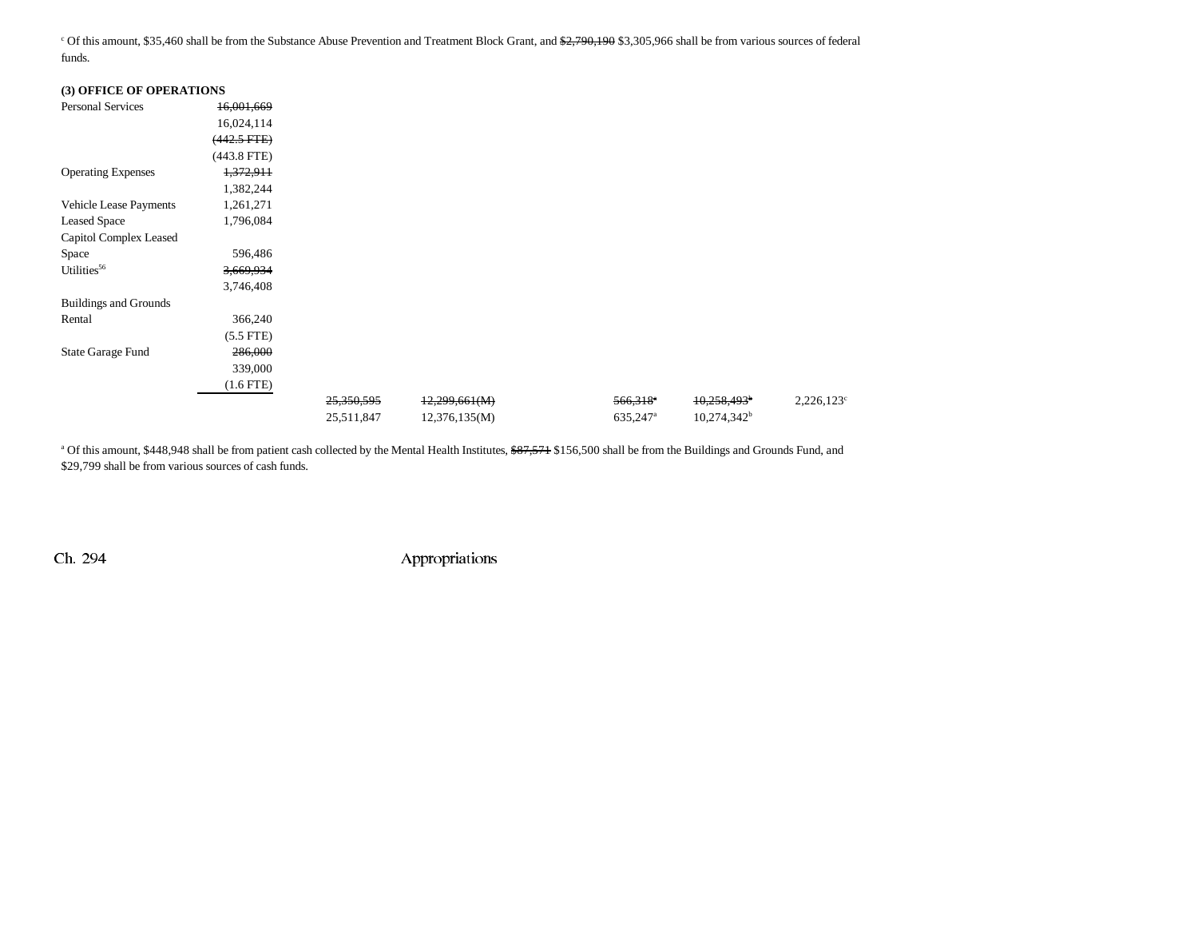[c] Of this amount, $35,460 shall be from the Substance Abuse Prevention and Treatment Block Grant, and ~~$2,790,190~~ $3,305,966 shall be from various sources of federal funds.

**(3) OFFICE OF OPERATIONS**

| | | | | | | | |
|---|---|---|---|---|---|---|---|
| Personal Services | ~~16,001,669~~ 16,024,114 ~~(442.5 FTE)~~ (443.8 FTE) | | | | | | |
| Operating Expenses | ~~1,372,911~~ 1,382,244 | | | | | | |
| Vehicle Lease Payments | 1,261,271 | | | | | | |
| Leased Space | 1,796,084 | | | | | | |
| Capitol Complex Leased Space | 596,486 | | | | | | |
| Utilities[56] | ~~3,669,934~~ 3,746,408 | | | | | | |
| Buildings and Grounds Rental | 366,240 (5.5 FTE) | | | | | | |
| State Garage Fund | ~~286,000~~ 339,000 (1.6 FTE) | | | | | | |
| | | ~~25,350,595~~ 25,511,847 | ~~12,299,661(M)~~ 12,376,135(M) | | ~~566,318[a]~~ 635,247[a] | ~~10,258,493[b]~~ 10,274,342[b] | 2,226,123[c] |

[a] Of this amount, $448,948 shall be from patient cash collected by the Mental Health Institutes, ~~$87,571~~ $156,500 shall be from the Buildings and Grounds Fund, and $29,799 shall be from various sources of cash funds.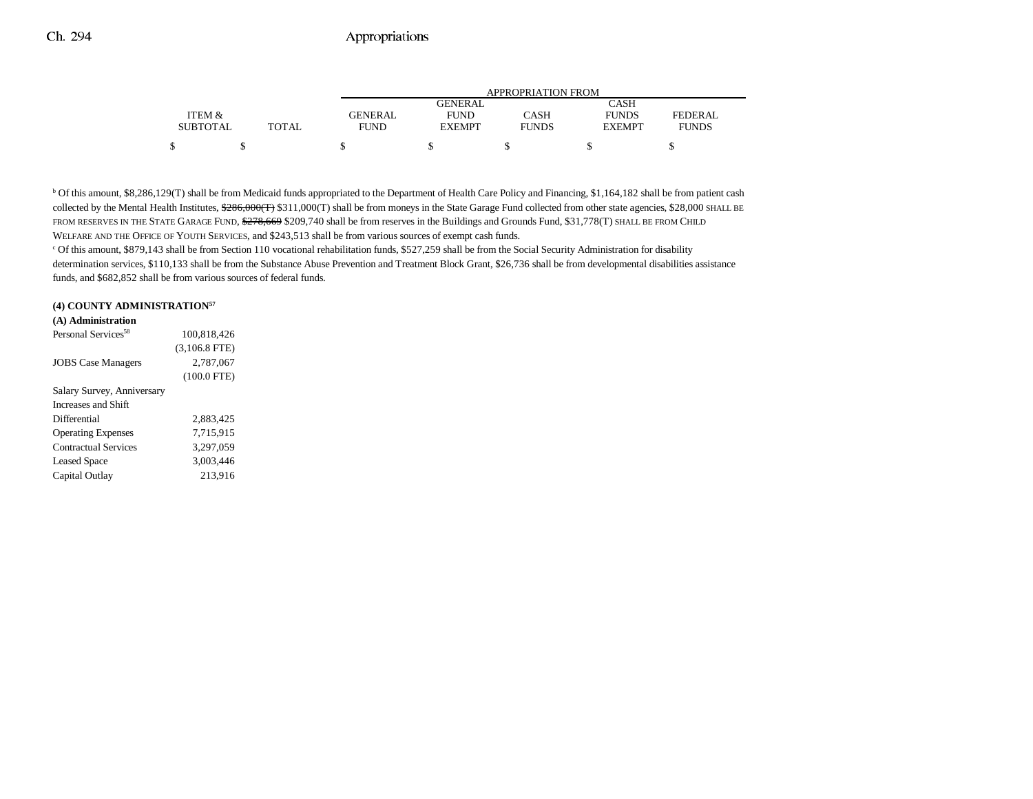| ITEM & SUBTOTAL | TOTAL | GENERAL FUND | GENERAL FUND EXEMPT | CASH FUNDS | CASH FUNDS EXEMPT | FEDERAL FUNDS |
|---|---|---|---|---|---|---|
| $ | $ | $ | $ | $ | $ | $ |

[b] Of this amount, $8,286,129(T) shall be from Medicaid funds appropriated to the Department of Health Care Policy and Financing, $1,164,182 shall be from patient cash collected by the Mental Health Institutes, ~~$286,000(T)~~ $311,000(T) shall be from moneys in the State Garage Fund collected from other state agencies, $28,000 SHALL BE FROM RESERVES IN THE STATE GARAGE FUND, ~~$278,669~~ $209,740 shall be from reserves in the Buildings and Grounds Fund, $31,778(T) SHALL BE FROM CHILD WELFARE AND THE OFFICE OF YOUTH SERVICES, and $243,513 shall be from various sources of exempt cash funds.

[c] Of this amount, $879,143 shall be from Section 110 vocational rehabilitation funds, $527,259 shall be from the Social Security Administration for disability determination services, $110,133 shall be from the Substance Abuse Prevention and Treatment Block Grant, $26,736 shall be from developmental disabilities assistance funds, and $682,852 shall be from various sources of federal funds.

**(4) COUNTY ADMINISTRATION[57]**

**(A) Administration**

| | ITEM & SUBTOTAL |
|---|---|
| Personal Services[58] | 100,818,426 |
| | (3,106.8 FTE) |
| JOBS Case Managers | 2,787,067 |
| | (100.0 FTE) |
| Salary Survey, Anniversary Increases and Shift Differential | 2,883,425 |
| Operating Expenses | 7,715,915 |
| Contractual Services | 3,297,059 |
| Leased Space | 3,003,446 |
| Capital Outlay | 213,916 |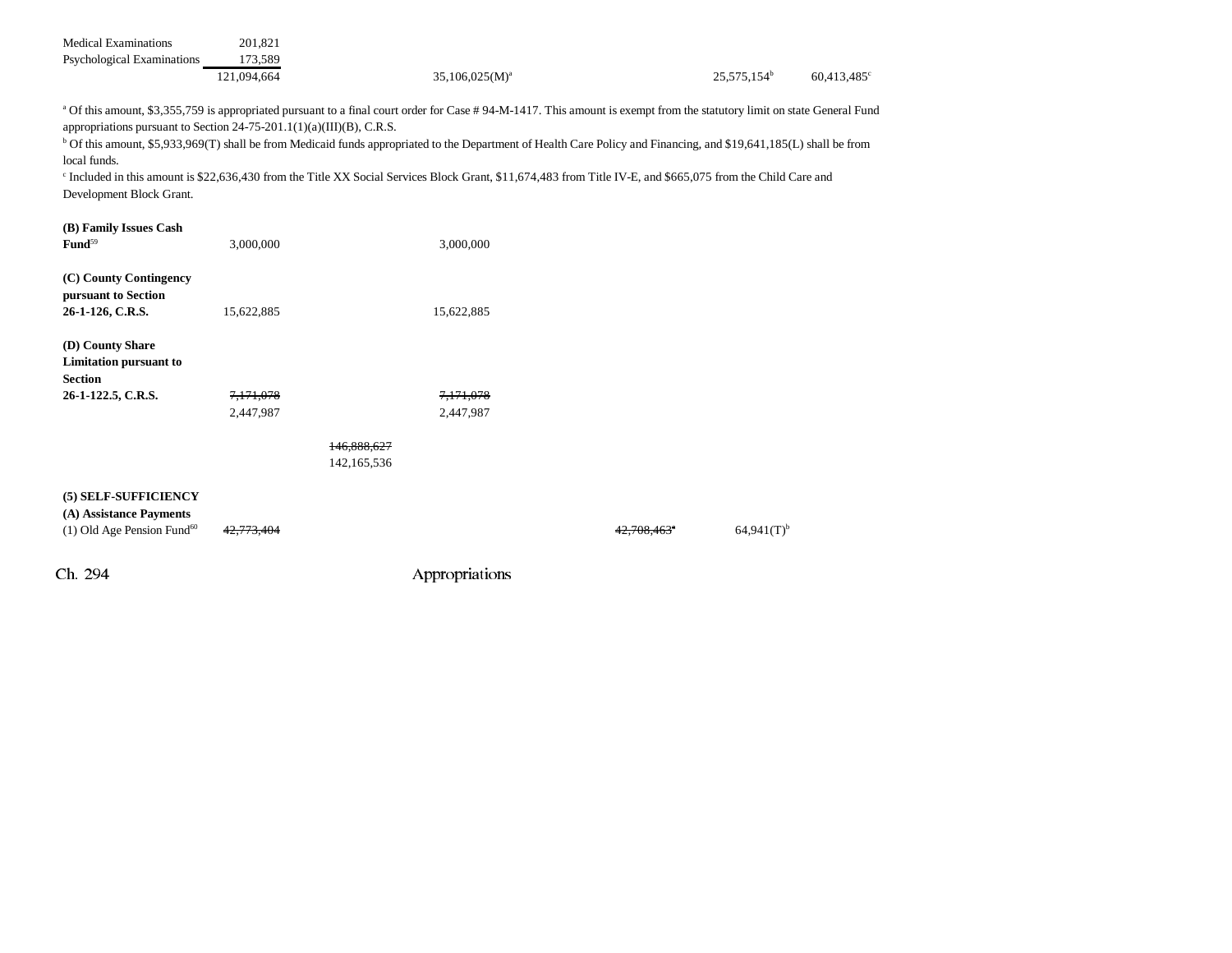| | | | | | | |
|---|---|---|---|---|---|---|
| Medical Examinations | 201,821 | | | | | |
| Psychological Examinations | 173,589 | | | | | |
| | 121,094,664 | | 35,106,025(M)[a] | | 25,575,154[b] | 60,413,485[c] |

[a] Of this amount, $3,355,759 is appropriated pursuant to a final court order for Case # 94-M-1417. This amount is exempt from the statutory limit on state General Fund appropriations pursuant to Section 24-75-201.1(1)(a)(III)(B), C.R.S.

[b] Of this amount, $5,933,969(T) shall be from Medicaid funds appropriated to the Department of Health Care Policy and Financing, and $19,641,185(L) shall be from local funds.

[c] Included in this amount is $22,636,430 from the Title XX Social Services Block Grant, $11,674,483 from Title IV-E, and $665,075 from the Child Care and Development Block Grant.

| | | | | | | |
|---|---|---|---|---|---|---|
| **(B) Family Issues Cash Fund**[59] | 3,000,000 | | 3,000,000 | | | |
| **(C) County Contingency pursuant to Section 26-1-126, C.R.S.** | 15,622,885 | | 15,622,885 | | | |
| **(D) County Share Limitation pursuant to Section 26-1-122.5, C.R.S.** | ~~7,171,078~~ 2,447,987 | | ~~7,171,078~~ 2,447,987 | | | |
| | | ~~146,888,627~~ 142,165,536 | | | | |

**(5) SELF-SUFFICIENCY**

**(A) Assistance Payments**

| | | | | | | |
|---|---|---|---|---|---|---|
| (1) Old Age Pension Fund[60] | ~~42,773,404~~ | | | ~~42,708,463~~[a] | 64,941(T)[b] | |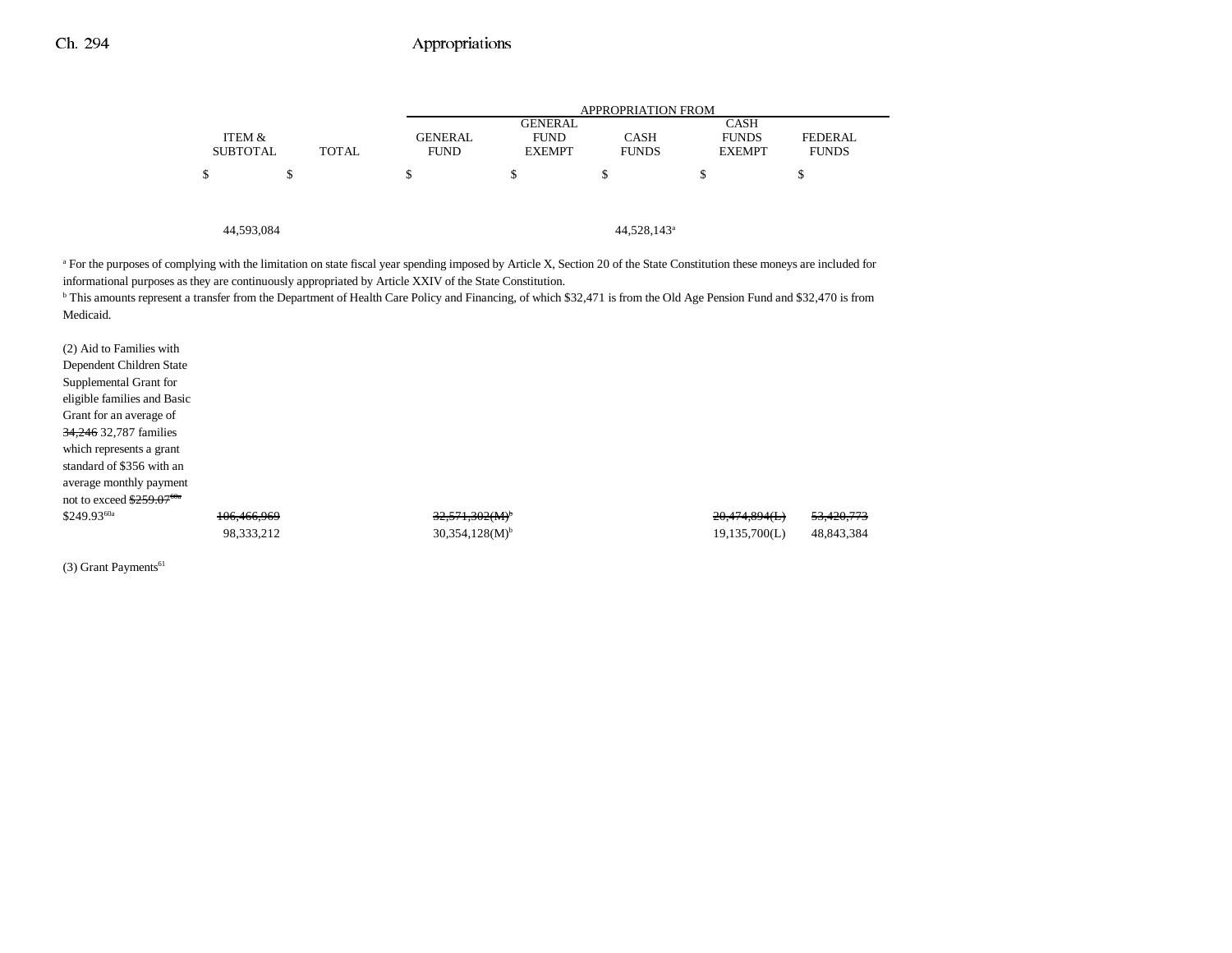| | ITEM & SUBTOTAL | TOTAL | GENERAL FUND | GENERAL FUND EXEMPT | CASH FUNDS | CASH FUNDS EXEMPT | FEDERAL FUNDS |
|---|---|---|---|---|---|---|---|
| | | | APPROPRIATION FROM | | | | |
| | $ | $ | $ | $ | $ | $ | $ |
| | 44,593,084 | | | | 44,528,143[a] | | |

[a] For the purposes of complying with the limitation on state fiscal year spending imposed by Article X, Section 20 of the State Constitution these moneys are included for informational purposes as they are continuously appropriated by Article XXIV of the State Constitution.

[b] This amounts represent a transfer from the Department of Health Care Policy and Financing, of which $32,471 is from the Old Age Pension Fund and $32,470 is from Medicaid.

| | ITEM & SUBTOTAL | TOTAL | GENERAL FUND | GENERAL FUND EXEMPT | CASH FUNDS | CASH FUNDS EXEMPT | FEDERAL FUNDS |
|---|---|---|---|---|---|---|---|
| (2) Aid to Families with Dependent Children State Supplemental Grant for eligible families and Basic Grant for an average of ~~34,246~~ 32,787 families which represents a grant standard of $356 with an average monthly payment not to exceed ~~$259.07[60a]~~ $249.93[60a] | ~~106,466,969~~ | | ~~32,571,302(M)[b]~~ | | | ~~20,474,894(L)~~ | ~~53,420,773~~ |
| | 98,333,212 | | 30,354,128(M)[b] | | | 19,135,700(L) | 48,843,384 |

(3) Grant Payments[61]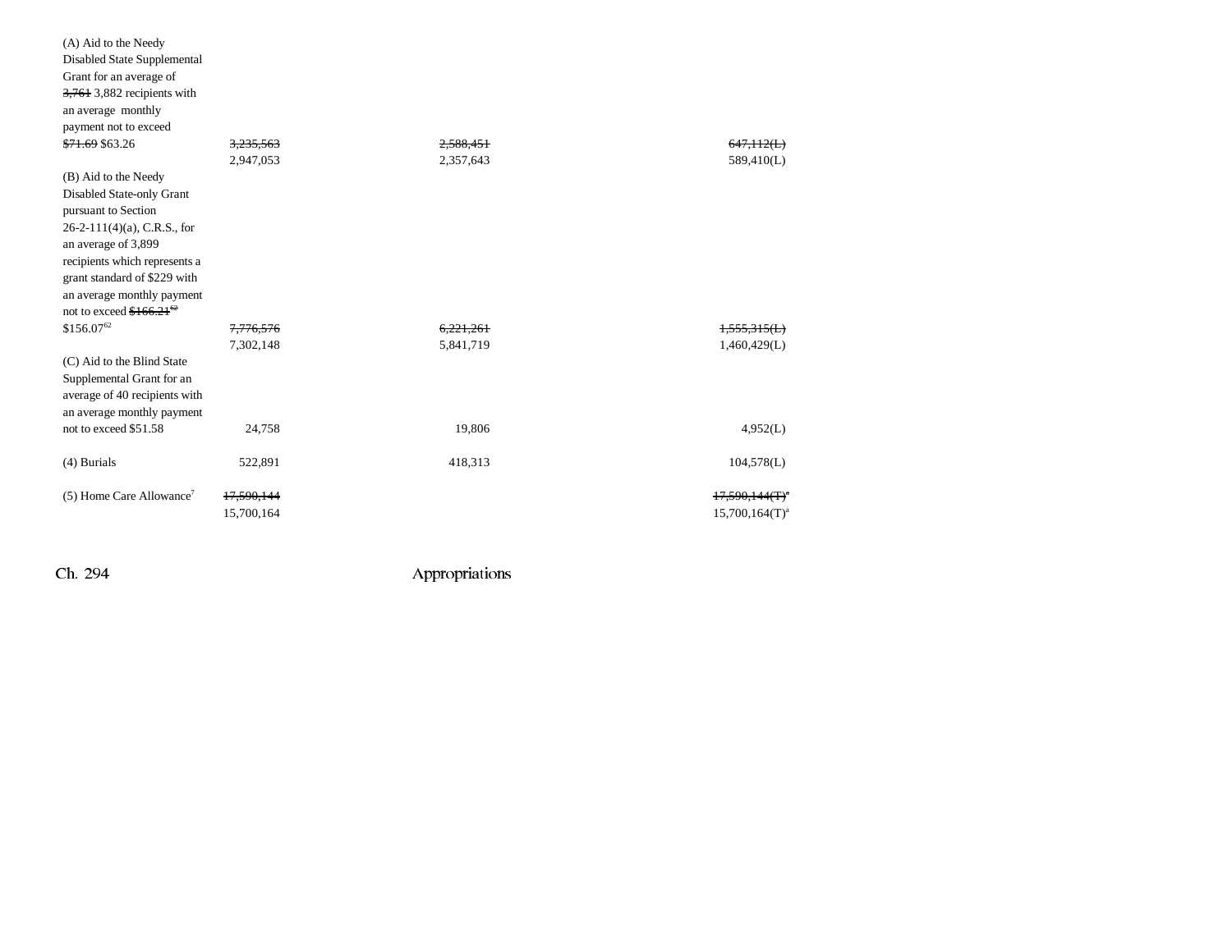| | | | |
|---|---|---|---|
| (A) Aid to the Needy Disabled State Supplemental Grant for an average of ~~3,761~~ 3,882 recipients with an average monthly payment not to exceed ~~$71.69~~ $63.26 | ~~3,235,563~~<br>2,947,053 | ~~2,588,451~~<br>2,357,643 | ~~647,112(L)~~<br>589,410(L) |
| (B) Aid to the Needy Disabled State-only Grant pursuant to Section 26-2-111(4)(a), C.R.S., for an average of 3,899 recipients which represents a grant standard of $229 with an average monthly payment not to exceed ~~$166.21~~[62] $156.07[62] | ~~7,776,576~~<br>7,302,148 | ~~6,221,261~~<br>5,841,719 | ~~1,555,315(L)~~<br>1,460,429(L) |
| (C) Aid to the Blind State Supplemental Grant for an average of 40 recipients with an average monthly payment not to exceed $51.58 | 24,758 | 19,806 | 4,952(L) |
| (4) Burials | 522,891 | 418,313 | 104,578(L) |
| (5) Home Care Allowance[7] | ~~17,590,144~~<br>15,700,164 | | ~~17,590,144(T)~~[a]<br>15,700,164(T)[a] |

Ch. 294 Appropriations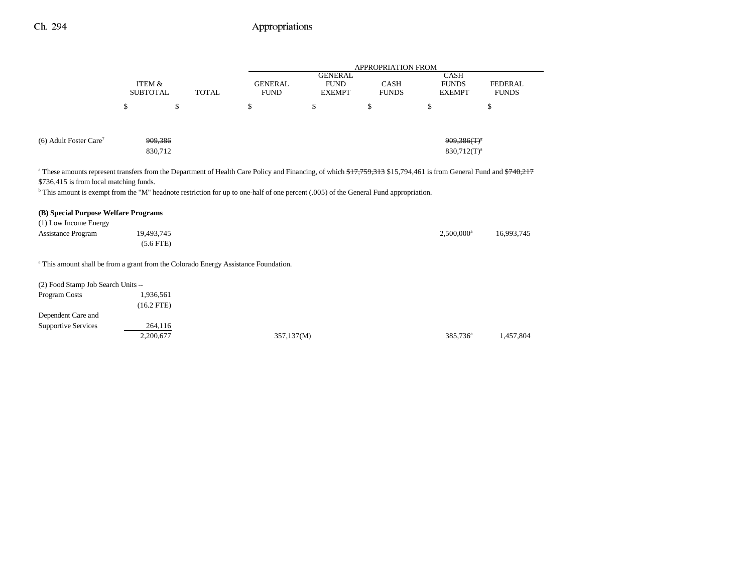| | ITEM & SUBTOTAL | TOTAL | APPROPRIATION FROM GENERAL FUND | GENERAL FUND EXEMPT | CASH FUNDS | CASH FUNDS EXEMPT | FEDERAL FUNDS |
|---|---|---|---|---|---|---|---|
| | $ | $ | $ | $ | $ | $ | $ |
| (6) Adult Foster Care[7] | ~~909,386~~ 830,712 | | | | | ~~909,386(T)[a]~~ 830,712(T)[a] | |

[a] These amounts represent transfers from the Department of Health Care Policy and Financing, of which ~~$17,759,313~~ $15,794,461 is from General Fund and ~~$740,217~~ $736,415 is from local matching funds.

[b] This amount is exempt from the "M" headnote restriction for up to one-half of one percent (.005) of the General Fund appropriation.

**(B) Special Purpose Welfare Programs**

| | ITEM & SUBTOTAL | TOTAL | GENERAL FUND | GENERAL FUND EXEMPT | CASH FUNDS | CASH FUNDS EXEMPT | FEDERAL FUNDS |
|---|---|---|---|---|---|---|---|
| (1) Low Income Energy Assistance Program | 19,493,745 (5.6 FTE) | | | | | 2,500,000[a] | 16,993,745 |

[a] This amount shall be from a grant from the Colorado Energy Assistance Foundation.

| | ITEM & SUBTOTAL | TOTAL | GENERAL FUND | GENERAL FUND EXEMPT | CASH FUNDS | CASH FUNDS EXEMPT | FEDERAL FUNDS |
|---|---|---|---|---|---|---|---|
| (2) Food Stamp Job Search Units -- Program Costs | 1,936,561 (16.2 FTE) | | | | | | |
| Dependent Care and Supportive Services | 264,116 | | | | | | |
| | 2,200,677 | | 357,137(M) | | | 385,736[a] | 1,457,804 |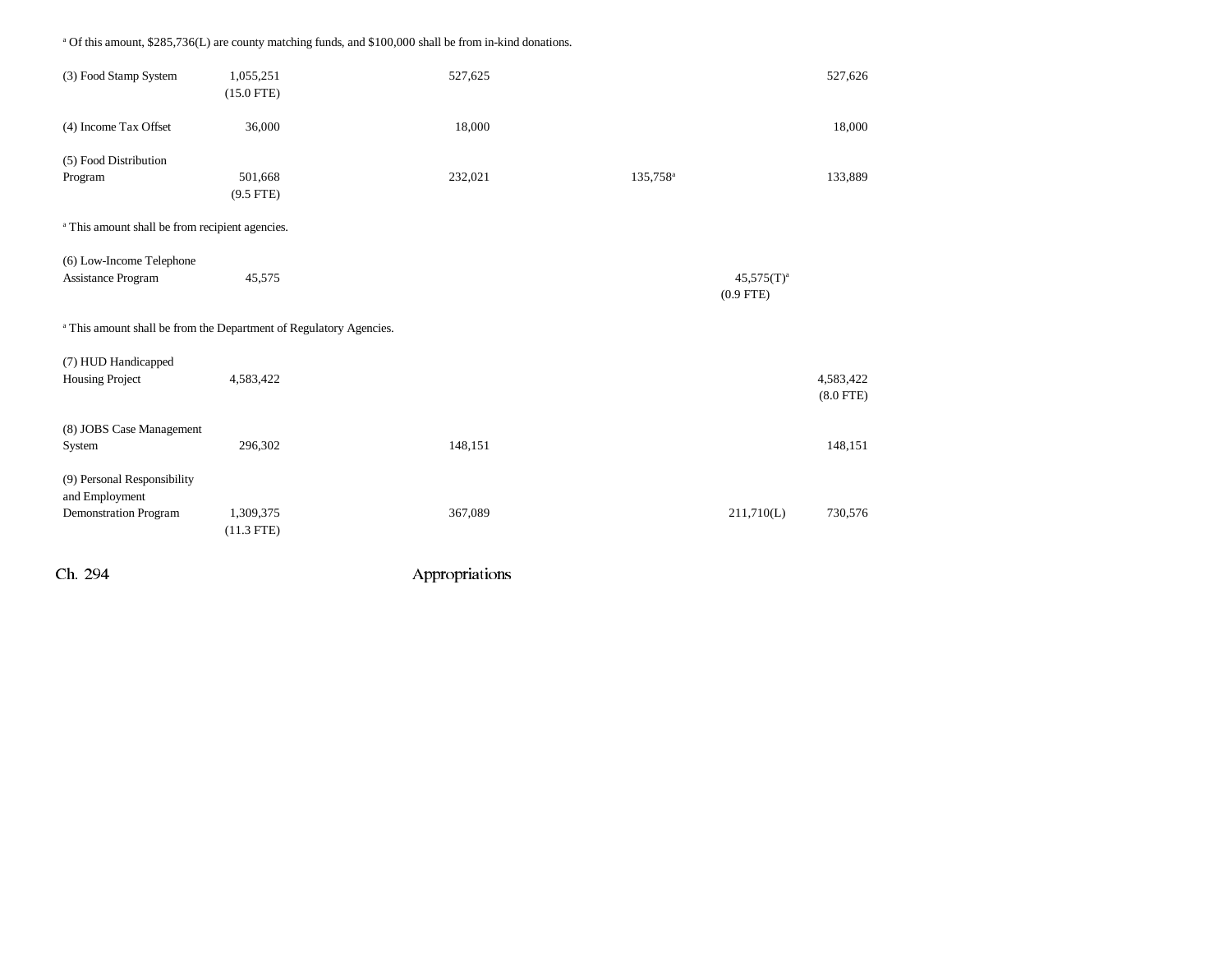[a] Of this amount, $285,736(L) are county matching funds, and $100,000 shall be from in-kind donations.

| | | | | | | |
|---|---|---|---|---|---|---|
| (3) Food Stamp System | 1,055,251 (15.0 FTE) | | 527,625 | | | 527,626 |
| (4) Income Tax Offset | 36,000 | | 18,000 | | | 18,000 |
| (5) Food Distribution Program | 501,668 (9.5 FTE) | | 232,021 | 135,758[a] | | 133,889 |

[a] This amount shall be from recipient agencies.

| | | | | | | |
|---|---|---|---|---|---|---|
| (6) Low-Income Telephone Assistance Program | 45,575 | | | | 45,575(T)[a] (0.9 FTE) | |

[a] This amount shall be from the Department of Regulatory Agencies.

| | | | | | | |
|---|---|---|---|---|---|---|
| (7) HUD Handicapped Housing Project | 4,583,422 | | | | | 4,583,422 (8.0 FTE) |
| (8) JOBS Case Management System | 296,302 | | 148,151 | | | 148,151 |
| (9) Personal Responsibility and Employment Demonstration Program | 1,309,375 (11.3 FTE) | | 367,089 | | 211,710(L) | 730,576 |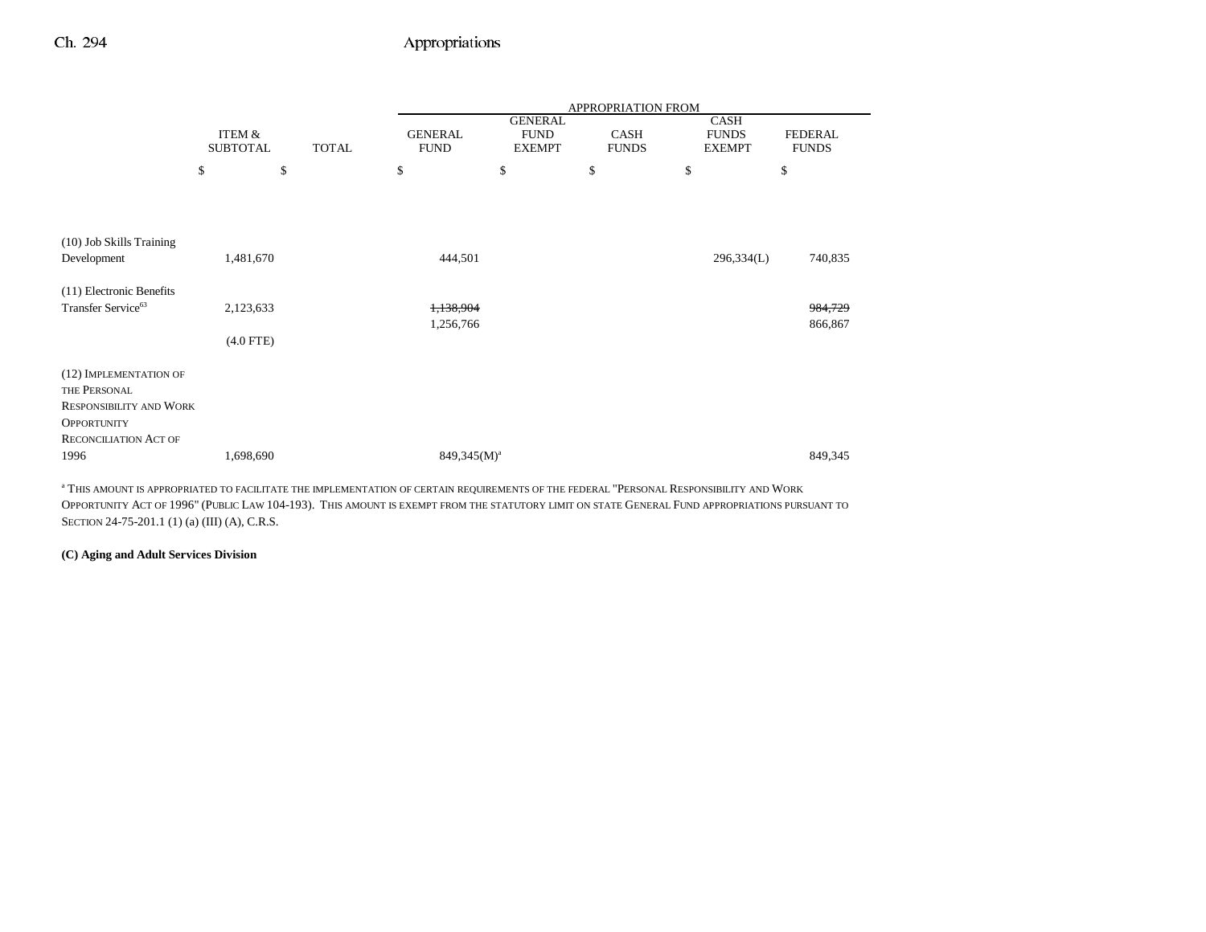| | ITEM & SUBTOTAL | TOTAL | APPROPRIATION FROM GENERAL FUND | GENERAL FUND EXEMPT | CASH FUNDS | CASH FUNDS EXEMPT | FEDERAL FUNDS |
|---|---|---|---|---|---|---|---|
| | $ | $ | $ | $ | $ | $ | $ |
| (10) Job Skills Training Development | 1,481,670 | | 444,501 | | | 296,334(L) | 740,835 |
| (11) Electronic Benefits Transfer Service[63] | 2,123,633 | | ~~1,138,904~~ 1,256,766 | | | | ~~984,729~~ 866,867 |
| | (4.0 FTE) | | | | | | |
| (12) IMPLEMENTATION OF THE PERSONAL RESPONSIBILITY AND WORK OPPORTUNITY RECONCILIATION ACT OF 1996 | 1,698,690 | | 849,345(M)[a] | | | | 849,345 |

[a] THIS AMOUNT IS APPROPRIATED TO FACILITATE THE IMPLEMENTATION OF CERTAIN REQUIREMENTS OF THE FEDERAL "PERSONAL RESPONSIBILITY AND WORK OPPORTUNITY ACT OF 1996" (PUBLIC LAW 104-193). THIS AMOUNT IS EXEMPT FROM THE STATUTORY LIMIT ON STATE GENERAL FUND APPROPRIATIONS PURSUANT TO SECTION 24-75-201.1 (1) (a) (III) (A), C.R.S.

**(C) Aging and Adult Services Division**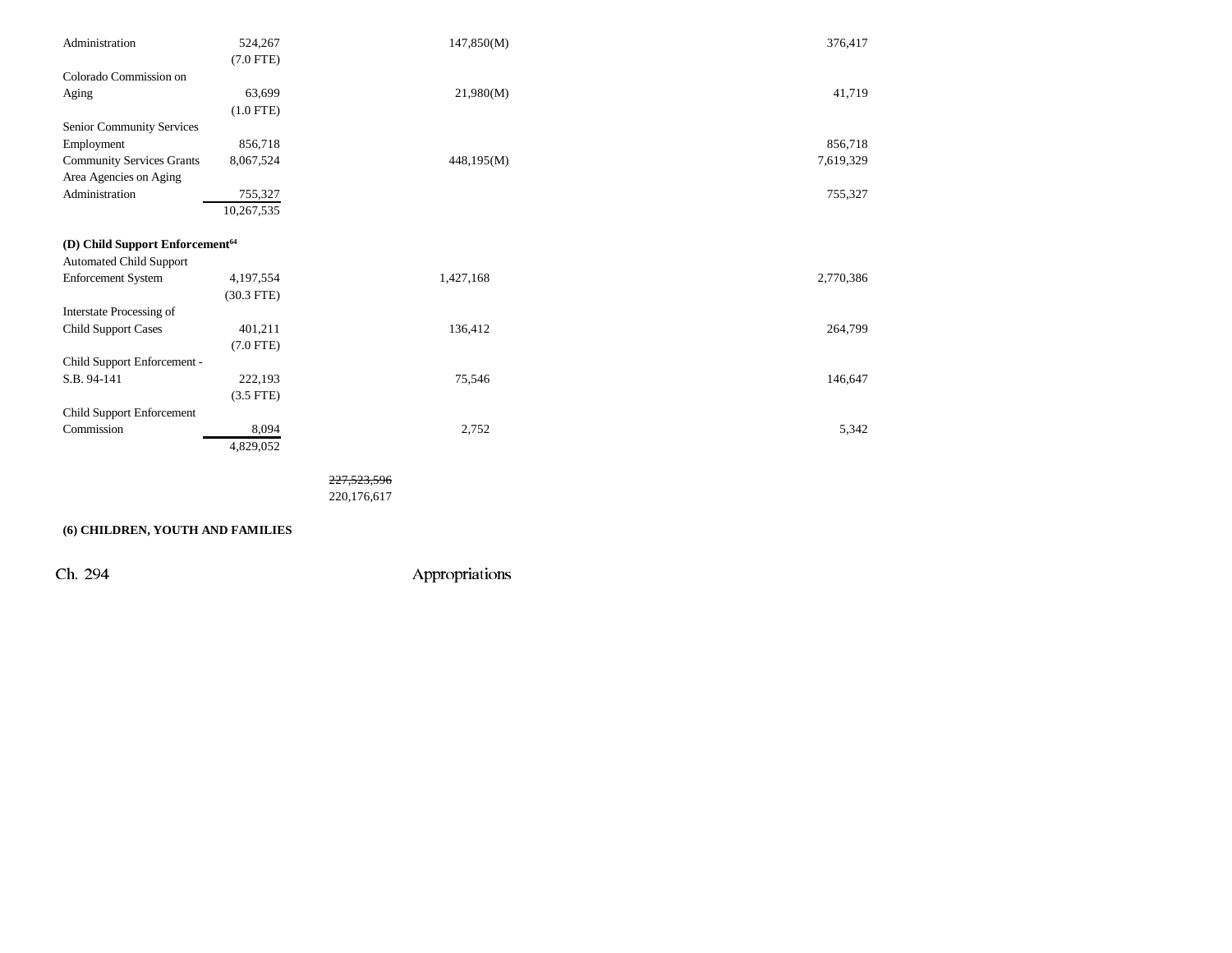| | | | | | | |
|---|---|---|---|---|---|---|
| Administration | 524,267<br>(7.0 FTE) | | 147,850(M) | | 376,417 | |
| Colorado Commission on Aging | 63,699<br>(1.0 FTE) | | 21,980(M) | | 41,719 | |
| Senior Community Services Employment | 856,718 | | | | 856,718 | |
| Community Services Grants | 8,067,524 | | 448,195(M) | | 7,619,329 | |
| Area Agencies on Aging Administration | 755,327 | | | | 755,327 | |
| | 10,267,535 | | | | | |
| **(D) Child Support Enforcement**[64] | | | | | | |
| Automated Child Support Enforcement System | 4,197,554<br>(30.3 FTE) | | 1,427,168 | | 2,770,386 | |
| Interstate Processing of Child Support Cases | 401,211<br>(7.0 FTE) | | 136,412 | | 264,799 | |
| Child Support Enforcement - S.B. 94-141 | 222,193<br>(3.5 FTE) | | 75,546 | | 146,647 | |
| Child Support Enforcement Commission | 8,094 | | 2,752 | | 5,342 | |
| | 4,829,052 | | | | | |
| | | ~~227,523,596~~<br>220,176,617 | | | | |

**(6) CHILDREN, YOUTH AND FAMILIES**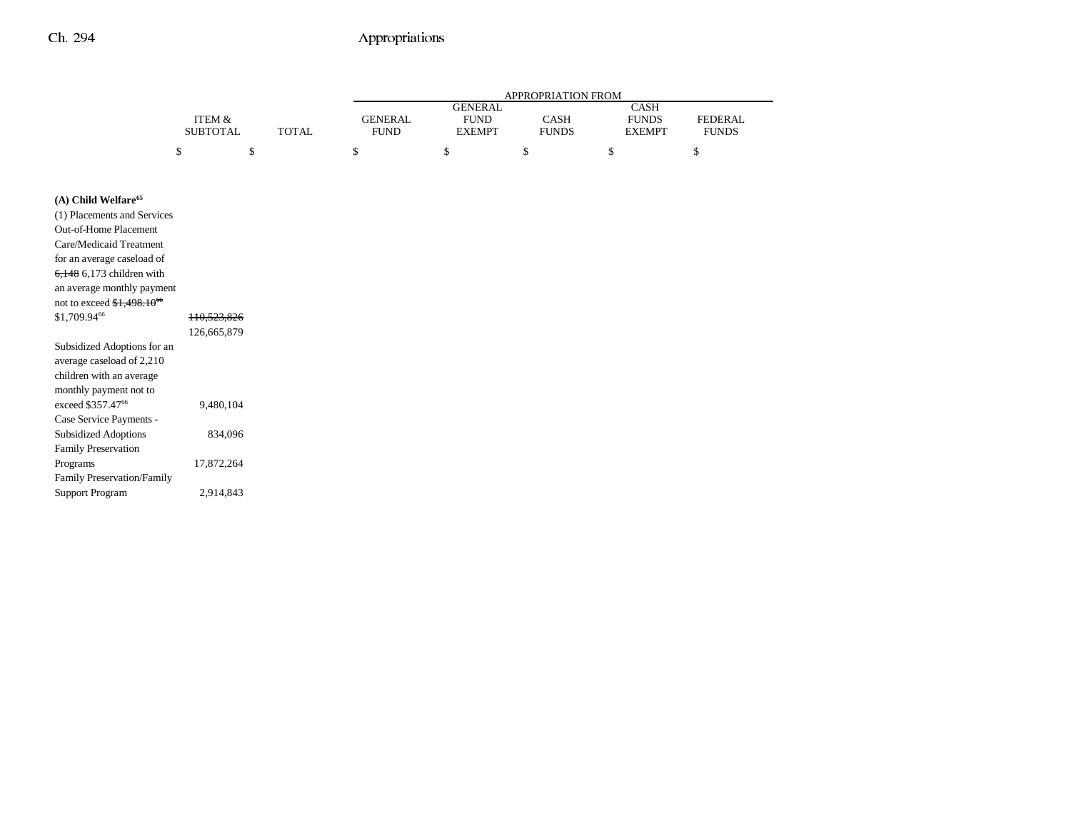| | ITEM & SUBTOTAL | TOTAL | APPROPRIATION FROM GENERAL FUND | GENERAL FUND EXEMPT | CASH FUNDS | CASH FUNDS EXEMPT | FEDERAL FUNDS |
|---|---|---|---|---|---|---|---|
| | $ | $ | $ | $ | $ | $ | $ |
| **(A) Child Welfare**[65] | | | | | | | |
| (1) Placements and Services | | | | | | | |
| Out-of-Home Placement Care/Medicaid Treatment for an average caseload of ~~6,148~~ 6,173 children with an average monthly payment not to exceed ~~$1,498.10~~[66] $1,709.94[66] | ~~110,523,826~~ 126,665,879 | | | | | | |
| Subsidized Adoptions for an average caseload of 2,210 children with an average monthly payment not to exceed $357.47[66] | 9,480,104 | | | | | | |
| Case Service Payments - Subsidized Adoptions | 834,096 | | | | | | |
| Family Preservation Programs | 17,872,264 | | | | | | |
| Family Preservation/Family Support Program | 2,914,843 | | | | | | |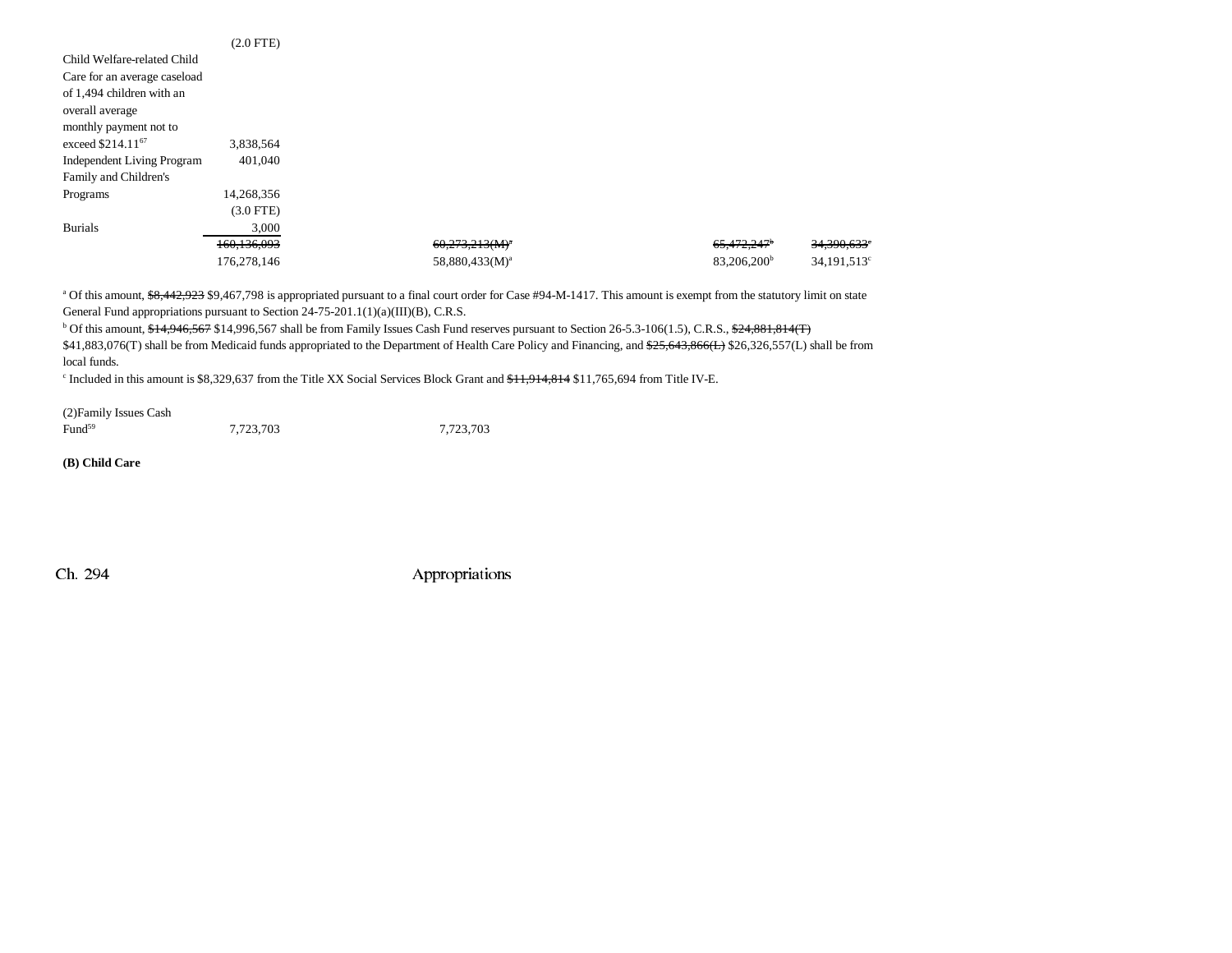| | | | | | |
|---|---|---|---|---|---|
| | (2.0 FTE) | | | | |
| Child Welfare-related Child Care for an average caseload of 1,494 children with an overall average monthly payment not to exceed $214.11[67] | 3,838,564 | | | | |
| Independent Living Program | 401,040 | | | | |
| Family and Children's Programs | 14,268,356 | | | | |
| | (3.0 FTE) | | | | |
| Burials | 3,000 | | | | |
| | ~~160,136,093~~ | | ~~60,273,213(M)[a]~~ | ~~65,472,247[b]~~ | ~~34,390,633[c]~~ |
| | 176,278,146 | | 58,880,433(M)[a] | 83,206,200[b] | 34,191,513[c] |

[a] Of this amount, ~~$8,442,923~~ $9,467,798 is appropriated pursuant to a final court order for Case #94-M-1417. This amount is exempt from the statutory limit on state General Fund appropriations pursuant to Section 24-75-201.1(1)(a)(III)(B), C.R.S.

[b] Of this amount, ~~$14,946,567~~ $14,996,567 shall be from Family Issues Cash Fund reserves pursuant to Section 26-5.3-106(1.5), C.R.S., ~~$24,881,814(T)~~ $41,883,076(T) shall be from Medicaid funds appropriated to the Department of Health Care Policy and Financing, and ~~$25,643,866(L)~~ $26,326,557(L) shall be from local funds.

[c] Included in this amount is $8,329,637 from the Title XX Social Services Block Grant and ~~$11,914,814~~ $11,765,694 from Title IV-E.

| | | |
|---|---|---|
| (2)Family Issues Cash Fund[59] | 7,723,703 | 7,723,703 |

**(B) Child Care**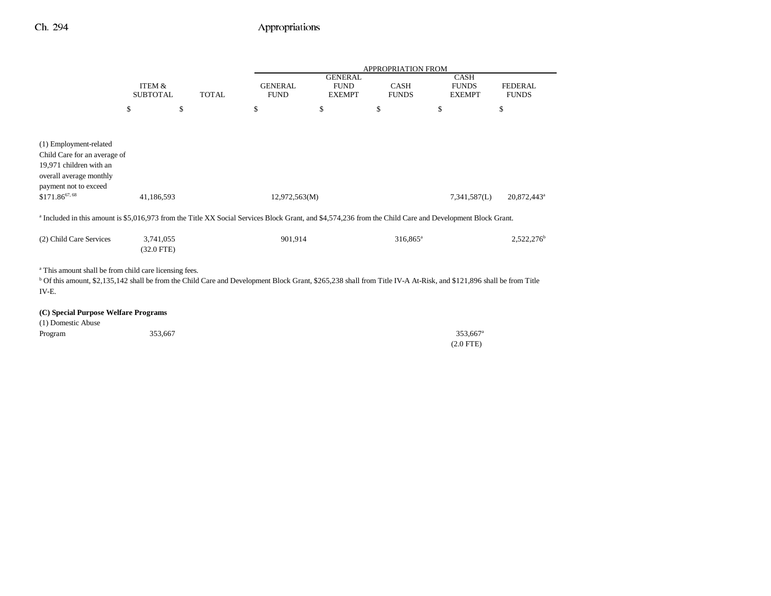| | ITEM & SUBTOTAL | TOTAL | APPROPRIATION FROM GENERAL FUND | GENERAL FUND EXEMPT | CASH FUNDS | CASH FUNDS EXEMPT | FEDERAL FUNDS |
|---|---|---|---|---|---|---|---|
| | $ | $ | $ | $ | $ | $ | $ |
| (1) Employment-related Child Care for an average of 19,971 children with an overall average monthly payment not to exceed $171.86[67, 68] | 41,186,593 | | 12,972,563(M) | | | 7,341,587(L) | 20,872,443[a] |

[a] Included in this amount is $5,016,973 from the Title XX Social Services Block Grant, and $4,574,236 from the Child Care and Development Block Grant.

| | ITEM & SUBTOTAL | TOTAL | GENERAL FUND | GENERAL FUND EXEMPT | CASH FUNDS | CASH FUNDS EXEMPT | FEDERAL FUNDS |
|---|---|---|---|---|---|---|---|
| (2) Child Care Services | 3,741,055 (32.0 FTE) | | 901,914 | | 316,865[a] | | 2,522,276[b] |

[a] This amount shall be from child care licensing fees.
[b] Of this amount, $2,135,142 shall be from the Child Care and Development Block Grant, $265,238 shall from Title IV-A At-Risk, and $121,896 shall be from Title IV-E.

**(C) Special Purpose Welfare Programs**

| | ITEM & SUBTOTAL | TOTAL | GENERAL FUND | GENERAL FUND EXEMPT | CASH FUNDS | CASH FUNDS EXEMPT | FEDERAL FUNDS |
|---|---|---|---|---|---|---|---|
| (1) Domestic Abuse Program | 353,667 | | | | | 353,667[a] (2.0 FTE) | |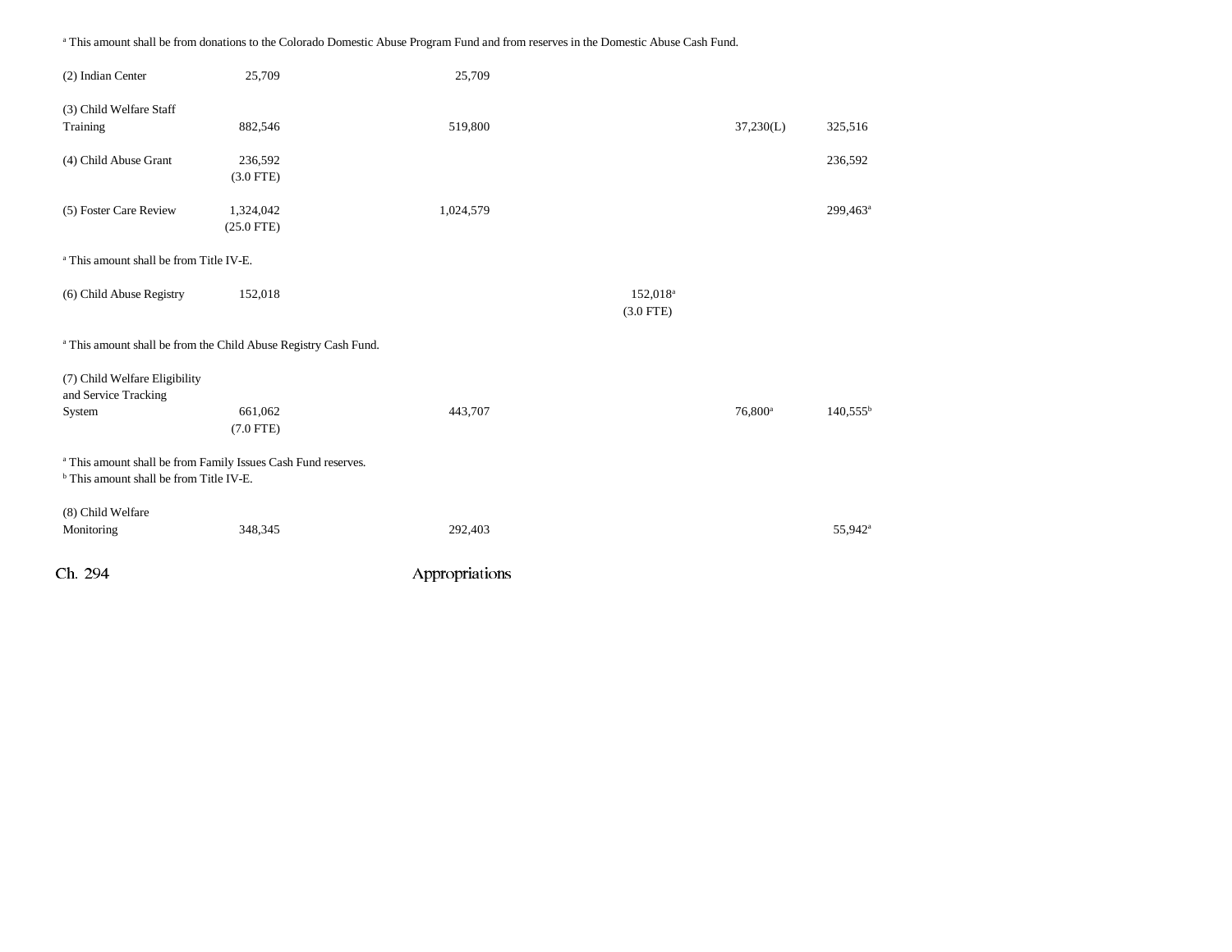[a] This amount shall be from donations to the Colorado Domestic Abuse Program Fund and from reserves in the Domestic Abuse Cash Fund.

| | | | | | |
|---|---|---|---|---|---|
| (2) Indian Center | 25,709 | 25,709 | | | |
| (3) Child Welfare Staff Training | 882,546 | 519,800 | | 37,230(L) | 325,516 |
| (4) Child Abuse Grant | 236,592<br>(3.0 FTE) | | | | 236,592 |
| (5) Foster Care Review | 1,324,042<br>(25.0 FTE) | 1,024,579 | | | 299,463[a] |

[a] This amount shall be from Title IV-E.

| | | | | | |
|---|---|---|---|---|---|
| (6) Child Abuse Registry | 152,018 | | 152,018[a]<br>(3.0 FTE) | | |

[a] This amount shall be from the Child Abuse Registry Cash Fund.

| | | | | | |
|---|---|---|---|---|---|
| (7) Child Welfare Eligibility and Service Tracking System | 661,062<br>(7.0 FTE) | 443,707 | | 76,800[a] | 140,555[b] |

[a] This amount shall be from Family Issues Cash Fund reserves.
[b] This amount shall be from Title IV-E.

| | | | | | |
|---|---|---|---|---|---|
| (8) Child Welfare Monitoring | 348,345 | 292,403 | | | 55,942[a] |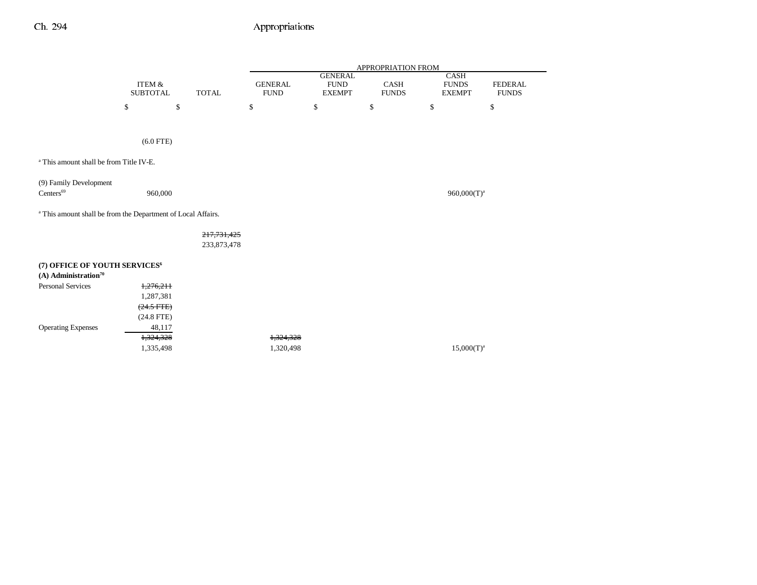| | ITEM & SUBTOTAL | TOTAL | APPROPRIATION FROM GENERAL FUND | GENERAL FUND EXEMPT | CASH FUNDS | CASH FUNDS EXEMPT | FEDERAL FUNDS |
|---|---|---|---|---|---|---|---|
| | $ | $ | $ | $ | $ | $ | $ |
| | (6.0 FTE) | | | | | | |

[a] This amount shall be from Title IV-E.

| | ITEM & SUBTOTAL | TOTAL | GENERAL FUND | GENERAL FUND EXEMPT | CASH FUNDS | CASH FUNDS EXEMPT | FEDERAL FUNDS |
|---|---|---|---|---|---|---|---|
| (9) Family Development Centers[69] | 960,000 | | | | | 960,000(T)[a] | |

[a] This amount shall be from the Department of Local Affairs.

| | ITEM & SUBTOTAL | TOTAL | GENERAL FUND | GENERAL FUND EXEMPT | CASH FUNDS | CASH FUNDS EXEMPT | FEDERAL FUNDS |
|---|---|---|---|---|---|---|---|
| | | ~~217,731,425~~ | | | | | |
| | | 233,873,478 | | | | | |

**(7) OFFICE OF YOUTH SERVICES[6]**

**(A) Administration[70]**

| | ITEM & SUBTOTAL | TOTAL | GENERAL FUND | GENERAL FUND EXEMPT | CASH FUNDS | CASH FUNDS EXEMPT | FEDERAL FUNDS |
|---|---|---|---|---|---|---|---|
| Personal Services | ~~1,276,211~~ | | | | | | |
| | 1,287,381 | | | | | | |
| | ~~(24.5 FTE)~~ | | | | | | |
| | (24.8 FTE) | | | | | | |
| Operating Expenses | 48,117 | | | | | | |
| | ~~1,324,328~~ | | ~~1,324,328~~ | | | | |
| | 1,335,498 | | 1,320,498 | | | 15,000(T)[a] | |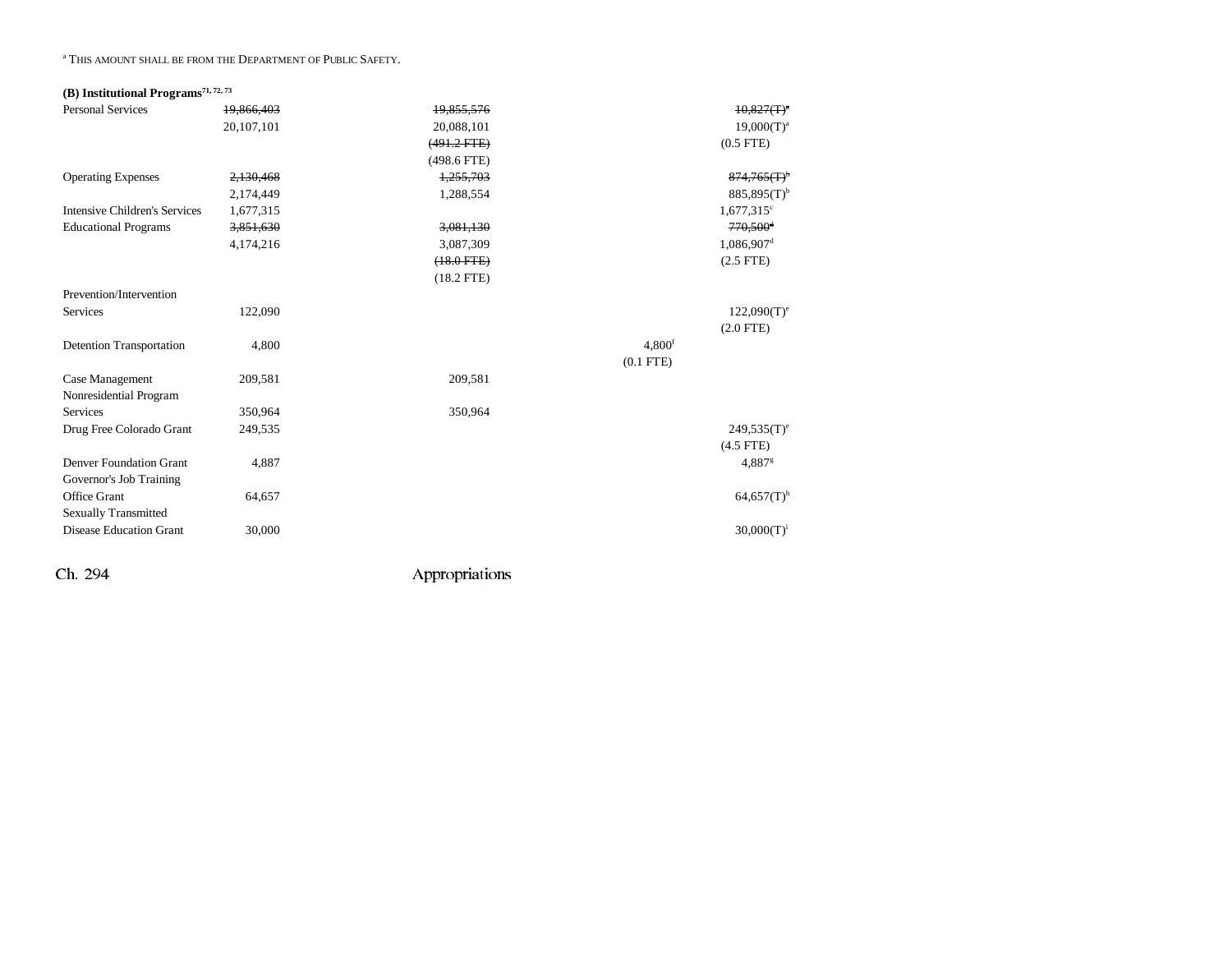[a] THIS AMOUNT SHALL BE FROM THE DEPARTMENT OF PUBLIC SAFETY.

**(B) Institutional Programs**[71, 72, 73]

| | | | | |
|---|---|---|---|---|
| Personal Services | ~~19,866,403~~ | ~~19,855,576~~ | | ~~10,827(T)~~[a] |
| | 20,107,101 | 20,088,101 | | 19,000(T)[a] |
| | | ~~(491.2 FTE)~~ | | (0.5 FTE) |
| | | (498.6 FTE) | | |
| Operating Expenses | ~~2,130,468~~ | ~~1,255,703~~ | | ~~874,765(T)~~[b] |
| | 2,174,449 | 1,288,554 | | 885,895(T)[b] |
| Intensive Children's Services | 1,677,315 | | | 1,677,315[c] |
| Educational Programs | ~~3,851,630~~ | ~~3,081,130~~ | | ~~770,500~~[d] |
| | 4,174,216 | 3,087,309 | | 1,086,907[d] |
| | | ~~(18.0 FTE)~~ | | (2.5 FTE) |
| | | (18.2 FTE) | | |
| Prevention/Intervention Services | 122,090 | | | 122,090(T)[e] |
| | | | | (2.0 FTE) |
| Detention Transportation | 4,800 | | 4,800[f] | |
| | | | (0.1 FTE) | |
| Case Management | 209,581 | 209,581 | | |
| Nonresidential Program Services | 350,964 | 350,964 | | |
| Drug Free Colorado Grant | 249,535 | | | 249,535(T)[e] |
| | | | | (4.5 FTE) |
| Denver Foundation Grant | 4,887 | | | 4,887[g] |
| Governor's Job Training Office Grant | 64,657 | | | 64,657(T)[h] |
| Sexually Transmitted Disease Education Grant | 30,000 | | | 30,000(T)[i] |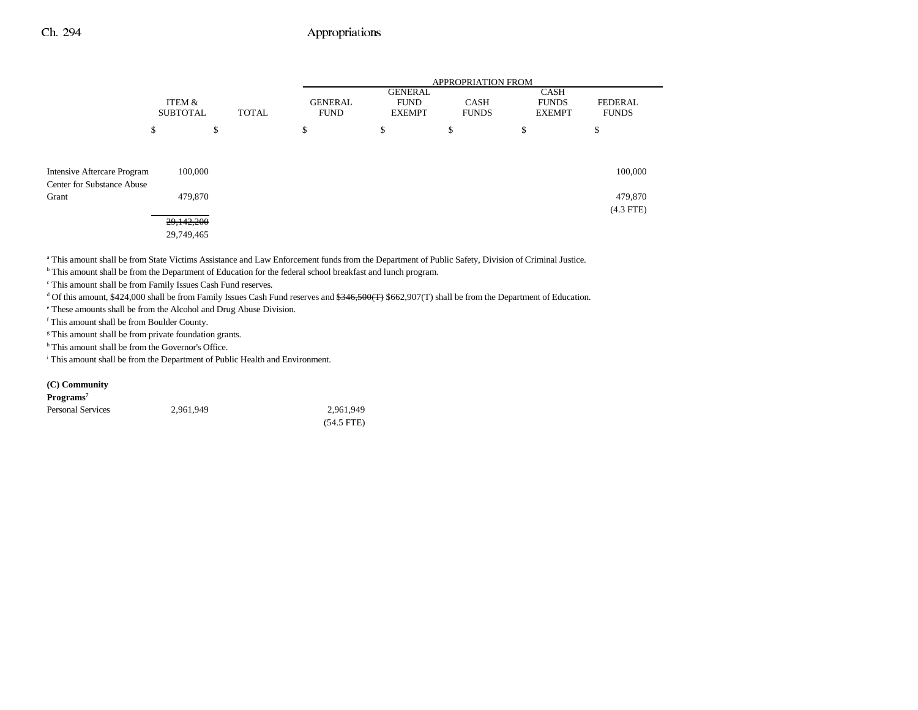| | ITEM & SUBTOTAL | TOTAL | APPROPRIATION FROM GENERAL FUND | GENERAL FUND EXEMPT | CASH FUNDS | CASH FUNDS EXEMPT | FEDERAL FUNDS |
|---|---|---|---|---|---|---|---|
| | $ | $ | $ | $ | $ | $ | $ |
| Intensive Aftercare Program | 100,000 | | | | | | 100,000 |
| Center for Substance Abuse Grant | 479,870 | | | | | | 479,870 (4.3 FTE) |
| | ~~29,142,200~~ 29,749,465 | | | | | | |

[a] This amount shall be from State Victims Assistance and Law Enforcement funds from the Department of Public Safety, Division of Criminal Justice.

[b] This amount shall be from the Department of Education for the federal school breakfast and lunch program.

[c] This amount shall be from Family Issues Cash Fund reserves.

[d] Of this amount, $424,000 shall be from Family Issues Cash Fund reserves and ~~$346,500(T)~~ $662,907(T) shall be from the Department of Education.

[e] These amounts shall be from the Alcohol and Drug Abuse Division.

[f] This amount shall be from Boulder County.

[g] This amount shall be from private foundation grants.

[h] This amount shall be from the Governor's Office.

[i] This amount shall be from the Department of Public Health and Environment.

| | ITEM & SUBTOTAL | TOTAL | GENERAL FUND | GENERAL FUND EXEMPT | CASH FUNDS | CASH FUNDS EXEMPT | FEDERAL FUNDS |
|---|---|---|---|---|---|---|---|
| **(C) Community Programs[7]** | | | | | | | |
| Personal Services | 2,961,949 | | 2,961,949 (54.5 FTE) | | | | |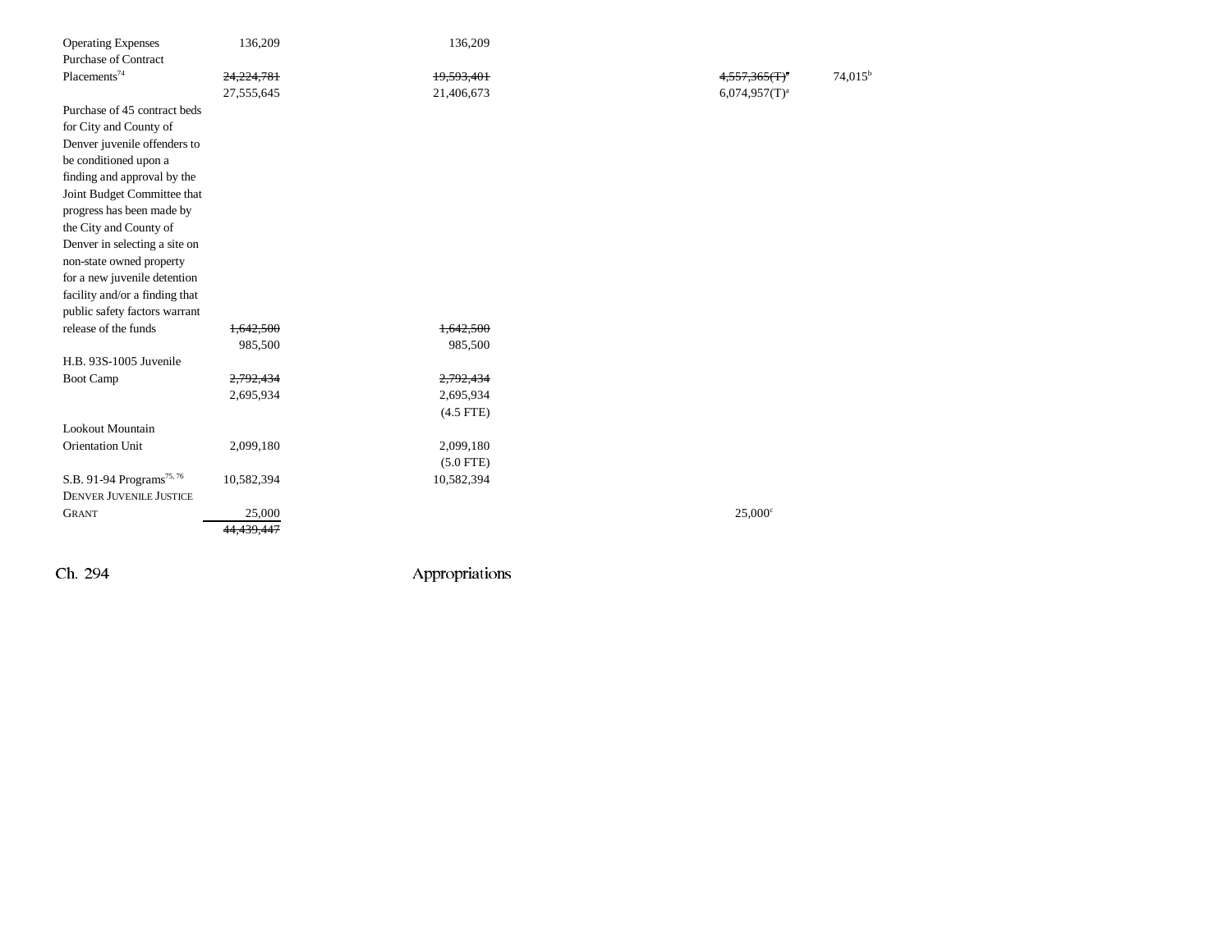| | | | | | |
|---|---|---|---|---|---|
| Operating Expenses | 136,209 | 136,209 | | | |
| Purchase of Contract Placements[74] | ~~24,224,781~~ 27,555,645 | ~~19,593,401~~ 21,406,673 | | ~~4,557,365(T)[a]~~ 6,074,957(T)[a] | 74,015[b] |
| Purchase of 45 contract beds for City and County of Denver juvenile offenders to be conditioned upon a finding and approval by the Joint Budget Committee that progress has been made by the City and County of Denver in selecting a site on non-state owned property for a new juvenile detention facility and/or a finding that public safety factors warrant release of the funds | ~~1,642,500~~ 985,500 | ~~1,642,500~~ 985,500 | | | |
| H.B. 93S-1005 Juvenile Boot Camp | ~~2,792,434~~ 2,695,934 | ~~2,792,434~~ 2,695,934 (4.5 FTE) | | | |
| Lookout Mountain Orientation Unit | 2,099,180 | 2,099,180 (5.0 FTE) | | | |
| S.B. 91-94 Programs[75, 76] | 10,582,394 | 10,582,394 | | | |
| DENVER JUVENILE JUSTICE GRANT | 25,000 | | | 25,000[c] | |
| | ~~44,439,447~~ | | | | |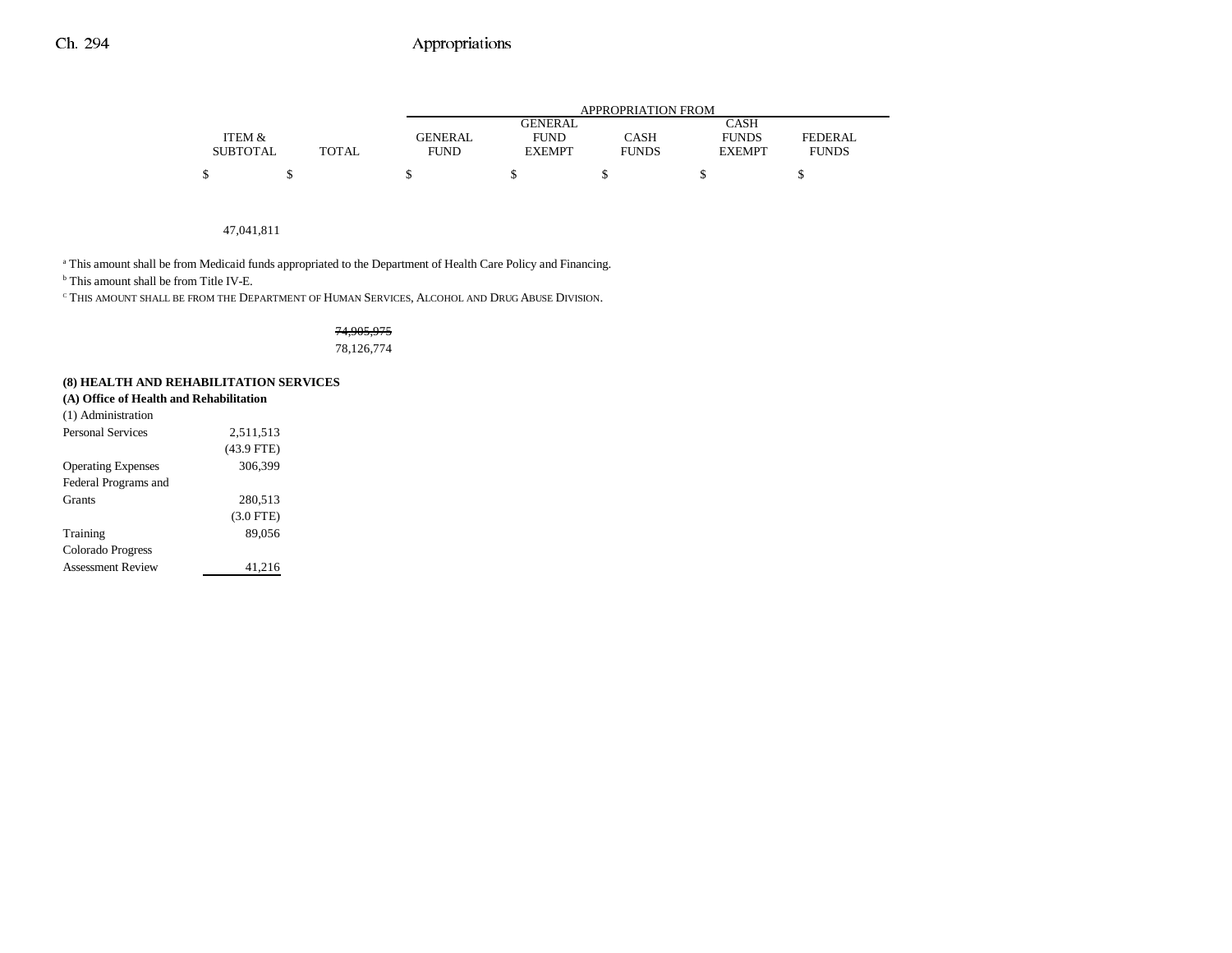| | ITEM & SUBTOTAL | TOTAL | GENERAL FUND | GENERAL FUND EXEMPT | CASH FUNDS | CASH FUNDS EXEMPT | FEDERAL FUNDS |
|---|---|---|---|---|---|---|---|
| | $ | $ | $ | $ | $ | $ | $ |
| | 47,041,811 | | | | | | |

[a] This amount shall be from Medicaid funds appropriated to the Department of Health Care Policy and Financing.
[b] This amount shall be from Title IV-E.
[c] THIS AMOUNT SHALL BE FROM THE DEPARTMENT OF HUMAN SERVICES, ALCOHOL AND DRUG ABUSE DIVISION.

| | ITEM & SUBTOTAL | TOTAL | GENERAL FUND | GENERAL FUND EXEMPT | CASH FUNDS | CASH FUNDS EXEMPT | FEDERAL FUNDS |
|---|---|---|---|---|---|---|---|
| | | ~~74,905,975~~ 78,126,774 | | | | | |
| **(8) HEALTH AND REHABILITATION SERVICES** | | | | | | | |
| **(A) Office of Health and Rehabilitation** | | | | | | | |
| (1) Administration | | | | | | | |
| Personal Services | 2,511,513 (43.9 FTE) | | | | | | |
| Operating Expenses | 306,399 | | | | | | |
| Federal Programs and Grants | 280,513 (3.0 FTE) | | | | | | |
| Training | 89,056 | | | | | | |
| Colorado Progress Assessment Review | 41,216 | | | | | | |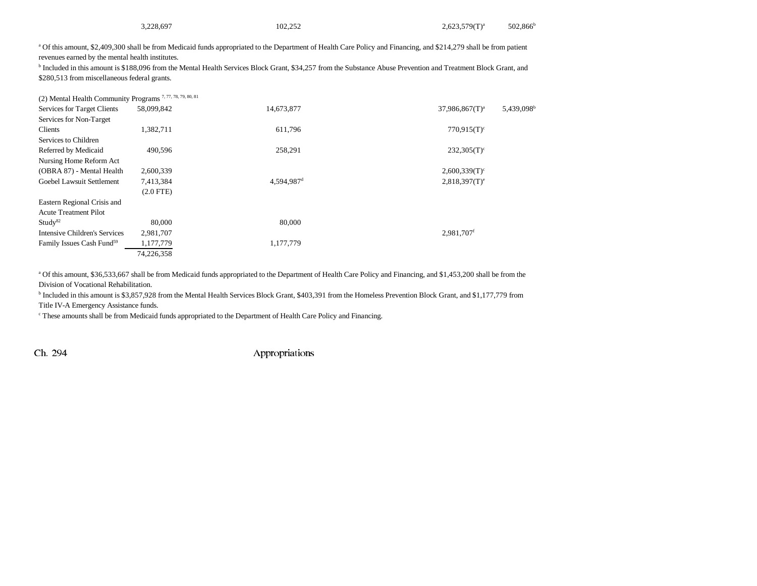| | | | | | |
|---|---|---|---|---|---|
| | 3,228,697 | 102,252 | | 2,623,579(T)[a] | 502,866[b] |

[a] Of this amount, $2,409,300 shall be from Medicaid funds appropriated to the Department of Health Care Policy and Financing, and $214,279 shall be from patient revenues earned by the mental health institutes.

[b] Included in this amount is $188,096 from the Mental Health Services Block Grant, $34,257 from the Substance Abuse Prevention and Treatment Block Grant, and $280,513 from miscellaneous federal grants.

(2) Mental Health Community Programs [7, 77, 78, 79, 80, 81]

| | | | | | |
|---|---|---|---|---|---|
| Services for Target Clients | 58,099,842 | 14,673,877 | | 37,986,867(T)[a] | 5,439,098[b] |
| Services for Non-Target Clients | 1,382,711 | 611,796 | | 770,915(T)[c] | |
| Services to Children Referred by Medicaid | 490,596 | 258,291 | | 232,305(T)[c] | |
| Nursing Home Reform Act (OBRA 87) - Mental Health | 2,600,339 | | | 2,600,339(T)[c] | |
| Goebel Lawsuit Settlement | 7,413,384 (2.0 FTE) | 4,594,987[d] | | 2,818,397(T)[e] | |
| Eastern Regional Crisis and Acute Treatment Pilot Study[82] | 80,000 | 80,000 | | | |
| Intensive Children's Services | 2,981,707 | | | 2,981,707[f] | |
| Family Issues Cash Fund[59] | 1,177,779 | 1,177,779 | | | |
| | 74,226,358 | | | | |

[a] Of this amount, $36,533,667 shall be from Medicaid funds appropriated to the Department of Health Care Policy and Financing, and $1,453,200 shall be from the Division of Vocational Rehabilitation.

[b] Included in this amount is $3,857,928 from the Mental Health Services Block Grant, $403,391 from the Homeless Prevention Block Grant, and $1,177,779 from Title IV-A Emergency Assistance funds.

[c] These amounts shall be from Medicaid funds appropriated to the Department of Health Care Policy and Financing.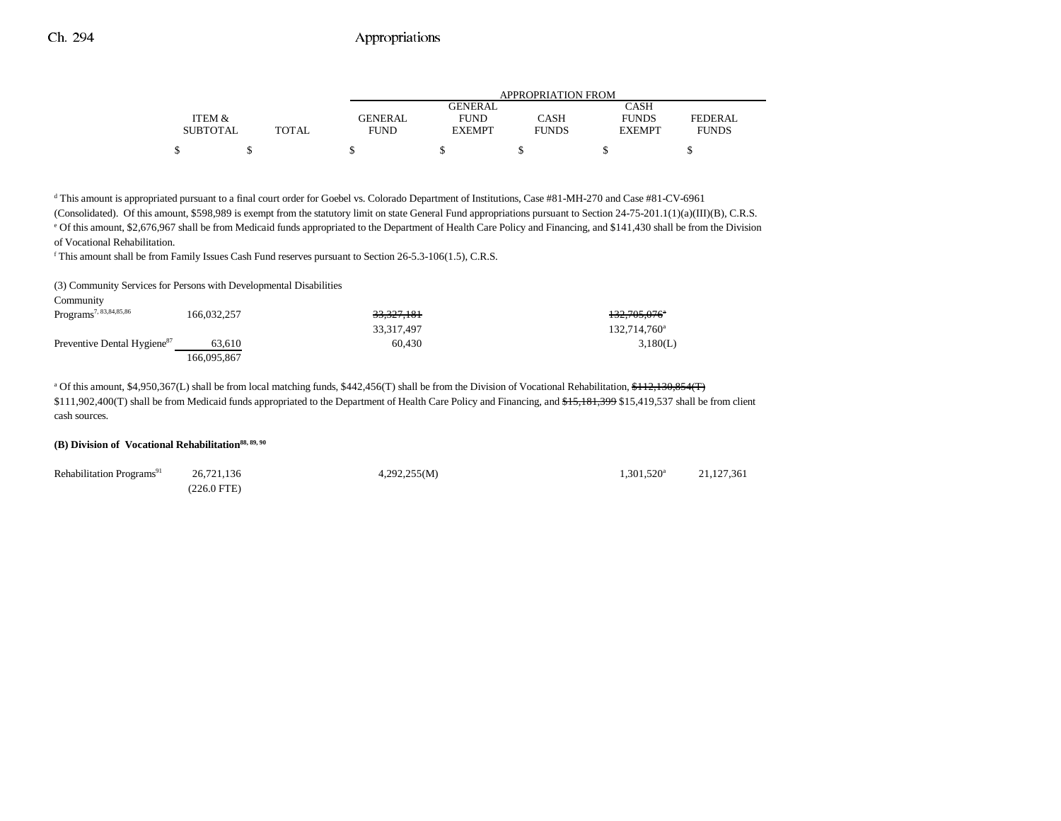| | ITEM & SUBTOTAL | TOTAL | GENERAL FUND | GENERAL FUND EXEMPT | CASH FUNDS | CASH FUNDS EXEMPT | FEDERAL FUNDS |
|---|---|---|---|---|---|---|---|
| | $ | $ | $ | $ | $ | $ | $ |

[d] This amount is appropriated pursuant to a final court order for Goebel vs. Colorado Department of Institutions, Case #81-MH-270 and Case #81-CV-6961 (Consolidated). Of this amount, $598,989 is exempt from the statutory limit on state General Fund appropriations pursuant to Section 24-75-201.1(1)(a)(III)(B), C.R.S.

[e] Of this amount, $2,676,967 shall be from Medicaid funds appropriated to the Department of Health Care Policy and Financing, and $141,430 shall be from the Division of Vocational Rehabilitation.

[f] This amount shall be from Family Issues Cash Fund reserves pursuant to Section 26-5.3-106(1.5), C.R.S.

(3) Community Services for Persons with Developmental Disabilities

| | ITEM & SUBTOTAL | TOTAL | GENERAL FUND | GENERAL FUND EXEMPT | CASH FUNDS | CASH FUNDS EXEMPT | FEDERAL FUNDS |
|---|---|---|---|---|---|---|---|
| Community Programs[7, 83,84,85,86] | 166,032,257 | | ~~33,327,181~~ | | | ~~132,705,076[a]~~ | |
| | | | 33,317,497 | | | 132,714,760[a] | |
| Preventive Dental Hygiene[87] | 63,610 | | 60,430 | | | 3,180(L) | |
| | 166,095,867 | | | | | | |

[a] Of this amount, $4,950,367(L) shall be from local matching funds, $442,456(T) shall be from the Division of Vocational Rehabilitation, ~~$112,130,854(T)~~ $111,902,400(T) shall be from Medicaid funds appropriated to the Department of Health Care Policy and Financing, and ~~$15,181,399~~ $15,419,537 shall be from client cash sources.

**(B) Division of Vocational Rehabilitation[88, 89, 90]**

| | ITEM & SUBTOTAL | TOTAL | GENERAL FUND | GENERAL FUND EXEMPT | CASH FUNDS | CASH FUNDS EXEMPT | FEDERAL FUNDS |
|---|---|---|---|---|---|---|---|
| Rehabilitation Programs[91] | 26,721,136 | | 4,292,255(M) | | | 1,301,520[a] | 21,127,361 |
| | (226.0 FTE) | | | | | | |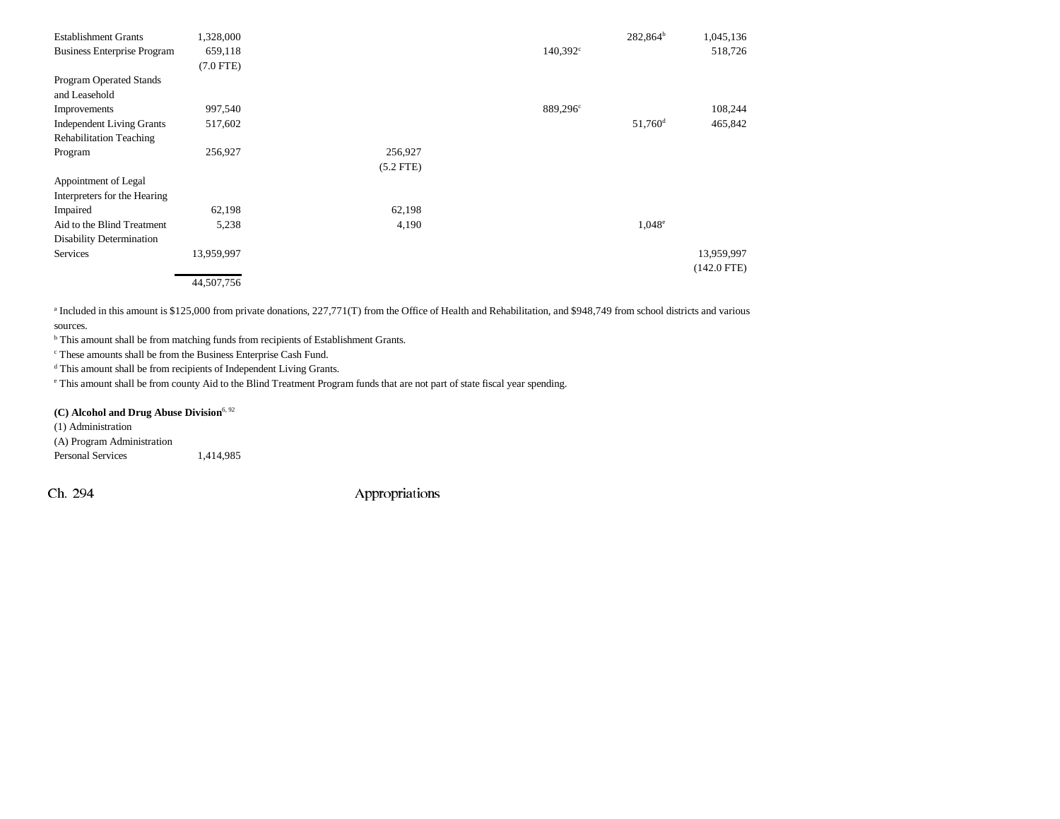| | | | | | |
|---|---|---|---|---|---|
| Establishment Grants | 1,328,000 | | | 282,864[b] | 1,045,136 |
| Business Enterprise Program | 659,118<br>(7.0 FTE) | | 140,392[c] | | 518,726 |
| Program Operated Stands and Leasehold Improvements | 997,540 | | 889,296[c] | | 108,244 |
| Independent Living Grants | 517,602 | | | 51,760[d] | 465,842 |
| Rehabilitation Teaching Program | 256,927 | 256,927<br>(5.2 FTE) | | | |
| Appointment of Legal Interpreters for the Hearing Impaired | 62,198 | 62,198 | | | |
| Aid to the Blind Treatment | 5,238 | 4,190 | | 1,048[e] | |
| Disability Determination Services | 13,959,997 | | | | 13,959,997<br>(142.0 FTE) |
| | 44,507,756 | | | | |

[a] Included in this amount is $125,000 from private donations, 227,771(T) from the Office of Health and Rehabilitation, and $948,749 from school districts and various sources.

[b] This amount shall be from matching funds from recipients of Establishment Grants.

[c] These amounts shall be from the Business Enterprise Cash Fund.

[d] This amount shall be from recipients of Independent Living Grants.

[e] This amount shall be from county Aid to the Blind Treatment Program funds that are not part of state fiscal year spending.

**(C) Alcohol and Drug Abuse Division**[6, 92]

(1) Administration

(A) Program Administration

| | |
|---|---|
| Personal Services | 1,414,985 |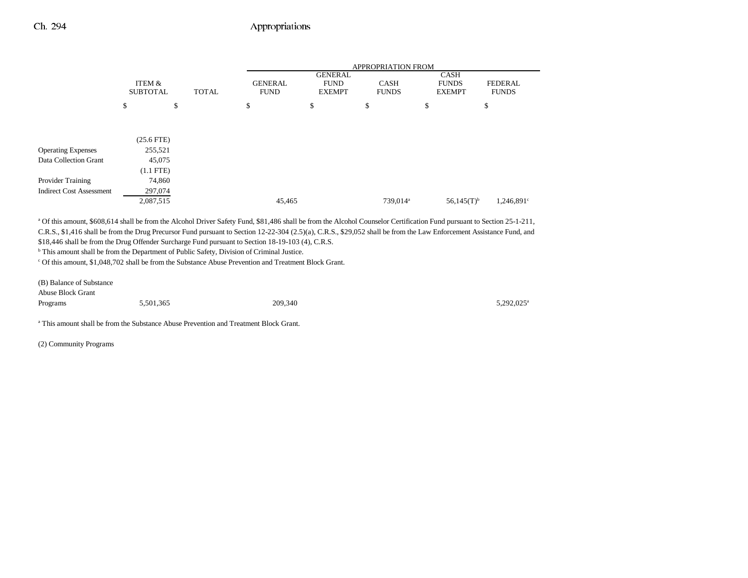| | ITEM & SUBTOTAL | TOTAL | APPROPRIATION FROM GENERAL FUND | GENERAL FUND EXEMPT | CASH FUNDS | CASH FUNDS EXEMPT | FEDERAL FUNDS |
|---|---|---|---|---|---|---|---|
| | $ | $ | $ | $ | $ | $ | $ |
| | (25.6 FTE) | | | | | | |
| Operating Expenses | 255,521 | | | | | | |
| Data Collection Grant | 45,075 | | | | | | |
| | (1.1 FTE) | | | | | | |
| Provider Training | 74,860 | | | | | | |
| Indirect Cost Assessment | 297,074 | | | | | | |
| | 2,087,515 | | 45,465 | | 739,014[a] | 56,145(T)[b] | 1,246,891[c] |

[a] Of this amount, $608,614 shall be from the Alcohol Driver Safety Fund, $81,486 shall be from the Alcohol Counselor Certification Fund pursuant to Section 25-1-211, C.R.S., $1,416 shall be from the Drug Precursor Fund pursuant to Section 12-22-304 (2.5)(a), C.R.S., $29,052 shall be from the Law Enforcement Assistance Fund, and $18,446 shall be from the Drug Offender Surcharge Fund pursuant to Section 18-19-103 (4), C.R.S.

[b] This amount shall be from the Department of Public Safety, Division of Criminal Justice.

[c] Of this amount, $1,048,702 shall be from the Substance Abuse Prevention and Treatment Block Grant.

| | ITEM & SUBTOTAL | TOTAL | GENERAL FUND | GENERAL FUND EXEMPT | CASH FUNDS | CASH FUNDS EXEMPT | FEDERAL FUNDS |
|---|---|---|---|---|---|---|---|
| (B) Balance of Substance Abuse Block Grant Programs | 5,501,365 | | 209,340 | | | | 5,292,025[a] |

[a] This amount shall be from the Substance Abuse Prevention and Treatment Block Grant.

(2) Community Programs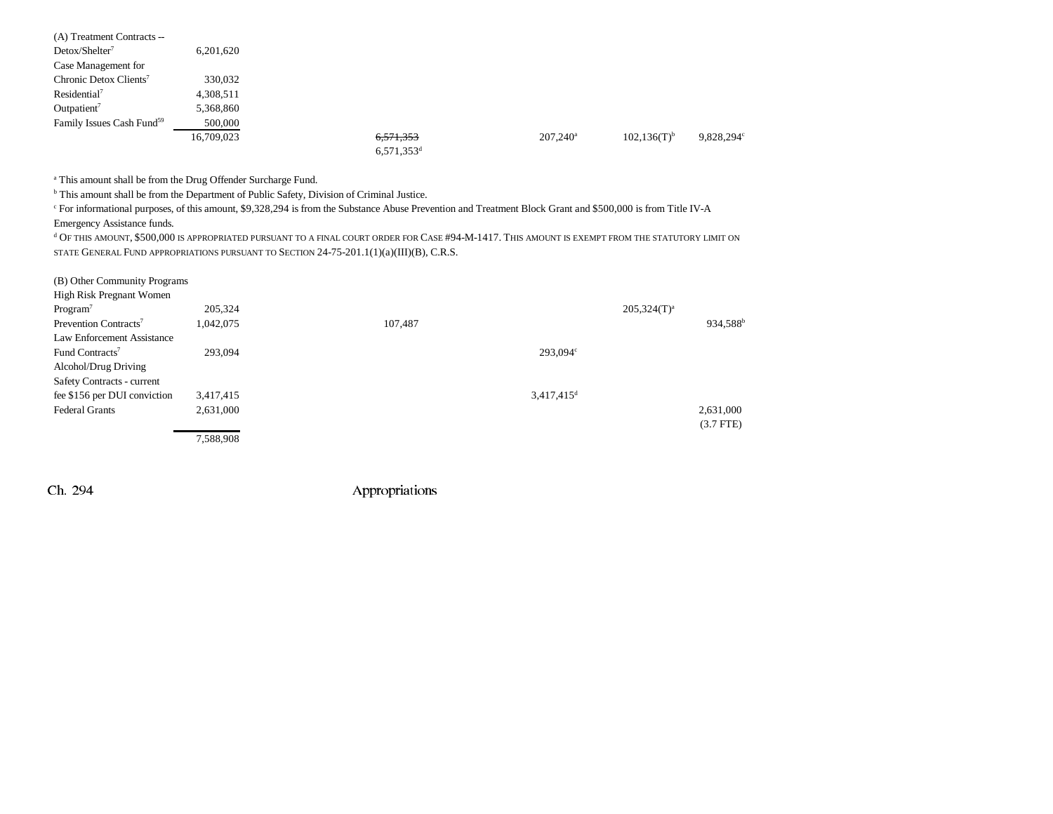| | | | | | | |
|---|---|---|---|---|---|---|
| (A) Treatment Contracts -- | | | | | | |
| Detox/Shelter[7] | 6,201,620 | | | | | |
| Case Management for Chronic Detox Clients[7] | 330,032 | | | | | |
| Residential[7] | 4,308,511 | | | | | |
| Outpatient[7] | 5,368,860 | | | | | |
| Family Issues Cash Fund[59] | 500,000 | | | | | |
| | 16,709,023 | | ~~6,571,353~~ 6,571,353[d] | 207,240[a] | 102,136(T)[b] | 9,828,294[c] |

[a] This amount shall be from the Drug Offender Surcharge Fund.

[b] This amount shall be from the Department of Public Safety, Division of Criminal Justice.

[c] For informational purposes, of this amount, $9,328,294 is from the Substance Abuse Prevention and Treatment Block Grant and $500,000 is from Title IV-A Emergency Assistance funds.

[d] OF THIS AMOUNT, $500,000 IS APPROPRIATED PURSUANT TO A FINAL COURT ORDER FOR CASE #94-M-1417. THIS AMOUNT IS EXEMPT FROM THE STATUTORY LIMIT ON STATE GENERAL FUND APPROPRIATIONS PURSUANT TO SECTION 24-75-201.1(1)(a)(III)(B), C.R.S.

| | | | | | | |
|---|---|---|---|---|---|---|
| (B) Other Community Programs | | | | | | |
| High Risk Pregnant Women Program[7] | 205,324 | | | | 205,324(T)[a] | |
| Prevention Contracts[7] | 1,042,075 | | 107,487 | | | 934,588[b] |
| Law Enforcement Assistance Fund Contracts[7] | 293,094 | | | 293,094[c] | | |
| Alcohol/Drug Driving Safety Contracts - current fee $156 per DUI conviction | 3,417,415 | | | 3,417,415[d] | | |
| Federal Grants | 2,631,000 | | | | | 2,631,000 (3.7 FTE) |
| | 7,588,908 | | | | | |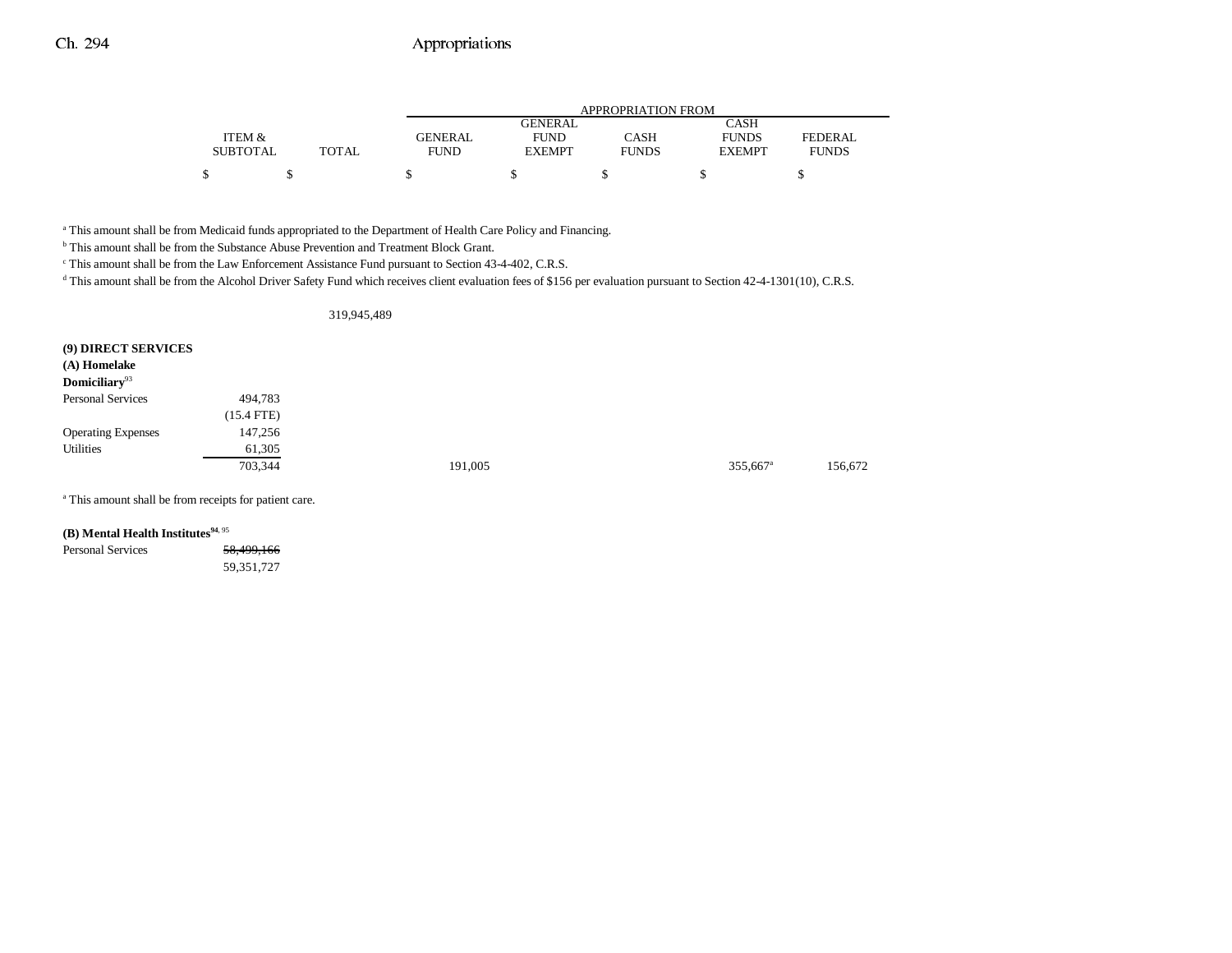| | ITEM & SUBTOTAL | TOTAL | GENERAL FUND | GENERAL FUND EXEMPT | CASH FUNDS | CASH FUNDS EXEMPT | FEDERAL FUNDS |
|---|---|---|---|---|---|---|---|
| | | | APPROPRIATION FROM | | | | |
| | $ | $ | $ | $ | $ | $ | $ |

[a] This amount shall be from Medicaid funds appropriated to the Department of Health Care Policy and Financing.

[b] This amount shall be from the Substance Abuse Prevention and Treatment Block Grant.

[c] This amount shall be from the Law Enforcement Assistance Fund pursuant to Section 43-4-402, C.R.S.

[d] This amount shall be from the Alcohol Driver Safety Fund which receives client evaluation fees of $156 per evaluation pursuant to Section 42-4-1301(10), C.R.S.

| | ITEM & SUBTOTAL | TOTAL | GENERAL FUND | GENERAL FUND EXEMPT | CASH FUNDS | CASH FUNDS EXEMPT | FEDERAL FUNDS |
|---|---|---|---|---|---|---|---|
| | | 319,945,489 | | | | | |
| **(9) DIRECT SERVICES** | | | | | | | |
| **(A) Homelake Domiciliary**[93] | | | | | | | |
| Personal Services | 494,783 | | | | | | |
| | (15.4 FTE) | | | | | | |
| Operating Expenses | 147,256 | | | | | | |
| Utilities | 61,305 | | | | | | |
| | 703,344 | | 191,005 | | | 355,667[a] | 156,672 |

[a] This amount shall be from receipts for patient care.

| | ITEM & SUBTOTAL | TOTAL | GENERAL FUND | GENERAL FUND EXEMPT | CASH FUNDS | CASH FUNDS EXEMPT | FEDERAL FUNDS |
|---|---|---|---|---|---|---|---|
| **(B) Mental Health Institutes**[94, 95] | | | | | | | |
| Personal Services | ~~58,499,166~~ | | | | | | |
| | 59,351,727 | | | | | | |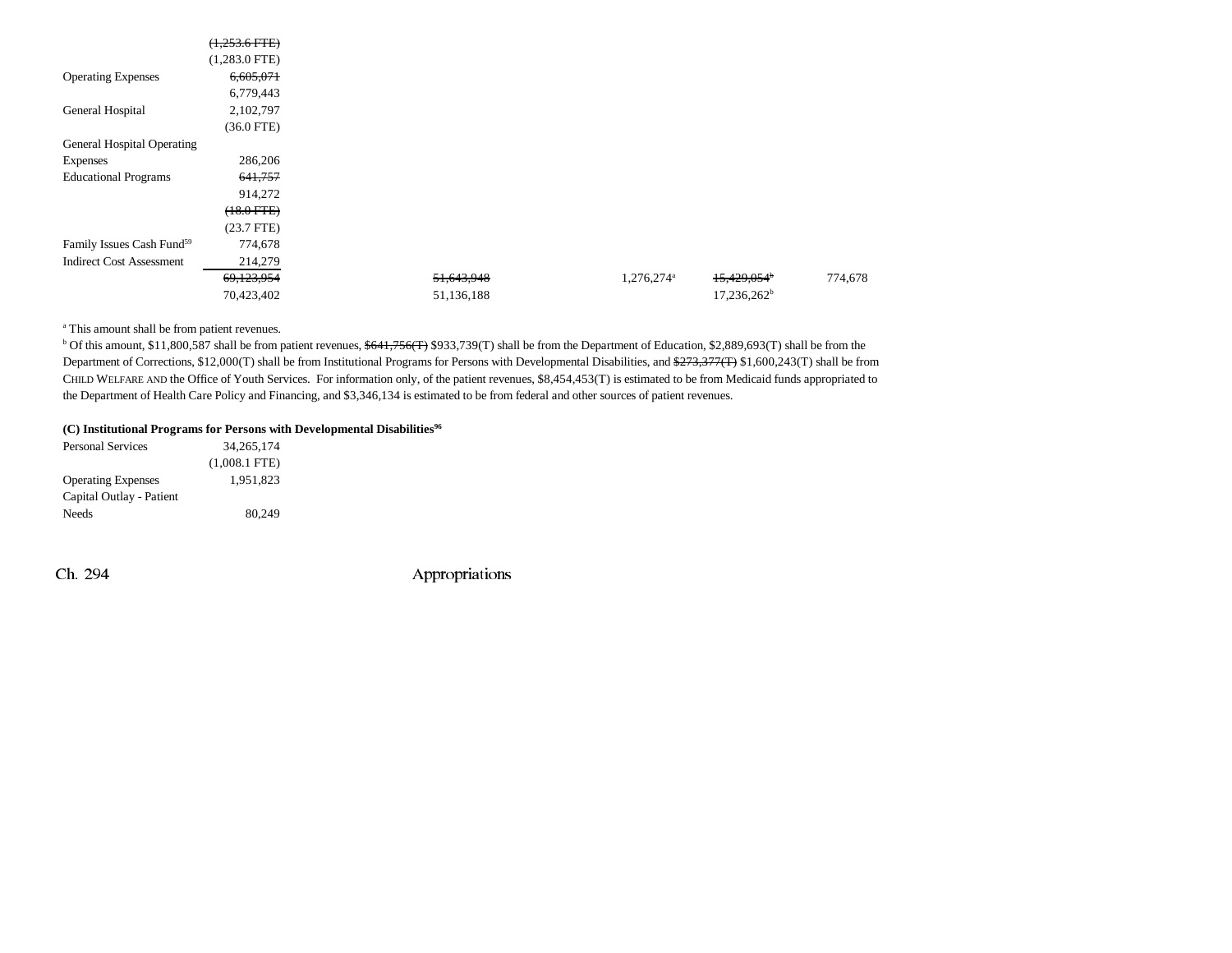| | | | | | |
|---|---|---|---|---|---|
| | ~~(1,253.6 FTE)~~ | | | | |
| | (1,283.0 FTE) | | | | |
| Operating Expenses | ~~6,605,071~~ | | | | |
| | 6,779,443 | | | | |
| General Hospital | 2,102,797 | | | | |
| | (36.0 FTE) | | | | |
| General Hospital Operating Expenses | 286,206 | | | | |
| Educational Programs | ~~641,757~~ | | | | |
| | 914,272 | | | | |
| | ~~(18.0 FTE)~~ | | | | |
| | (23.7 FTE) | | | | |
| Family Issues Cash Fund[59] | 774,678 | | | | |
| Indirect Cost Assessment | 214,279 | | | | |
| | ~~69,123,954~~ | ~~51,643,948~~ | 1,276,274[a] | ~~15,429,054~~[b] | 774,678 |
| | 70,423,402 | 51,136,188 | | 17,236,262[b] | |

[a] This amount shall be from patient revenues.

[b] Of this amount, $11,800,587 shall be from patient revenues, ~~$641,756(T)~~ $933,739(T) shall be from the Department of Education, $2,889,693(T) shall be from the Department of Corrections, $12,000(T) shall be from Institutional Programs for Persons with Developmental Disabilities, and ~~$273,377(T)~~ $1,600,243(T) shall be from CHILD WELFARE AND the Office of Youth Services. For information only, of the patient revenues, $8,454,453(T) is estimated to be from Medicaid funds appropriated to the Department of Health Care Policy and Financing, and $3,346,134 is estimated to be from federal and other sources of patient revenues.

**(C) Institutional Programs for Persons with Developmental Disabilities[96]**

| | |
|---|---|
| Personal Services | 34,265,174 |
| | (1,008.1 FTE) |
| Operating Expenses | 1,951,823 |
| Capital Outlay - Patient Needs | 80,249 |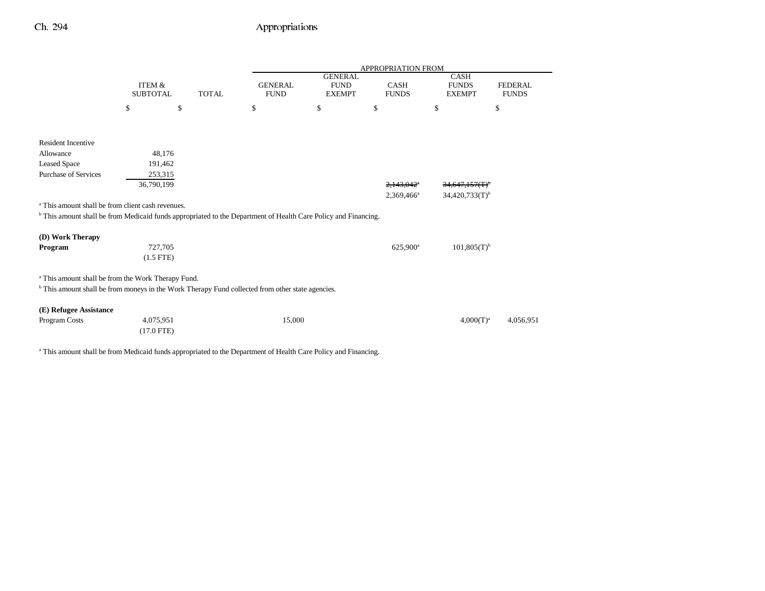| | ITEM & SUBTOTAL | TOTAL | GENERAL FUND | GENERAL FUND EXEMPT | CASH FUNDS | CASH FUNDS EXEMPT | FEDERAL FUNDS |
|---|---|---|---|---|---|---|---|
| | | | APPROPRIATION FROM | | | | |
| | $ | $ | $ | $ | $ | $ | $ |
| Resident Incentive Allowance | 48,176 | | | | | | |
| Leased Space | 191,462 | | | | | | |
| Purchase of Services | 253,315 | | | | | | |
| | 36,790,199 | | | | ~~2,143,042~~[a] 2,369,466[a] | ~~34,647,157(T)~~[b] 34,420,733(T)[b] | |

[a] This amount shall be from client cash revenues.

[b] This amount shall be from Medicaid funds appropriated to the Department of Health Care Policy and Financing.

| | ITEM & SUBTOTAL | TOTAL | GENERAL FUND | GENERAL FUND EXEMPT | CASH FUNDS | CASH FUNDS EXEMPT | FEDERAL FUNDS |
|---|---|---|---|---|---|---|---|
| **(D) Work Therapy Program** | 727,705 (1.5 FTE) | | | | 625,900[a] | 101,805(T)[b] | |

[a] This amount shall be from the Work Therapy Fund.

[b] This amount shall be from moneys in the Work Therapy Fund collected from other state agencies.

| | ITEM & SUBTOTAL | TOTAL | GENERAL FUND | GENERAL FUND EXEMPT | CASH FUNDS | CASH FUNDS EXEMPT | FEDERAL FUNDS |
|---|---|---|---|---|---|---|---|
| **(E) Refugee Assistance** | | | | | | | |
| Program Costs | 4,075,951 (17.0 FTE) | | 15,000 | | | 4,000(T)[a] | 4,056,951 |

[a] This amount shall be from Medicaid funds appropriated to the Department of Health Care Policy and Financing.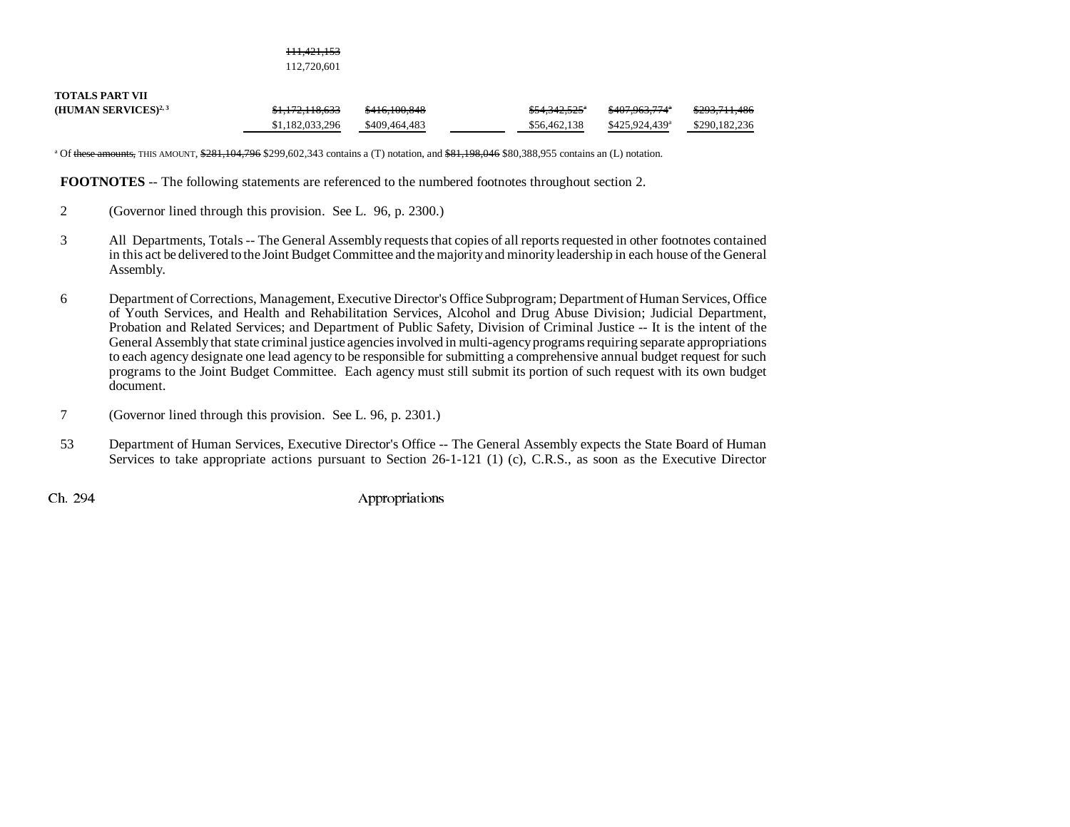| | | | | | | |
|---|---|---|---|---|---|---|
| | ~~111,421,153~~ 112,720,601 | | | | | |
| **TOTALS PART VII (HUMAN SERVICES)**[2, 3] | ~~$1,172,118,633~~ $1,182,033,296 | ~~$416,100,848~~ $409,464,483 | | ~~$54,342,525~~[a] $56,462,138 | ~~$407,963,774~~[a] $425,924,439[a] | ~~$293,711,486~~ $290,182,236 |

[a] Of ~~these amounts,~~ THIS AMOUNT, ~~$281,104,796~~ $299,602,343 contains a (T) notation, and ~~$81,198,046~~ $80,388,955 contains an (L) notation.

**FOOTNOTES** -- The following statements are referenced to the numbered footnotes throughout section 2.

2 (Governor lined through this provision. See L. 96, p. 2300.)

3 All Departments, Totals -- The General Assembly requests that copies of all reports requested in other footnotes contained in this act be delivered to the Joint Budget Committee and the majority and minority leadership in each house of the General Assembly.

6 Department of Corrections, Management, Executive Director's Office Subprogram; Department of Human Services, Office of Youth Services, and Health and Rehabilitation Services, Alcohol and Drug Abuse Division; Judicial Department, Probation and Related Services; and Department of Public Safety, Division of Criminal Justice -- It is the intent of the General Assembly that state criminal justice agencies involved in multi-agency programs requiring separate appropriations to each agency designate one lead agency to be responsible for submitting a comprehensive annual budget request for such programs to the Joint Budget Committee. Each agency must still submit its portion of such request with its own budget document.

7 (Governor lined through this provision. See L. 96, p. 2301.)

53 Department of Human Services, Executive Director's Office -- The General Assembly expects the State Board of Human Services to take appropriate actions pursuant to Section 26-1-121 (1) (c), C.R.S., as soon as the Executive Director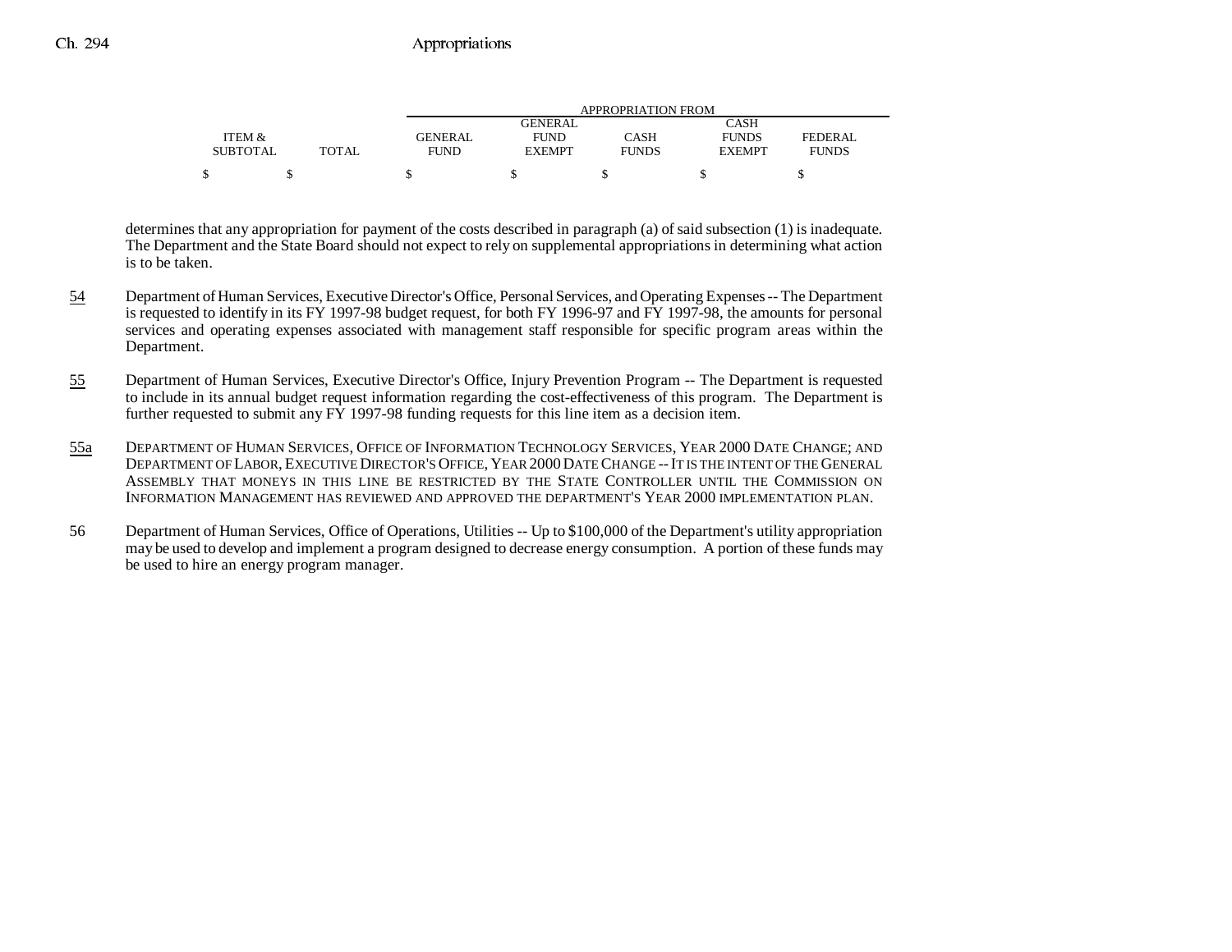| ITEM & SUBTOTAL | TOTAL | APPROPRIATION FROM GENERAL FUND | GENERAL FUND EXEMPT | CASH FUNDS | CASH FUNDS EXEMPT | FEDERAL FUNDS |
|---|---|---|---|---|---|---|
| $ | $ | $ | $ | $ | $ | $ |

determines that any appropriation for payment of the costs described in paragraph (a) of said subsection (1) is inadequate. The Department and the State Board should not expect to rely on supplemental appropriations in determining what action is to be taken.

54 Department of Human Services, Executive Director's Office, Personal Services, and Operating Expenses -- The Department is requested to identify in its FY 1997-98 budget request, for both FY 1996-97 and FY 1997-98, the amounts for personal services and operating expenses associated with management staff responsible for specific program areas within the Department.

55 Department of Human Services, Executive Director's Office, Injury Prevention Program -- The Department is requested to include in its annual budget request information regarding the cost-effectiveness of this program. The Department is further requested to submit any FY 1997-98 funding requests for this line item as a decision item.

55a DEPARTMENT OF HUMAN SERVICES, OFFICE OF INFORMATION TECHNOLOGY SERVICES, YEAR 2000 DATE CHANGE; AND DEPARTMENT OF LABOR, EXECUTIVE DIRECTOR'S OFFICE, YEAR 2000 DATE CHANGE -- IT IS THE INTENT OF THE GENERAL ASSEMBLY THAT MONEYS IN THIS LINE BE RESTRICTED BY THE STATE CONTROLLER UNTIL THE COMMISSION ON INFORMATION MANAGEMENT HAS REVIEWED AND APPROVED THE DEPARTMENT'S YEAR 2000 IMPLEMENTATION PLAN.

56 Department of Human Services, Office of Operations, Utilities -- Up to $100,000 of the Department's utility appropriation may be used to develop and implement a program designed to decrease energy consumption. A portion of these funds may be used to hire an energy program manager.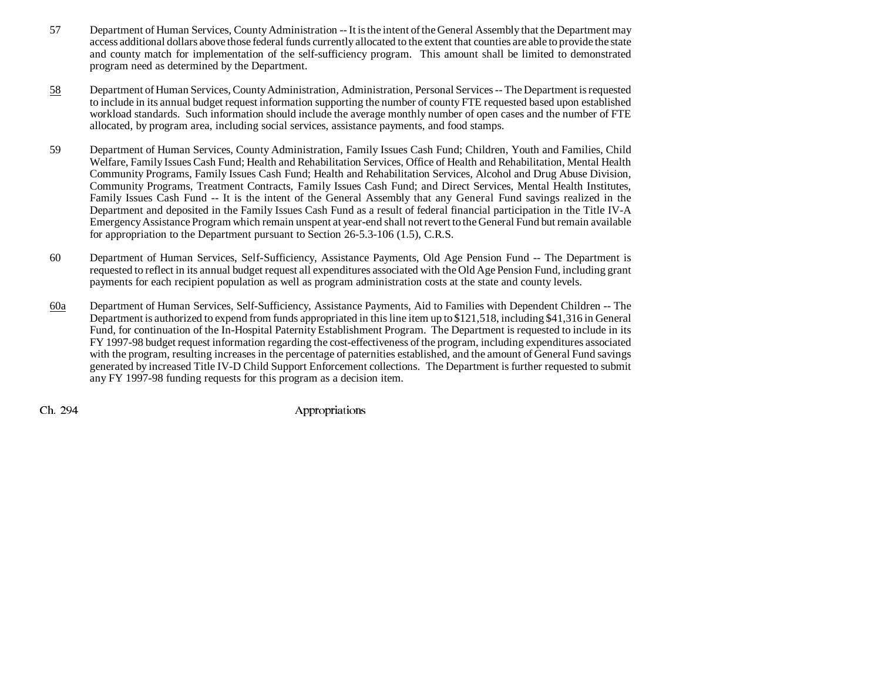57 Department of Human Services, County Administration -- It is the intent of the General Assembly that the Department may access additional dollars above those federal funds currently allocated to the extent that counties are able to provide the state and county match for implementation of the self-sufficiency program. This amount shall be limited to demonstrated program need as determined by the Department.

58 Department of Human Services, County Administration, Administration, Personal Services -- The Department is requested to include in its annual budget request information supporting the number of county FTE requested based upon established workload standards. Such information should include the average monthly number of open cases and the number of FTE allocated, by program area, including social services, assistance payments, and food stamps.

59 Department of Human Services, County Administration, Family Issues Cash Fund; Children, Youth and Families, Child Welfare, Family Issues Cash Fund; Health and Rehabilitation Services, Office of Health and Rehabilitation, Mental Health Community Programs, Family Issues Cash Fund; Health and Rehabilitation Services, Alcohol and Drug Abuse Division, Community Programs, Treatment Contracts, Family Issues Cash Fund; and Direct Services, Mental Health Institutes, Family Issues Cash Fund -- It is the intent of the General Assembly that any General Fund savings realized in the Department and deposited in the Family Issues Cash Fund as a result of federal financial participation in the Title IV-A Emergency Assistance Program which remain unspent at year-end shall not revert to the General Fund but remain available for appropriation to the Department pursuant to Section 26-5.3-106 (1.5), C.R.S.

60 Department of Human Services, Self-Sufficiency, Assistance Payments, Old Age Pension Fund -- The Department is requested to reflect in its annual budget request all expenditures associated with the Old Age Pension Fund, including grant payments for each recipient population as well as program administration costs at the state and county levels.

60a Department of Human Services, Self-Sufficiency, Assistance Payments, Aid to Families with Dependent Children -- The Department is authorized to expend from funds appropriated in this line item up to $121,518, including $41,316 in General Fund, for continuation of the In-Hospital Paternity Establishment Program. The Department is requested to include in its FY 1997-98 budget request information regarding the cost-effectiveness of the program, including expenditures associated with the program, resulting increases in the percentage of paternities established, and the amount of General Fund savings generated by increased Title IV-D Child Support Enforcement collections. The Department is further requested to submit any FY 1997-98 funding requests for this program as a decision item.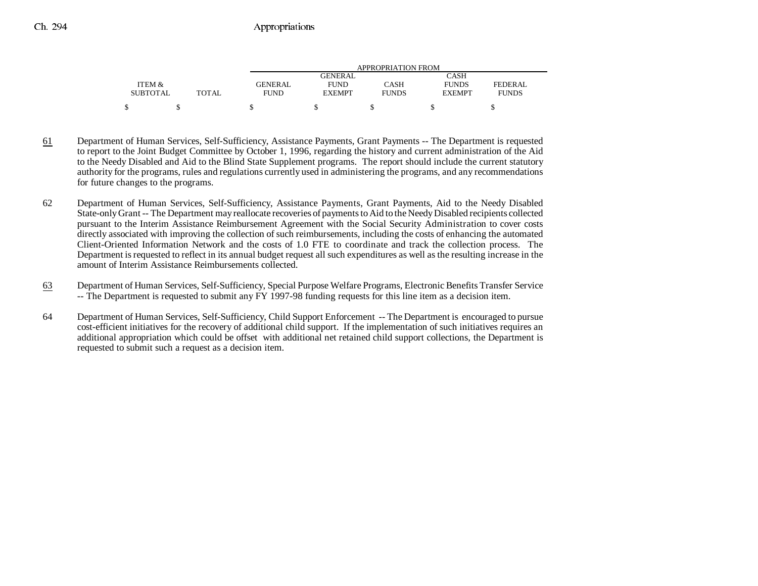| ITEM & SUBTOTAL | TOTAL | APPROPRIATION FROM GENERAL FUND | GENERAL FUND EXEMPT | CASH FUNDS | CASH FUNDS EXEMPT | FEDERAL FUNDS |
|---|---|---|---|---|---|---|
| $ | $ | $ | $ | $ | $ | $ |

61 Department of Human Services, Self-Sufficiency, Assistance Payments, Grant Payments -- The Department is requested to report to the Joint Budget Committee by October 1, 1996, regarding the history and current administration of the Aid to the Needy Disabled and Aid to the Blind State Supplement programs. The report should include the current statutory authority for the programs, rules and regulations currently used in administering the programs, and any recommendations for future changes to the programs.

62 Department of Human Services, Self-Sufficiency, Assistance Payments, Grant Payments, Aid to the Needy Disabled State-only Grant -- The Department may reallocate recoveries of payments to Aid to the Needy Disabled recipients collected pursuant to the Interim Assistance Reimbursement Agreement with the Social Security Administration to cover costs directly associated with improving the collection of such reimbursements, including the costs of enhancing the automated Client-Oriented Information Network and the costs of 1.0 FTE to coordinate and track the collection process. The Department is requested to reflect in its annual budget request all such expenditures as well as the resulting increase in the amount of Interim Assistance Reimbursements collected.

63 Department of Human Services, Self-Sufficiency, Special Purpose Welfare Programs, Electronic Benefits Transfer Service -- The Department is requested to submit any FY 1997-98 funding requests for this line item as a decision item.

64 Department of Human Services, Self-Sufficiency, Child Support Enforcement -- The Department is encouraged to pursue cost-efficient initiatives for the recovery of additional child support. If the implementation of such initiatives requires an additional appropriation which could be offset with additional net retained child support collections, the Department is requested to submit such a request as a decision item.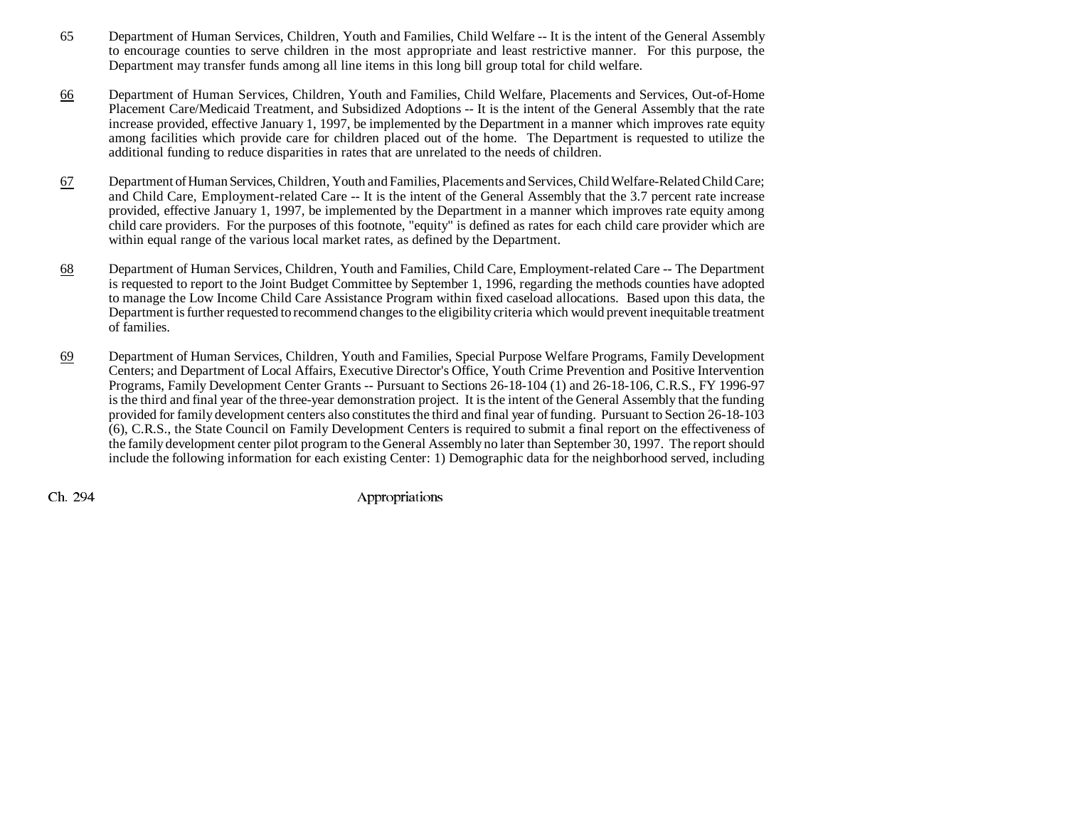65 Department of Human Services, Children, Youth and Families, Child Welfare -- It is the intent of the General Assembly to encourage counties to serve children in the most appropriate and least restrictive manner. For this purpose, the Department may transfer funds among all line items in this long bill group total for child welfare.

66 Department of Human Services, Children, Youth and Families, Child Welfare, Placements and Services, Out-of-Home Placement Care/Medicaid Treatment, and Subsidized Adoptions -- It is the intent of the General Assembly that the rate increase provided, effective January 1, 1997, be implemented by the Department in a manner which improves rate equity among facilities which provide care for children placed out of the home. The Department is requested to utilize the additional funding to reduce disparities in rates that are unrelated to the needs of children.

67 Department of Human Services, Children, Youth and Families, Placements and Services, Child Welfare-Related Child Care; and Child Care, Employment-related Care -- It is the intent of the General Assembly that the 3.7 percent rate increase provided, effective January 1, 1997, be implemented by the Department in a manner which improves rate equity among child care providers. For the purposes of this footnote, "equity" is defined as rates for each child care provider which are within equal range of the various local market rates, as defined by the Department.

68 Department of Human Services, Children, Youth and Families, Child Care, Employment-related Care -- The Department is requested to report to the Joint Budget Committee by September 1, 1996, regarding the methods counties have adopted to manage the Low Income Child Care Assistance Program within fixed caseload allocations. Based upon this data, the Department is further requested to recommend changes to the eligibility criteria which would prevent inequitable treatment of families.

69 Department of Human Services, Children, Youth and Families, Special Purpose Welfare Programs, Family Development Centers; and Department of Local Affairs, Executive Director's Office, Youth Crime Prevention and Positive Intervention Programs, Family Development Center Grants -- Pursuant to Sections 26-18-104 (1) and 26-18-106, C.R.S., FY 1996-97 is the third and final year of the three-year demonstration project. It is the intent of the General Assembly that the funding provided for family development centers also constitutes the third and final year of funding. Pursuant to Section 26-18-103 (6), C.R.S., the State Council on Family Development Centers is required to submit a final report on the effectiveness of the family development center pilot program to the General Assembly no later than September 30, 1997. The report should include the following information for each existing Center: 1) Demographic data for the neighborhood served, including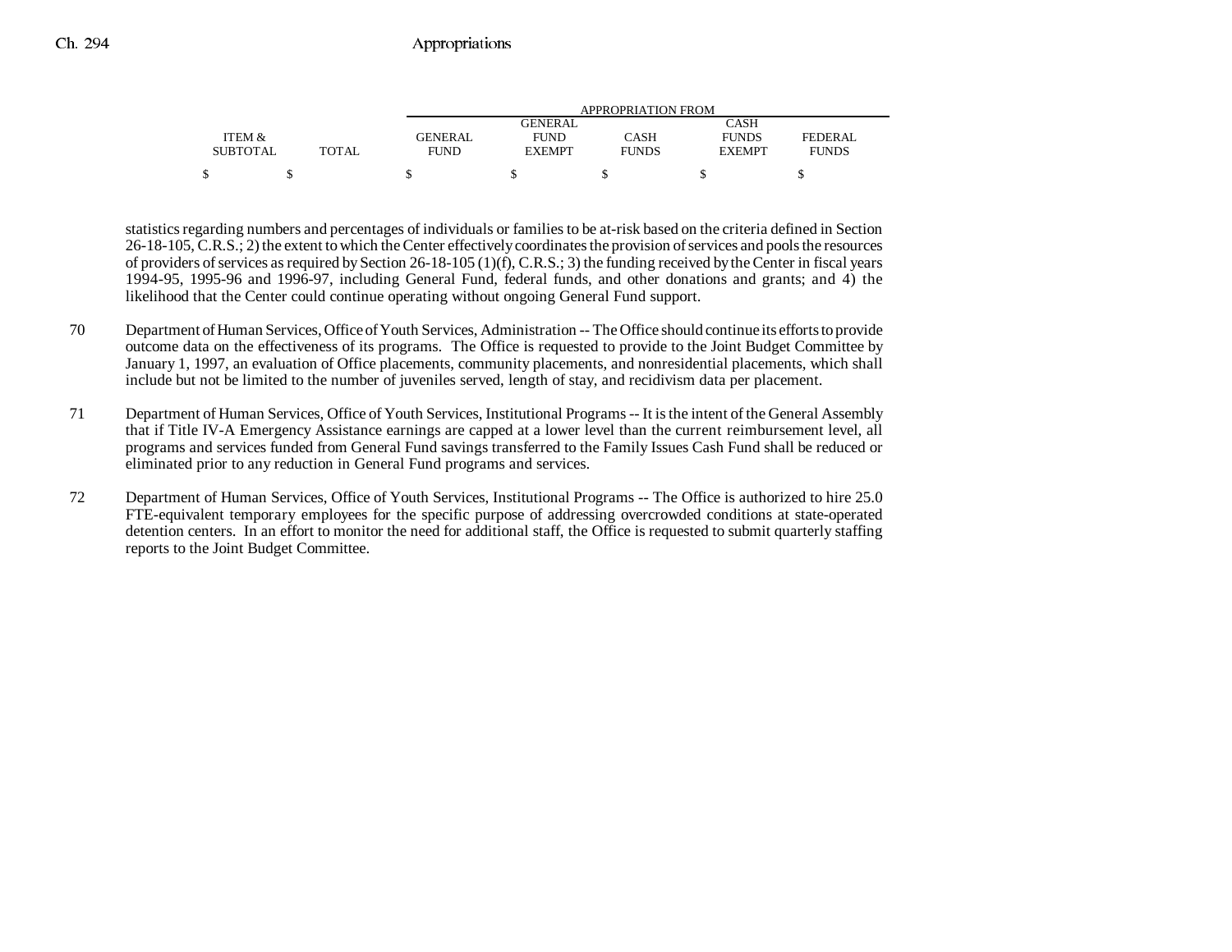| ITEM & SUBTOTAL | TOTAL | APPROPRIATION FROM GENERAL FUND | GENERAL FUND EXEMPT | CASH FUNDS | CASH FUNDS EXEMPT | FEDERAL FUNDS |
|---|---|---|---|---|---|---|
| $ | $ | $ | $ | $ | $ | $ |

statistics regarding numbers and percentages of individuals or families to be at-risk based on the criteria defined in Section 26-18-105, C.R.S.; 2) the extent to which the Center effectively coordinates the provision of services and pools the resources of providers of services as required by Section 26-18-105 (1)(f), C.R.S.; 3) the funding received by the Center in fiscal years 1994-95, 1995-96 and 1996-97, including General Fund, federal funds, and other donations and grants; and 4) the likelihood that the Center could continue operating without ongoing General Fund support.

70 Department of Human Services, Office of Youth Services, Administration -- The Office should continue its efforts to provide outcome data on the effectiveness of its programs. The Office is requested to provide to the Joint Budget Committee by January 1, 1997, an evaluation of Office placements, community placements, and nonresidential placements, which shall include but not be limited to the number of juveniles served, length of stay, and recidivism data per placement.

71 Department of Human Services, Office of Youth Services, Institutional Programs -- It is the intent of the General Assembly that if Title IV-A Emergency Assistance earnings are capped at a lower level than the current reimbursement level, all programs and services funded from General Fund savings transferred to the Family Issues Cash Fund shall be reduced or eliminated prior to any reduction in General Fund programs and services.

72 Department of Human Services, Office of Youth Services, Institutional Programs -- The Office is authorized to hire 25.0 FTE-equivalent temporary employees for the specific purpose of addressing overcrowded conditions at state-operated detention centers. In an effort to monitor the need for additional staff, the Office is requested to submit quarterly staffing reports to the Joint Budget Committee.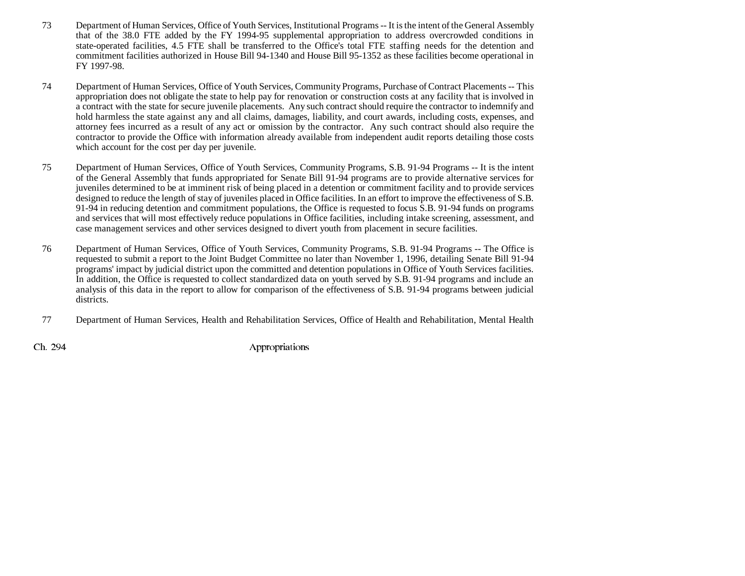73 Department of Human Services, Office of Youth Services, Institutional Programs -- It is the intent of the General Assembly that of the 38.0 FTE added by the FY 1994-95 supplemental appropriation to address overcrowded conditions in state-operated facilities, 4.5 FTE shall be transferred to the Office's total FTE staffing needs for the detention and commitment facilities authorized in House Bill 94-1340 and House Bill 95-1352 as these facilities become operational in FY 1997-98.

74 Department of Human Services, Office of Youth Services, Community Programs, Purchase of Contract Placements -- This appropriation does not obligate the state to help pay for renovation or construction costs at any facility that is involved in a contract with the state for secure juvenile placements. Any such contract should require the contractor to indemnify and hold harmless the state against any and all claims, damages, liability, and court awards, including costs, expenses, and attorney fees incurred as a result of any act or omission by the contractor. Any such contract should also require the contractor to provide the Office with information already available from independent audit reports detailing those costs which account for the cost per day per juvenile.

75 Department of Human Services, Office of Youth Services, Community Programs, S.B. 91-94 Programs -- It is the intent of the General Assembly that funds appropriated for Senate Bill 91-94 programs are to provide alternative services for juveniles determined to be at imminent risk of being placed in a detention or commitment facility and to provide services designed to reduce the length of stay of juveniles placed in Office facilities. In an effort to improve the effectiveness of S.B. 91-94 in reducing detention and commitment populations, the Office is requested to focus S.B. 91-94 funds on programs and services that will most effectively reduce populations in Office facilities, including intake screening, assessment, and case management services and other services designed to divert youth from placement in secure facilities.

76 Department of Human Services, Office of Youth Services, Community Programs, S.B. 91-94 Programs -- The Office is requested to submit a report to the Joint Budget Committee no later than November 1, 1996, detailing Senate Bill 91-94 programs' impact by judicial district upon the committed and detention populations in Office of Youth Services facilities. In addition, the Office is requested to collect standardized data on youth served by S.B. 91-94 programs and include an analysis of this data in the report to allow for comparison of the effectiveness of S.B. 91-94 programs between judicial districts.

77 Department of Human Services, Health and Rehabilitation Services, Office of Health and Rehabilitation, Mental Health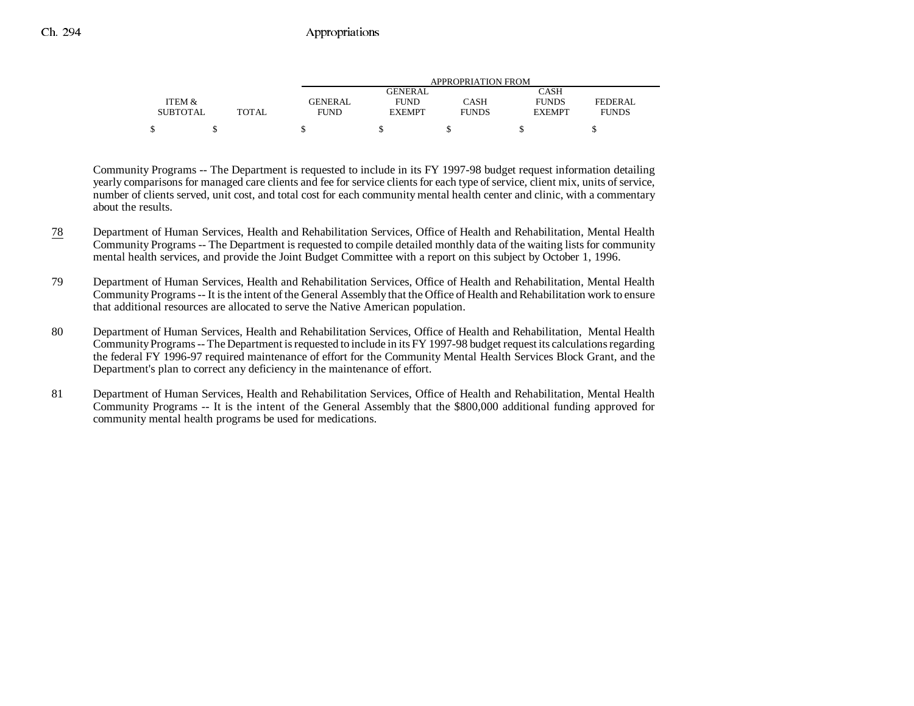| ITEM & SUBTOTAL | TOTAL | APPROPRIATION FROM GENERAL FUND | GENERAL FUND EXEMPT | CASH FUNDS | CASH FUNDS EXEMPT | FEDERAL FUNDS |
|---|---|---|---|---|---|---|
| $ | $ | $ | $ | $ | $ | $ |

Community Programs -- The Department is requested to include in its FY 1997-98 budget request information detailing yearly comparisons for managed care clients and fee for service clients for each type of service, client mix, units of service, number of clients served, unit cost, and total cost for each community mental health center and clinic, with a commentary about the results.

78 Department of Human Services, Health and Rehabilitation Services, Office of Health and Rehabilitation, Mental Health Community Programs -- The Department is requested to compile detailed monthly data of the waiting lists for community mental health services, and provide the Joint Budget Committee with a report on this subject by October 1, 1996.

79 Department of Human Services, Health and Rehabilitation Services, Office of Health and Rehabilitation, Mental Health Community Programs -- It is the intent of the General Assembly that the Office of Health and Rehabilitation work to ensure that additional resources are allocated to serve the Native American population.

80 Department of Human Services, Health and Rehabilitation Services, Office of Health and Rehabilitation, Mental Health Community Programs -- The Department is requested to include in its FY 1997-98 budget request its calculations regarding the federal FY 1996-97 required maintenance of effort for the Community Mental Health Services Block Grant, and the Department's plan to correct any deficiency in the maintenance of effort.

81 Department of Human Services, Health and Rehabilitation Services, Office of Health and Rehabilitation, Mental Health Community Programs -- It is the intent of the General Assembly that the $800,000 additional funding approved for community mental health programs be used for medications.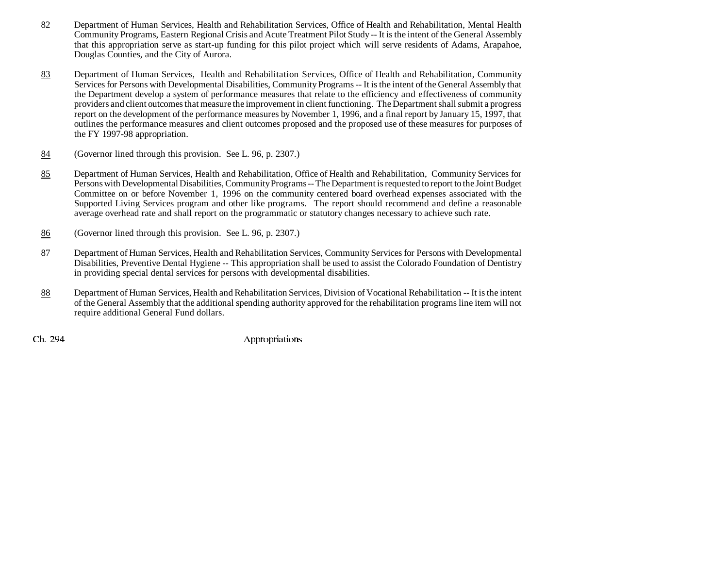82 Department of Human Services, Health and Rehabilitation Services, Office of Health and Rehabilitation, Mental Health Community Programs, Eastern Regional Crisis and Acute Treatment Pilot Study -- It is the intent of the General Assembly that this appropriation serve as start-up funding for this pilot project which will serve residents of Adams, Arapahoe, Douglas Counties, and the City of Aurora.

83 Department of Human Services, Health and Rehabilitation Services, Office of Health and Rehabilitation, Community Services for Persons with Developmental Disabilities, Community Programs -- It is the intent of the General Assembly that the Department develop a system of performance measures that relate to the efficiency and effectiveness of community providers and client outcomes that measure the improvement in client functioning. The Department shall submit a progress report on the development of the performance measures by November 1, 1996, and a final report by January 15, 1997, that outlines the performance measures and client outcomes proposed and the proposed use of these measures for purposes of the FY 1997-98 appropriation.

84 (Governor lined through this provision. See L. 96, p. 2307.)

85 Department of Human Services, Health and Rehabilitation, Office of Health and Rehabilitation, Community Services for Persons with Developmental Disabilities, Community Programs -- The Department is requested to report to the Joint Budget Committee on or before November 1, 1996 on the community centered board overhead expenses associated with the Supported Living Services program and other like programs. The report should recommend and define a reasonable average overhead rate and shall report on the programmatic or statutory changes necessary to achieve such rate.

86 (Governor lined through this provision. See L. 96, p. 2307.)

87 Department of Human Services, Health and Rehabilitation Services, Community Services for Persons with Developmental Disabilities, Preventive Dental Hygiene -- This appropriation shall be used to assist the Colorado Foundation of Dentistry in providing special dental services for persons with developmental disabilities.

88 Department of Human Services, Health and Rehabilitation Services, Division of Vocational Rehabilitation -- It is the intent of the General Assembly that the additional spending authority approved for the rehabilitation programs line item will not require additional General Fund dollars.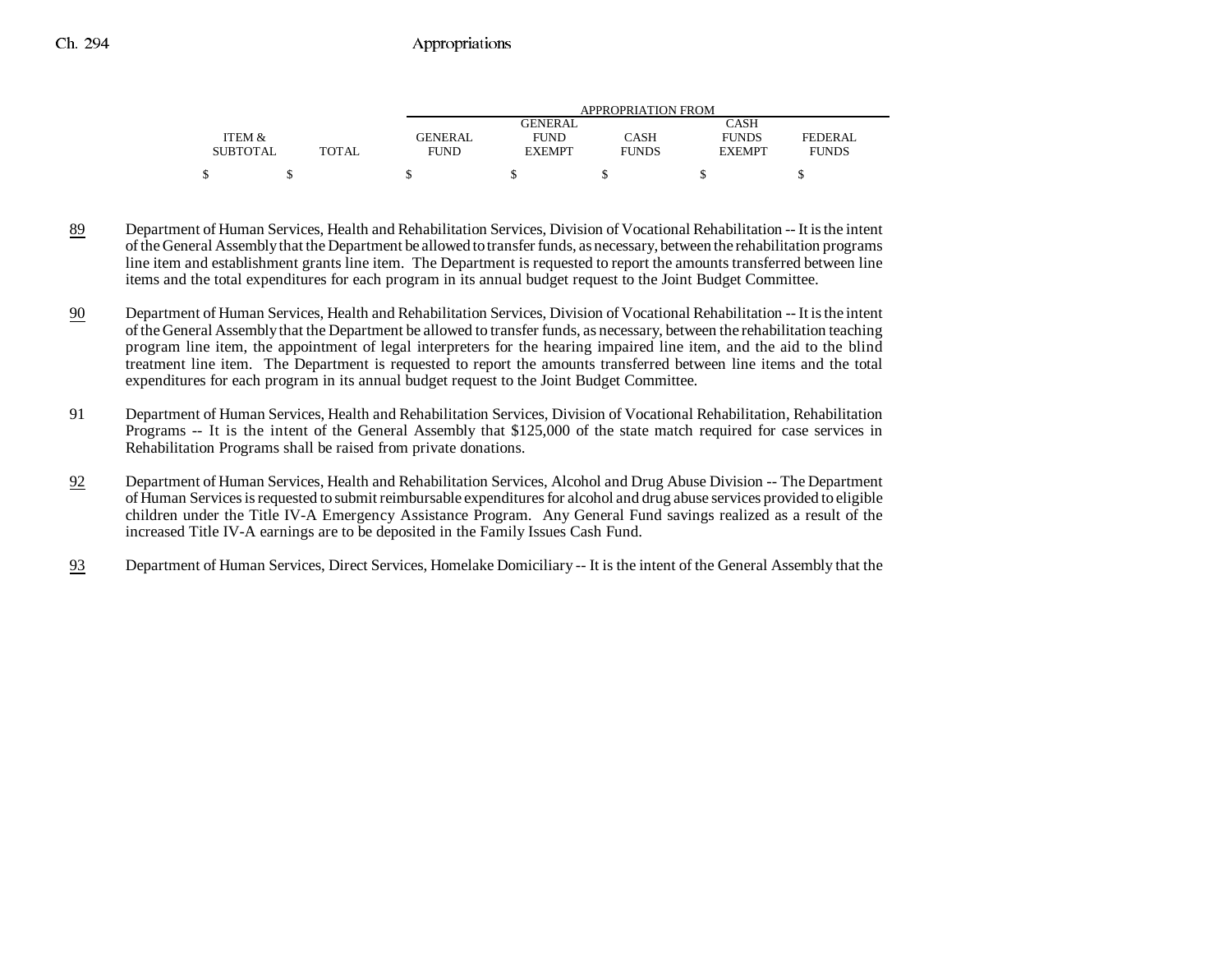| ITEM & SUBTOTAL | TOTAL | GENERAL FUND | GENERAL FUND EXEMPT | CASH FUNDS | CASH FUNDS EXEMPT | FEDERAL FUNDS |
|---|---|---|---|---|---|---|
| $ | $ | $ | $ | $ | $ | $ |

89 Department of Human Services, Health and Rehabilitation Services, Division of Vocational Rehabilitation -- It is the intent of the General Assembly that the Department be allowed to transfer funds, as necessary, between the rehabilitation programs line item and establishment grants line item. The Department is requested to report the amounts transferred between line items and the total expenditures for each program in its annual budget request to the Joint Budget Committee.

90 Department of Human Services, Health and Rehabilitation Services, Division of Vocational Rehabilitation -- It is the intent of the General Assembly that the Department be allowed to transfer funds, as necessary, between the rehabilitation teaching program line item, the appointment of legal interpreters for the hearing impaired line item, and the aid to the blind treatment line item. The Department is requested to report the amounts transferred between line items and the total expenditures for each program in its annual budget request to the Joint Budget Committee.

91 Department of Human Services, Health and Rehabilitation Services, Division of Vocational Rehabilitation, Rehabilitation Programs -- It is the intent of the General Assembly that $125,000 of the state match required for case services in Rehabilitation Programs shall be raised from private donations.

92 Department of Human Services, Health and Rehabilitation Services, Alcohol and Drug Abuse Division -- The Department of Human Services is requested to submit reimbursable expenditures for alcohol and drug abuse services provided to eligible children under the Title IV-A Emergency Assistance Program. Any General Fund savings realized as a result of the increased Title IV-A earnings are to be deposited in the Family Issues Cash Fund.

93 Department of Human Services, Direct Services, Homelake Domiciliary -- It is the intent of the General Assembly that the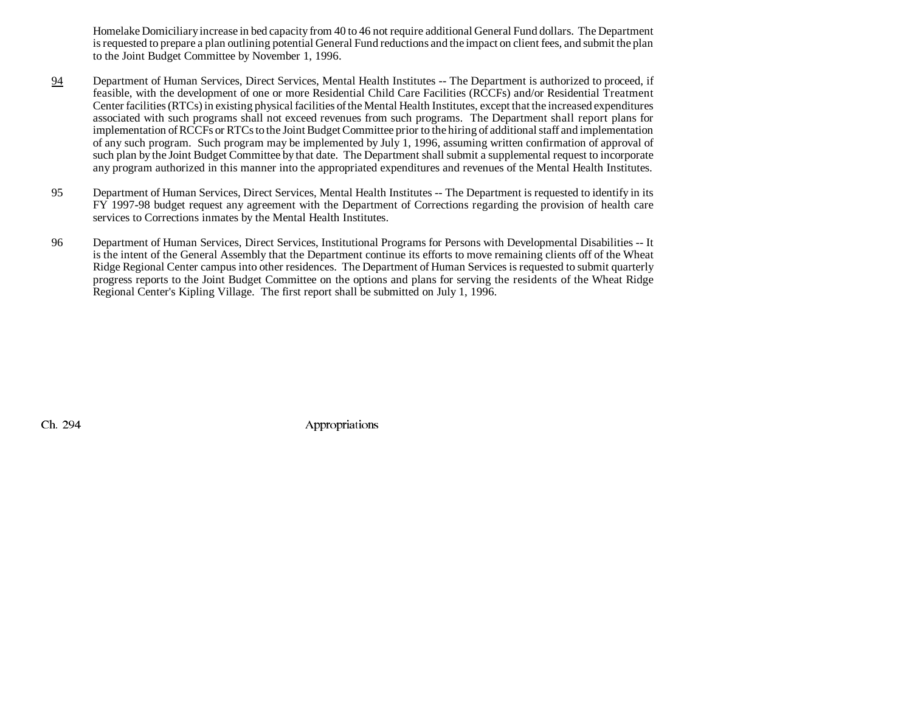Homelake Domiciliary increase in bed capacity from 40 to 46 not require additional General Fund dollars. The Department is requested to prepare a plan outlining potential General Fund reductions and the impact on client fees, and submit the plan to the Joint Budget Committee by November 1, 1996.

94 Department of Human Services, Direct Services, Mental Health Institutes -- The Department is authorized to proceed, if feasible, with the development of one or more Residential Child Care Facilities (RCCFs) and/or Residential Treatment Center facilities (RTCs) in existing physical facilities of the Mental Health Institutes, except that the increased expenditures associated with such programs shall not exceed revenues from such programs. The Department shall report plans for implementation of RCCFs or RTCs to the Joint Budget Committee prior to the hiring of additional staff and implementation of any such program. Such program may be implemented by July 1, 1996, assuming written confirmation of approval of such plan by the Joint Budget Committee by that date. The Department shall submit a supplemental request to incorporate any program authorized in this manner into the appropriated expenditures and revenues of the Mental Health Institutes.

95 Department of Human Services, Direct Services, Mental Health Institutes -- The Department is requested to identify in its FY 1997-98 budget request any agreement with the Department of Corrections regarding the provision of health care services to Corrections inmates by the Mental Health Institutes.

96 Department of Human Services, Direct Services, Institutional Programs for Persons with Developmental Disabilities -- It is the intent of the General Assembly that the Department continue its efforts to move remaining clients off of the Wheat Ridge Regional Center campus into other residences. The Department of Human Services is requested to submit quarterly progress reports to the Joint Budget Committee on the options and plans for serving the residents of the Wheat Ridge Regional Center's Kipling Village. The first report shall be submitted on July 1, 1996.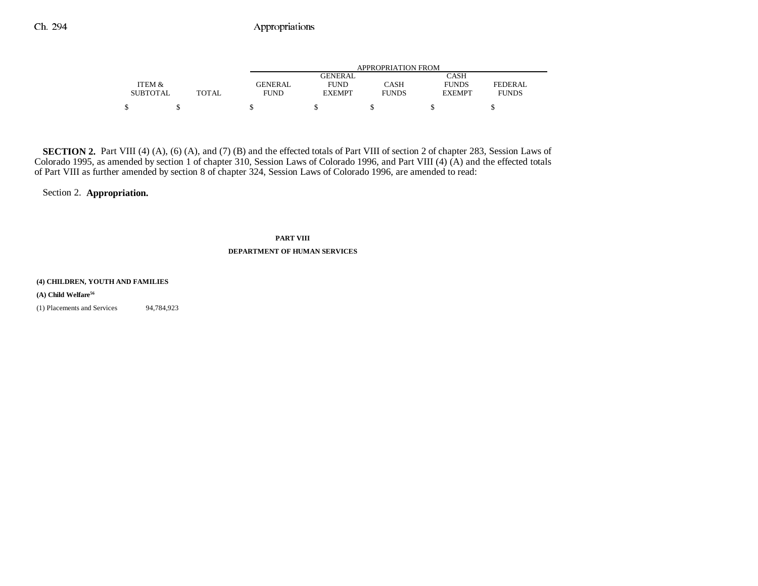| | | APPROPRIATION FROM | | | | |
|---|---|---|---|---|---|---|
| ITEM & SUBTOTAL | TOTAL | GENERAL FUND | GENERAL FUND EXEMPT | CASH FUNDS | CASH FUNDS EXEMPT | FEDERAL FUNDS |
| $ | $ | $ | $ | $ | $ | $ |

**SECTION 2.** Part VIII (4) (A), (6) (A), and (7) (B) and the effected totals of Part VIII of section 2 of chapter 283, Session Laws of Colorado 1995, as amended by section 1 of chapter 310, Session Laws of Colorado 1996, and Part VIII (4) (A) and the effected totals of Part VIII as further amended by section 8 of chapter 324, Session Laws of Colorado 1996, are amended to read:

Section 2. **Appropriation.**

**PART VIII**

**DEPARTMENT OF HUMAN SERVICES**

**(4) CHILDREN, YOUTH AND FAMILIES**

**(A) Child Welfare**[56]

| | ITEM & SUBTOTAL | TOTAL | GENERAL FUND | GENERAL FUND EXEMPT | CASH FUNDS | CASH FUNDS EXEMPT | FEDERAL FUNDS |
|---|---|---|---|---|---|---|---|
| (1) Placements and Services | 94,784,923 | | | | | | |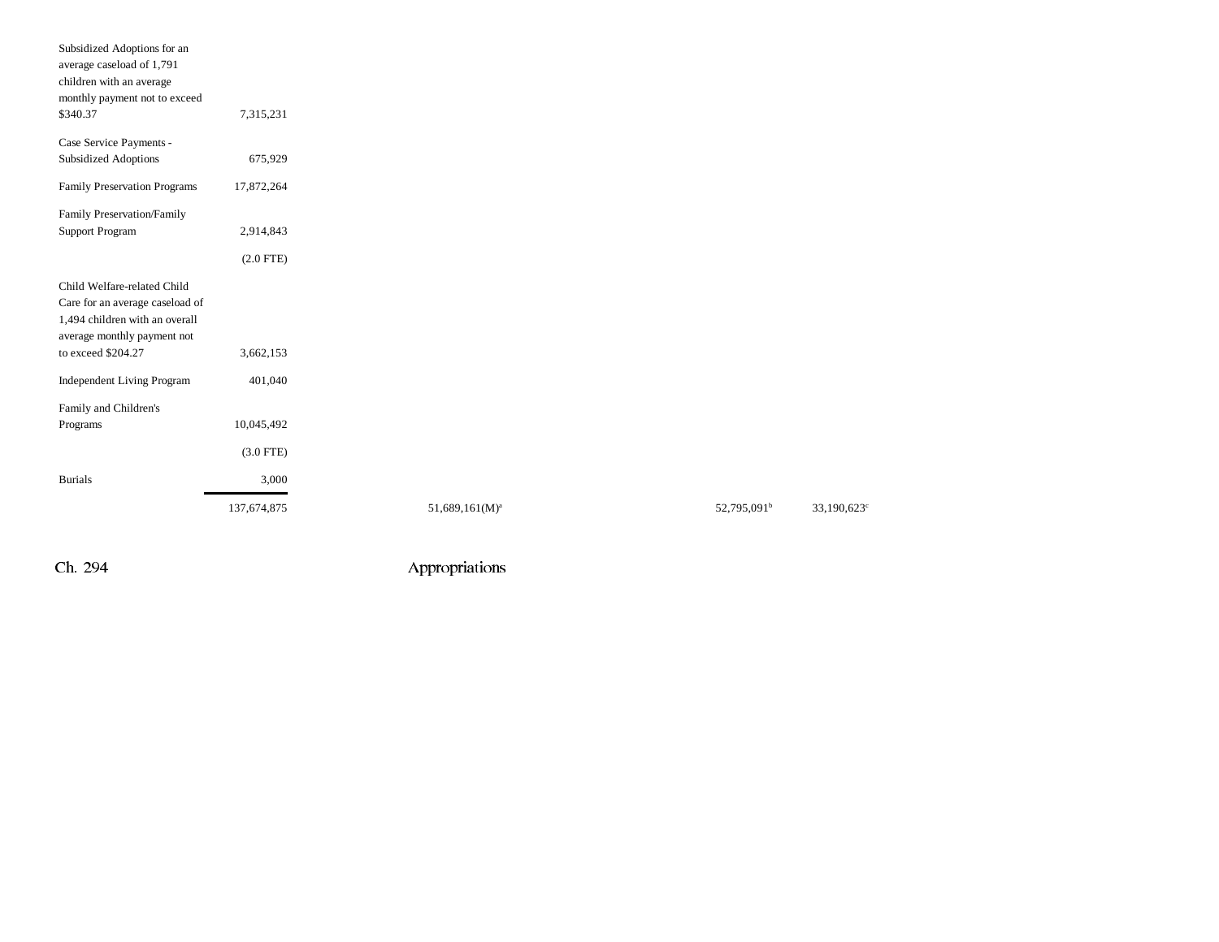| | | | | | |
|---|---|---|---|---|---|
| Subsidized Adoptions for an average caseload of 1,791 children with an average monthly payment not to exceed $340.37 | 7,315,231 | | | | |
| Case Service Payments - Subsidized Adoptions | 675,929 | | | | |
| Family Preservation Programs | 17,872,264 | | | | |
| Family Preservation/Family Support Program | 2,914,843 | | | | |
| | (2.0 FTE) | | | | |
| Child Welfare-related Child Care for an average caseload of 1,494 children with an overall average monthly payment not to exceed $204.27 | 3,662,153 | | | | |
| Independent Living Program | 401,040 | | | | |
| Family and Children's Programs | 10,045,492 | | | | |
| | (3.0 FTE) | | | | |
| Burials | 3,000 | | | | |
| | 137,674,875 | 51,689,161(M)[a] | | 52,795,091[b] | 33,190,623[c] |

Ch. 294 Appropriations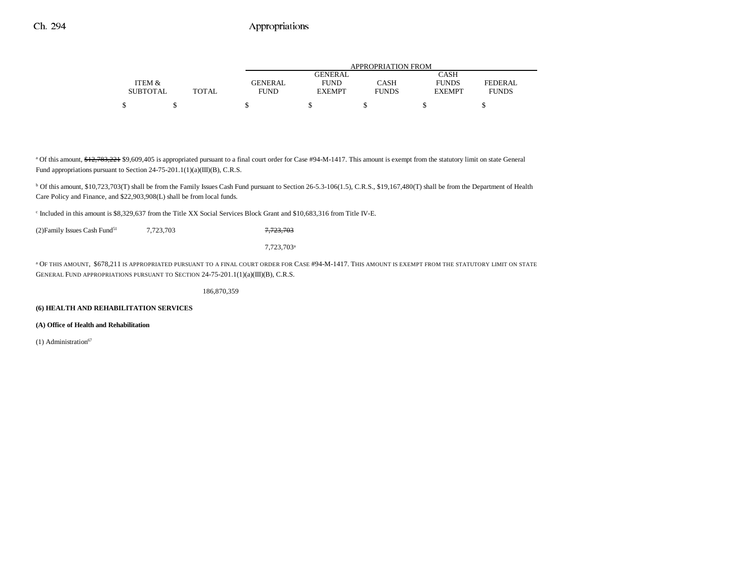| | ITEM & SUBTOTAL | TOTAL | APPROPRIATION FROM GENERAL FUND | GENERAL FUND EXEMPT | CASH FUNDS | CASH FUNDS EXEMPT | FEDERAL FUNDS |
|---|---|---|---|---|---|---|---|
| | $ | $ | $ | $ | $ | $ | $ |

[a] Of this amount, ~~$12,783,221~~ $9,609,405 is appropriated pursuant to a final court order for Case #94-M-1417. This amount is exempt from the statutory limit on state General Fund appropriations pursuant to Section 24-75-201.1(1)(a)(III)(B), C.R.S.

[b] Of this amount, $10,723,703(T) shall be from the Family Issues Cash Fund pursuant to Section 26-5.3-106(1.5), C.R.S., $19,167,480(T) shall be from the Department of Health Care Policy and Finance, and $22,903,908(L) shall be from local funds.

[c] Included in this amount is $8,329,637 from the Title XX Social Services Block Grant and $10,683,316 from Title IV-E.

| | ITEM & SUBTOTAL | TOTAL | GENERAL FUND | GENERAL FUND EXEMPT | CASH FUNDS | CASH FUNDS EXEMPT | FEDERAL FUNDS |
|---|---|---|---|---|---|---|---|
| (2)Family Issues Cash Fund[51] | 7,723,703 | | ~~7,723,703~~ | | | | |
| | | | 7,723,703[a] | | | | |

[a] OF THIS AMOUNT, $678,211 IS APPROPRIATED PURSUANT TO A FINAL COURT ORDER FOR CASE #94-M-1417. THIS AMOUNT IS EXEMPT FROM THE STATUTORY LIMIT ON STATE GENERAL FUND APPROPRIATIONS PURSUANT TO SECTION 24-75-201.1(1)(a)(III)(B), C.R.S.

| | ITEM & SUBTOTAL | TOTAL | GENERAL FUND | GENERAL FUND EXEMPT | CASH FUNDS | CASH FUNDS EXEMPT | FEDERAL FUNDS |
|---|---|---|---|---|---|---|---|
| | | 186,870,359 | | | | | |

**(6) HEALTH AND REHABILITATION SERVICES**

**(A) Office of Health and Rehabilitation**

(1) Administration[67]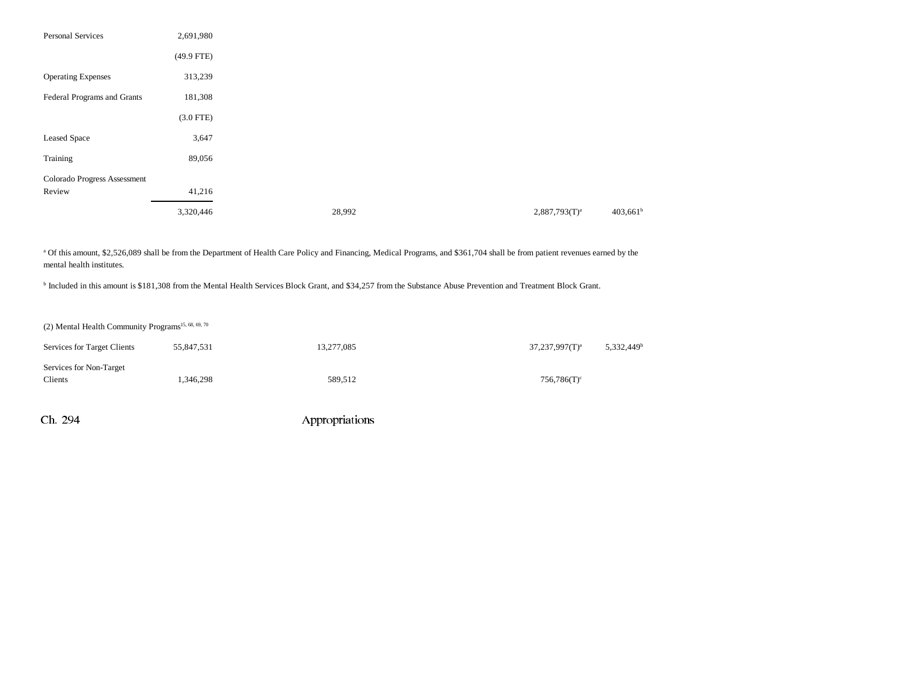| | | | | | |
|---|---|---|---|---|---|
| Personal Services | 2,691,980 | | | | |
| | (49.9 FTE) | | | | |
| Operating Expenses | 313,239 | | | | |
| Federal Programs and Grants | 181,308 | | | | |
| | (3.0 FTE) | | | | |
| Leased Space | 3,647 | | | | |
| Training | 89,056 | | | | |
| Colorado Progress Assessment Review | 41,216 | | | | |
| | 3,320,446 | 28,992 | | 2,887,793(T)[a] | 403,661[b] |

[a] Of this amount, $2,526,089 shall be from the Department of Health Care Policy and Financing, Medical Programs, and $361,704 shall be from patient revenues earned by the mental health institutes.

[b] Included in this amount is $181,308 from the Mental Health Services Block Grant, and $34,257 from the Substance Abuse Prevention and Treatment Block Grant.

(2) Mental Health Community Programs[15, 68, 69, 70]

| | | | | | |
|---|---|---|---|---|---|
| Services for Target Clients | 55,847,531 | 13,277,085 | | 37,237,997(T)[a] | 5,332,449[b] |
| Services for Non-Target Clients | 1,346,298 | 589,512 | | 756,786(T)[c] | |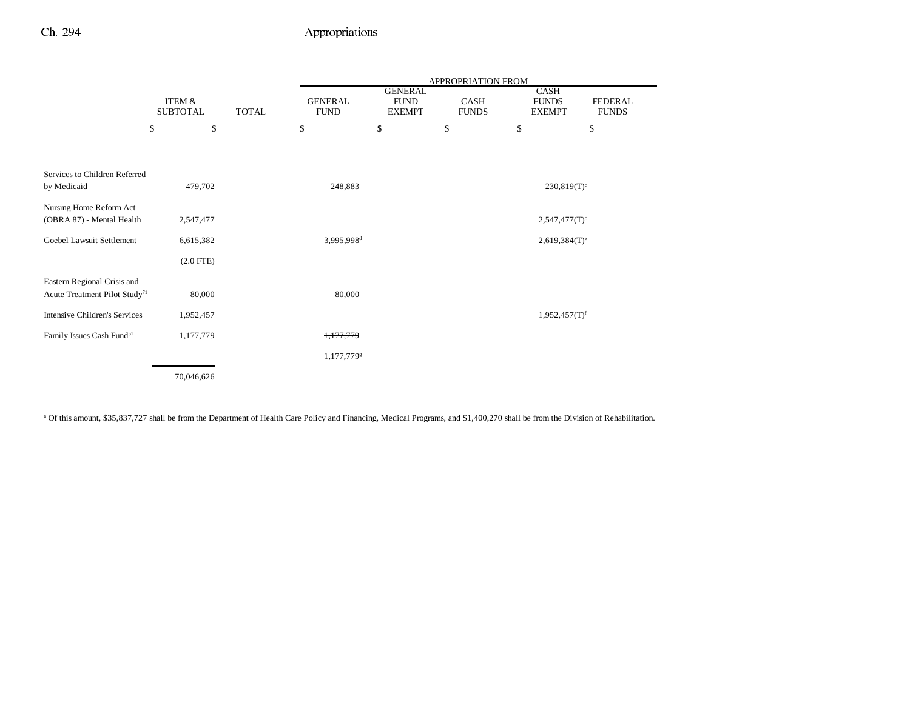| | ITEM & SUBTOTAL | TOTAL | APPROPRIATION FROM GENERAL FUND | GENERAL FUND EXEMPT | CASH FUNDS | CASH FUNDS EXEMPT | FEDERAL FUNDS |
|---|---|---|---|---|---|---|---|
| | $ | $ | $ | $ | $ | $ | $ |
| Services to Children Referred by Medicaid | 479,702 | | 248,883 | | | 230,819(T)[c] | |
| Nursing Home Reform Act (OBRA 87) - Mental Health | 2,547,477 | | | | | 2,547,477(T)[c] | |
| Goebel Lawsuit Settlement | 6,615,382 | | 3,995,998[d] | | | 2,619,384(T)[e] | |
| | (2.0 FTE) | | | | | | |
| Eastern Regional Crisis and Acute Treatment Pilot Study[71] | 80,000 | | 80,000 | | | | |
| Intensive Children's Services | 1,952,457 | | | | | 1,952,457(T)[f] | |
| Family Issues Cash Fund[51] | 1,177,779 | | ~~1,177,779~~ | | | | |
| | | | 1,177,779[g] | | | | |
| | 70,046,626 | | | | | | |

[a] Of this amount, $35,837,727 shall be from the Department of Health Care Policy and Financing, Medical Programs, and $1,400,270 shall be from the Division of Rehabilitation.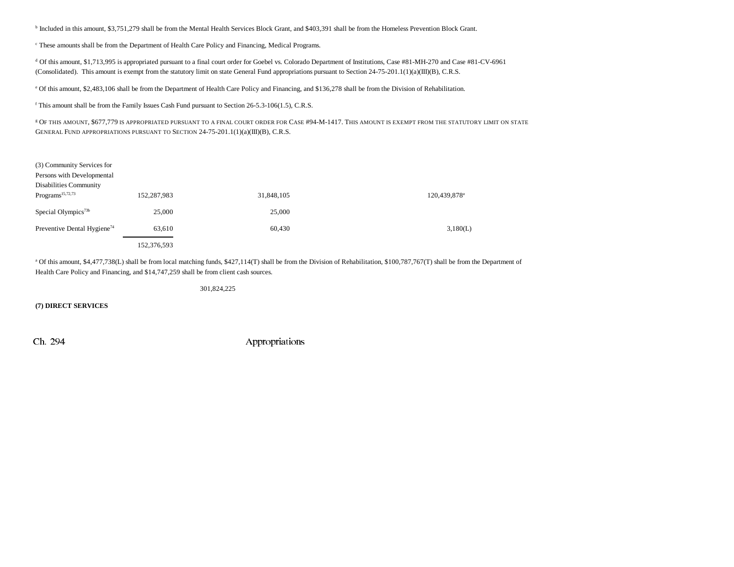[b] Included in this amount, $3,751,279 shall be from the Mental Health Services Block Grant, and $403,391 shall be from the Homeless Prevention Block Grant.

[c] These amounts shall be from the Department of Health Care Policy and Financing, Medical Programs.

[d] Of this amount, $1,713,995 is appropriated pursuant to a final court order for Goebel vs. Colorado Department of Institutions, Case #81-MH-270 and Case #81-CV-6961 (Consolidated). This amount is exempt from the statutory limit on state General Fund appropriations pursuant to Section 24-75-201.1(1)(a)(III)(B), C.R.S.

[e] Of this amount, $2,483,106 shall be from the Department of Health Care Policy and Financing, and $136,278 shall be from the Division of Rehabilitation.

[f] This amount shall be from the Family Issues Cash Fund pursuant to Section 26-5.3-106(1.5), C.R.S.

[g] OF THIS AMOUNT, $677,779 IS APPROPRIATED PURSUANT TO A FINAL COURT ORDER FOR CASE #94-M-1417. THIS AMOUNT IS EXEMPT FROM THE STATUTORY LIMIT ON STATE GENERAL FUND APPROPRIATIONS PURSUANT TO SECTION 24-75-201.1(1)(a)(III)(B), C.R.S.

| | | | |
|---|---|---|---|
| (3) Community Services for Persons with Developmental Disabilities Community Programs[15,72,73] | 152,287,983 | 31,848,105 | 120,439,878[a] |
| Special Olympics[73b] | 25,000 | 25,000 | |
| Preventive Dental Hygiene[74] | 63,610 | 60,430 | 3,180(L) |
| | 152,376,593 | | |

[a] Of this amount, $4,477,738(L) shall be from local matching funds, $427,114(T) shall be from the Division of Rehabilitation, $100,787,767(T) shall be from the Department of Health Care Policy and Financing, and $14,747,259 shall be from client cash sources.

301,824,225

**(7) DIRECT SERVICES**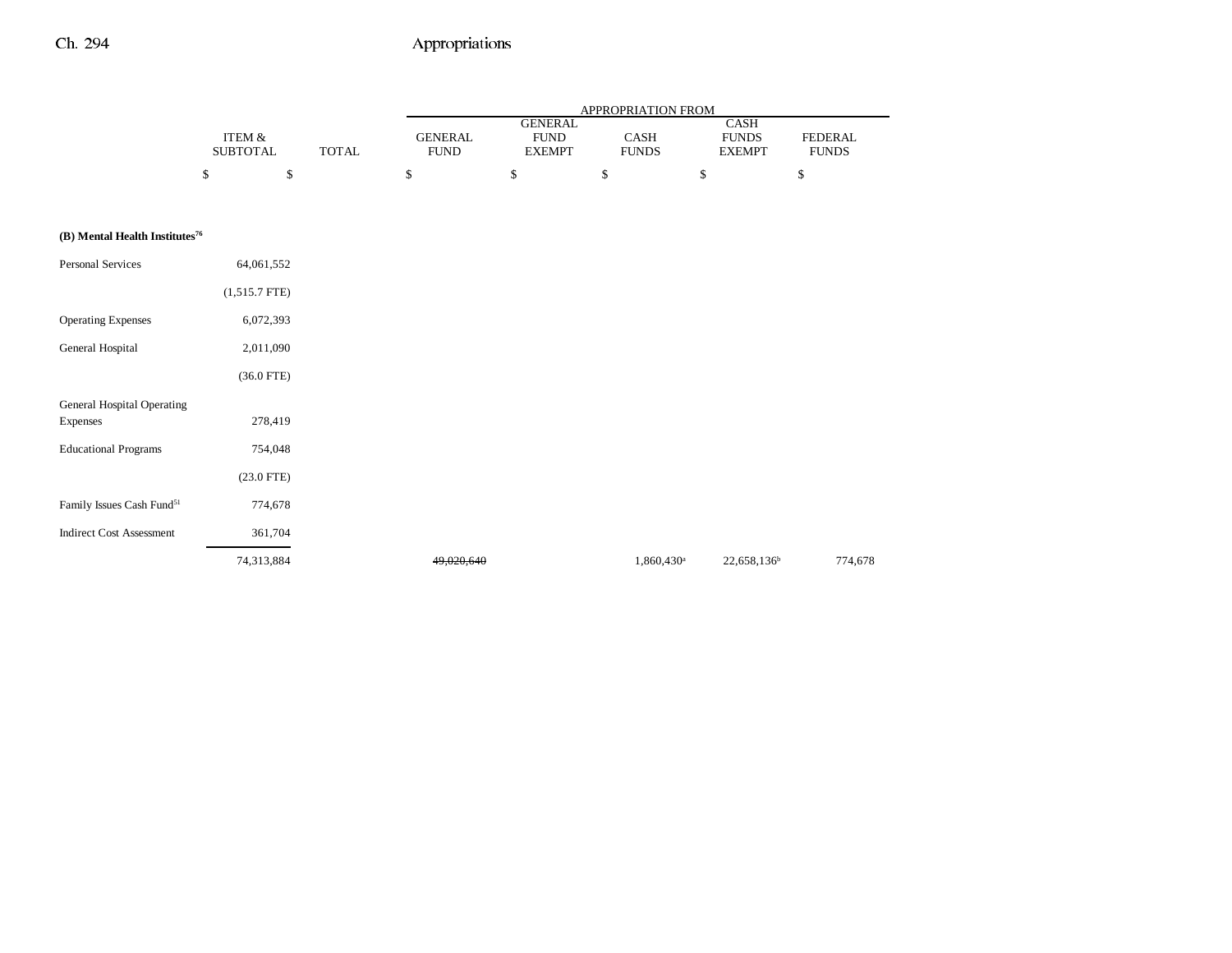| | ITEM & SUBTOTAL | TOTAL | APPROPRIATION FROM GENERAL FUND | GENERAL FUND EXEMPT | CASH FUNDS | CASH FUNDS EXEMPT | FEDERAL FUNDS |
|---|---|---|---|---|---|---|---|
| | $ | $ | $ | $ | $ | $ | $ |
| **(B) Mental Health Institutes[76]** | | | | | | | |
| Personal Services | 64,061,552 | | | | | | |
| | (1,515.7 FTE) | | | | | | |
| Operating Expenses | 6,072,393 | | | | | | |
| General Hospital | 2,011,090 | | | | | | |
| | (36.0 FTE) | | | | | | |
| General Hospital Operating Expenses | 278,419 | | | | | | |
| Educational Programs | 754,048 | | | | | | |
| | (23.0 FTE) | | | | | | |
| Family Issues Cash Fund[51] | 774,678 | | | | | | |
| Indirect Cost Assessment | 361,704 | | | | | | |
| | 74,313,884 | | ~~49,020,640~~ | | 1,860,430[a] | 22,658,136[b] | 774,678 |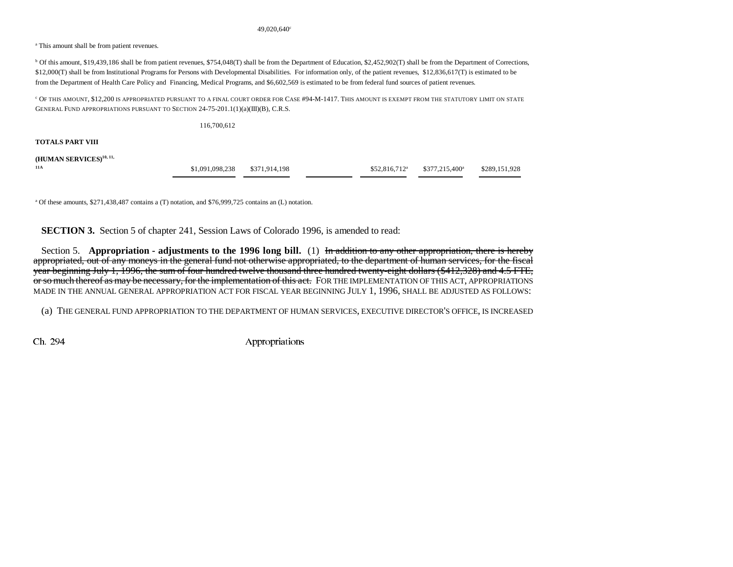49,020,640[c]

[a] This amount shall be from patient revenues.

[b] Of this amount, $19,439,186 shall be from patient revenues, $754,048(T) shall be from the Department of Education, $2,452,902(T) shall be from the Department of Corrections, $12,000(T) shall be from Institutional Programs for Persons with Developmental Disabilities. For information only, of the patient revenues, $12,836,617(T) is estimated to be from the Department of Health Care Policy and Financing, Medical Programs, and $6,602,569 is estimated to be from federal fund sources of patient revenues.

[c] OF THIS AMOUNT, $12,200 IS APPROPRIATED PURSUANT TO A FINAL COURT ORDER FOR CASE #94-M-1417. THIS AMOUNT IS EXEMPT FROM THE STATUTORY LIMIT ON STATE GENERAL FUND APPROPRIATIONS PURSUANT TO SECTION 24-75-201.1(1)(a)(III)(B), C.R.S.

116,700,612

| | | | | | | |
|---|---|---|---|---|---|---|
| **TOTALS PART VIII (HUMAN SERVICES)**[10, 11, 11A] | $1,091,098,238 | $371,914,198 | | $52,816,712[a] | $377,215,400[a] | $289,151,928 |

[a] Of these amounts, $271,438,487 contains a (T) notation, and $76,999,725 contains an (L) notation.

**SECTION 3.** Section 5 of chapter 241, Session Laws of Colorado 1996, is amended to read:

Section 5. **Appropriation - adjustments to the 1996 long bill.** (1) ~~In addition to any other appropriation, there is hereby appropriated, out of any moneys in the general fund not otherwise appropriated, to the department of human services, for the fiscal year beginning July 1, 1996, the sum of four hundred twelve thousand three hundred twenty-eight dollars ($412,328) and 4.5 FTE, or so much thereof as may be necessary, for the implementation of this act.~~ FOR THE IMPLEMENTATION OF THIS ACT, APPROPRIATIONS MADE IN THE ANNUAL GENERAL APPROPRIATION ACT FOR FISCAL YEAR BEGINNING JULY 1, 1996, SHALL BE ADJUSTED AS FOLLOWS:

(a) THE GENERAL FUND APPROPRIATION TO THE DEPARTMENT OF HUMAN SERVICES, EXECUTIVE DIRECTOR'S OFFICE, IS INCREASED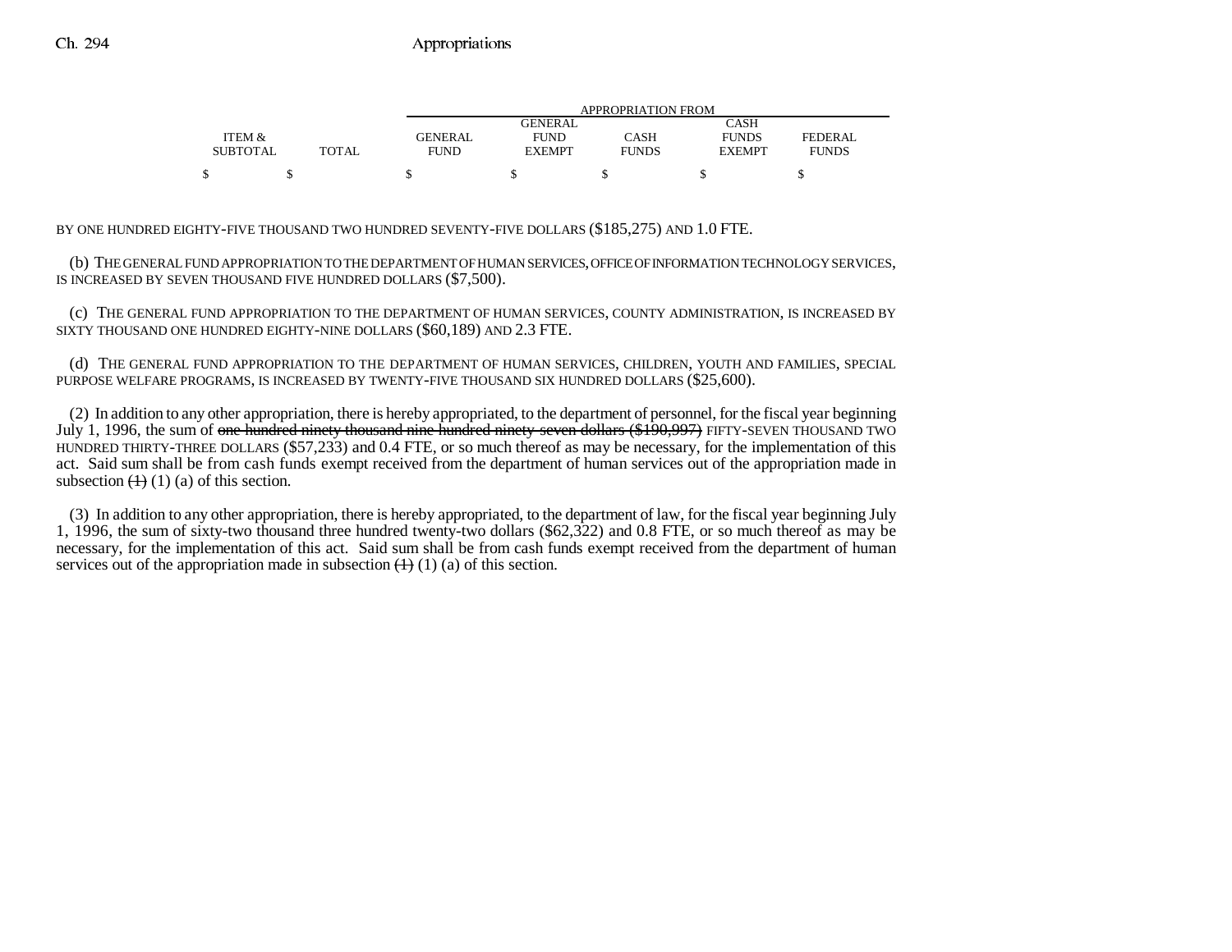| ITEM & SUBTOTAL | TOTAL | APPROPRIATION FROM GENERAL FUND | GENERAL FUND EXEMPT | CASH FUNDS | CASH FUNDS EXEMPT | FEDERAL FUNDS |
|---|---|---|---|---|---|---|
| $ | $ | $ | $ | $ | $ | $ |

BY ONE HUNDRED EIGHTY-FIVE THOUSAND TWO HUNDRED SEVENTY-FIVE DOLLARS ($185,275) AND 1.0 FTE.

(b) THE GENERAL FUND APPROPRIATION TO THE DEPARTMENT OF HUMAN SERVICES, OFFICE OF INFORMATION TECHNOLOGY SERVICES, IS INCREASED BY SEVEN THOUSAND FIVE HUNDRED DOLLARS ($7,500).

(c) THE GENERAL FUND APPROPRIATION TO THE DEPARTMENT OF HUMAN SERVICES, COUNTY ADMINISTRATION, IS INCREASED BY SIXTY THOUSAND ONE HUNDRED EIGHTY-NINE DOLLARS ($60,189) AND 2.3 FTE.

(d) THE GENERAL FUND APPROPRIATION TO THE DEPARTMENT OF HUMAN SERVICES, CHILDREN, YOUTH AND FAMILIES, SPECIAL PURPOSE WELFARE PROGRAMS, IS INCREASED BY TWENTY-FIVE THOUSAND SIX HUNDRED DOLLARS ($25,600).

(2) In addition to any other appropriation, there is hereby appropriated, to the department of personnel, for the fiscal year beginning July 1, 1996, the sum of ~~one hundred ninety thousand nine hundred ninety-seven dollars ($190,997)~~ FIFTY-SEVEN THOUSAND TWO HUNDRED THIRTY-THREE DOLLARS ($57,233) and 0.4 FTE, or so much thereof as may be necessary, for the implementation of this act. Said sum shall be from cash funds exempt received from the department of human services out of the appropriation made in subsection ~~(1)~~ (1) (a) of this section.

(3) In addition to any other appropriation, there is hereby appropriated, to the department of law, for the fiscal year beginning July 1, 1996, the sum of sixty-two thousand three hundred twenty-two dollars ($62,322) and 0.8 FTE, or so much thereof as may be necessary, for the implementation of this act. Said sum shall be from cash funds exempt received from the department of human services out of the appropriation made in subsection ~~(1)~~ (1) (a) of this section.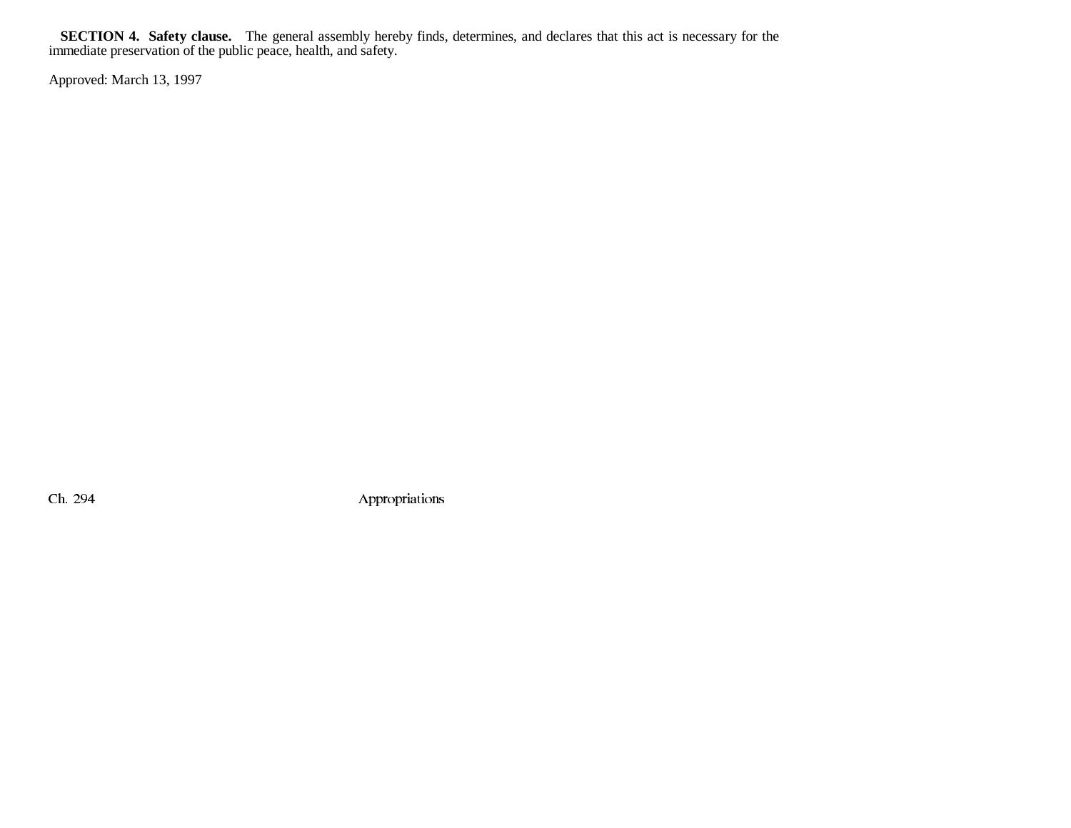**SECTION 4. Safety clause.** The general assembly hereby finds, determines, and declares that this act is necessary for the immediate preservation of the public peace, health, and safety.

Approved: March 13, 1997